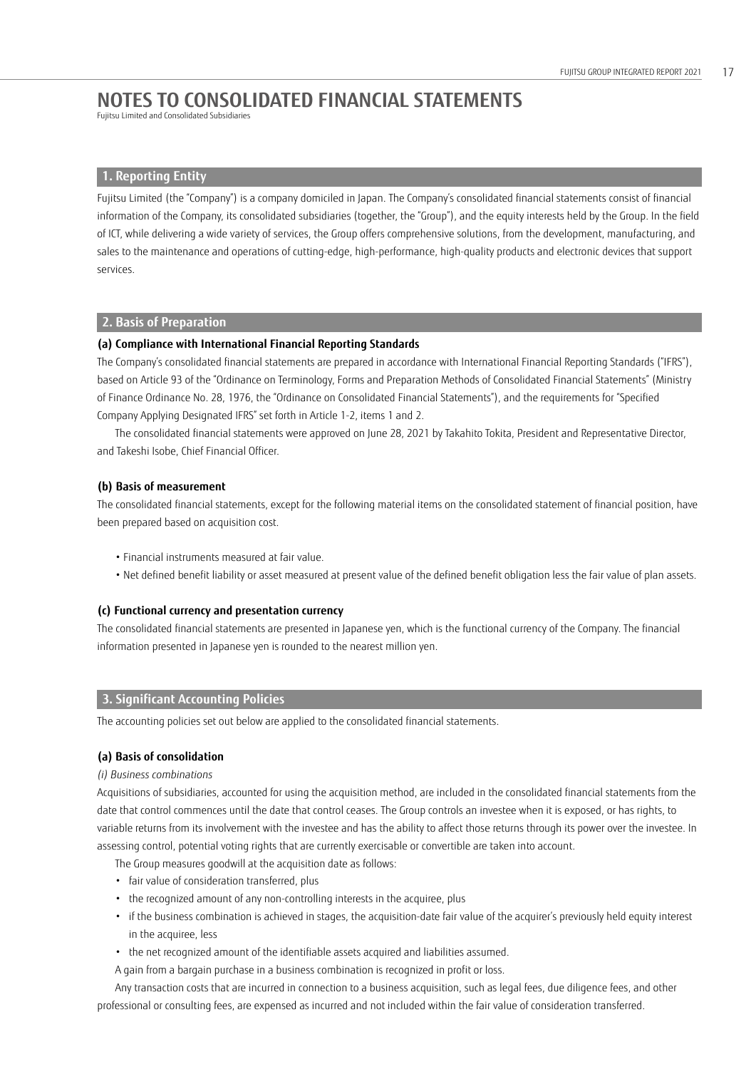# NOTES TO CONSOLIDATED FINANCIAL STATEMENTS

Fujitsu Limited and Consolidated Subsidiaries

## 1. Reporting Entity

Fujitsu Limited (the "Company") is a company domiciled in Japan. The Company's consolidated financial statements consist of financial information of the Company, its consolidated subsidiaries (together, the "Group"), and the equity interests held by the Group. In the field of ICT, while delivering a wide variety of services, the Group offers comprehensive solutions, from the development, manufacturing, and sales to the maintenance and operations of cutting-edge, high-performance, high-quality products and electronic devices that support services.

## 2. Basis of Preparation

### (a) Compliance with International Financial Reporting Standards

The Company's consolidated financial statements are prepared in accordance with International Financial Reporting Standards ("IFRS"), based on Article 93 of the "Ordinance on Terminology, Forms and Preparation Methods of Consolidated Financial Statements" (Ministry of Finance Ordinance No. 28, 1976, the "Ordinance on Consolidated Financial Statements"), and the requirements for "Specified Company Applying Designated IFRS" set forth in Article 1-2, items 1 and 2.

The consolidated financial statements were approved on June 28, 2021 by Takahito Tokita, President and Representative Director, and Takeshi Isobe, Chief Financial Officer.

### (b) Basis of measurement

The consolidated financial statements, except for the following material items on the consolidated statement of financial position, have been prepared based on acquisition cost.

- Financial instruments measured at fair value.
- Net defined benefit liability or asset measured at present value of the defined benefit obligation less the fair value of plan assets.

### (c) Functional currency and presentation currency

The consolidated financial statements are presented in Japanese yen, which is the functional currency of the Company. The financial information presented in Japanese yen is rounded to the nearest million yen.

## 3. Significant Accounting Policies

The accounting policies set out below are applied to the consolidated financial statements.

### (a) Basis of consolidation

*(i) Business combinations*

Acquisitions of subsidiaries, accounted for using the acquisition method, are included in the consolidated financial statements from the date that control commences until the date that control ceases. The Group controls an investee when it is exposed, or has rights, to variable returns from its involvement with the investee and has the ability to affect those returns through its power over the investee. In assessing control, potential voting rights that are currently exercisable or convertible are taken into account.

The Group measures goodwill at the acquisition date as follows:

- fair value of consideration transferred, plus
- the recognized amount of any non-controlling interests in the acquiree, plus
- if the business combination is achieved in stages, the acquisition-date fair value of the acquirer's previously held equity interest in the acquiree, less
- the net recognized amount of the identifiable assets acquired and liabilities assumed.

A gain from a bargain purchase in a business combination is recognized in profit or loss.

Any transaction costs that are incurred in connection to a business acquisition, such as legal fees, due diligence fees, and other professional or consulting fees, are expensed as incurred and not included within the fair value of consideration transferred.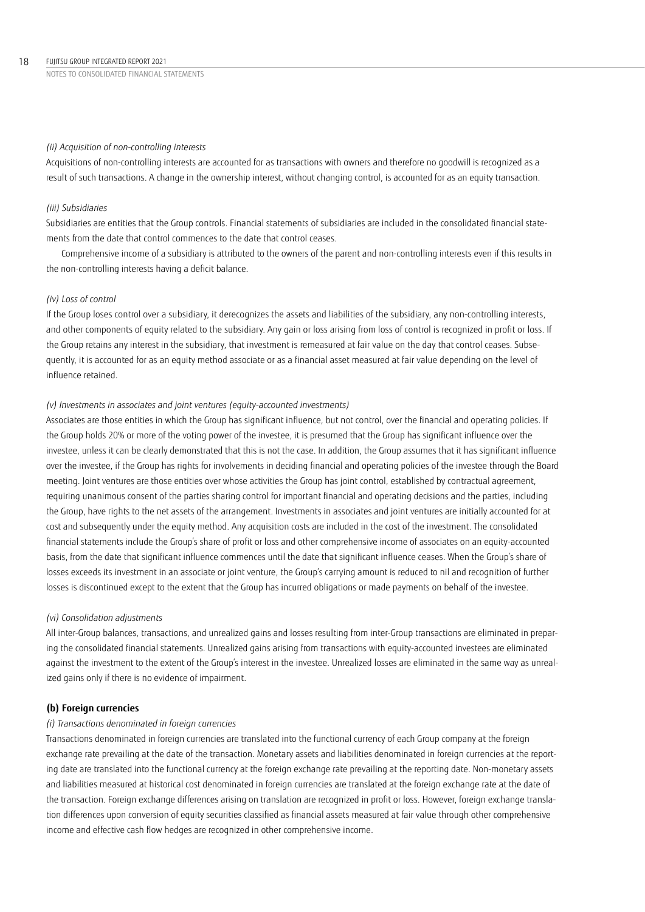*(ii) Acquisition of non-controlling interests*

Acquisitions of non-controlling interests are accounted for as transactions with owners and therefore no goodwill is recognized as a result of such transactions. A change in the ownership interest, without changing control, is accounted for as an equity transaction.

*(iii) Subsidiaries*

Subsidiaries are entities that the Group controls. Financial statements of subsidiaries are included in the consolidated financial statements from the date that control commences to the date that control ceases.

Comprehensive income of a subsidiary is attributed to the owners of the parent and non-controlling interests even if this results in the non-controlling interests having a deficit balance.

*(iv) Loss of control*

If the Group loses control over a subsidiary, it derecognizes the assets and liabilities of the subsidiary, any non-controlling interests, and other components of equity related to the subsidiary. Any gain or loss arising from loss of control is recognized in profit or loss. If the Group retains any interest in the subsidiary, that investment is remeasured at fair value on the day that control ceases. Subsequently, it is accounted for as an equity method associate or as a financial asset measured at fair value depending on the level of influence retained.

*(v) Investments in associates and joint ventures (equity-accounted investments)*

Associates are those entities in which the Group has significant influence, but not control, over the financial and operating policies. If the Group holds 20% or more of the voting power of the investee, it is presumed that the Group has significant influence over the investee, unless it can be clearly demonstrated that this is not the case. In addition, the Group assumes that it has significant influence over the investee, if the Group has rights for involvements in deciding financial and operating policies of the investee through the Board meeting. Joint ventures are those entities over whose activities the Group has joint control, established by contractual agreement, requiring unanimous consent of the parties sharing control for important financial and operating decisions and the parties, including the Group, have rights to the net assets of the arrangement. Investments in associates and joint ventures are initially accounted for at cost and subsequently under the equity method. Any acquisition costs are included in the cost of the investment. The consolidated financial statements include the Group's share of profit or loss and other comprehensive income of associates on an equity-accounted basis, from the date that significant influence commences until the date that significant influence ceases. When the Group's share of losses exceeds its investment in an associate or joint venture, the Group's carrying amount is reduced to nil and recognition of further losses is discontinued except to the extent that the Group has incurred obligations or made payments on behalf of the investee.

*(vi) Consolidation adjustments*

All inter-Group balances, transactions, and unrealized gains and losses resulting from inter-Group transactions are eliminated in preparing the consolidated financial statements. Unrealized gains arising from transactions with equity-accounted investees are eliminated against the investment to the extent of the Group's interest in the investee. Unrealized losses are eliminated in the same way as unrealized gains only if there is no evidence of impairment.

**(b) Foreign currencies**

*(i) Transactions denominated in foreign currencies*

Transactions denominated in foreign currencies are translated into the functional currency of each Group company at the foreign exchange rate prevailing at the date of the transaction. Monetary assets and liabilities denominated in foreign currencies at the reporting date are translated into the functional currency at the foreign exchange rate prevailing at the reporting date. Non-monetary assets and liabilities measured at historical cost denominated in foreign currencies are translated at the foreign exchange rate at the date of the transaction. Foreign exchange differences arising on translation are recognized in profit or loss. However, foreign exchange translation differences upon conversion of equity securities classified as financial assets measured at fair value through other comprehensive income and effective cash flow hedges are recognized in other comprehensive income.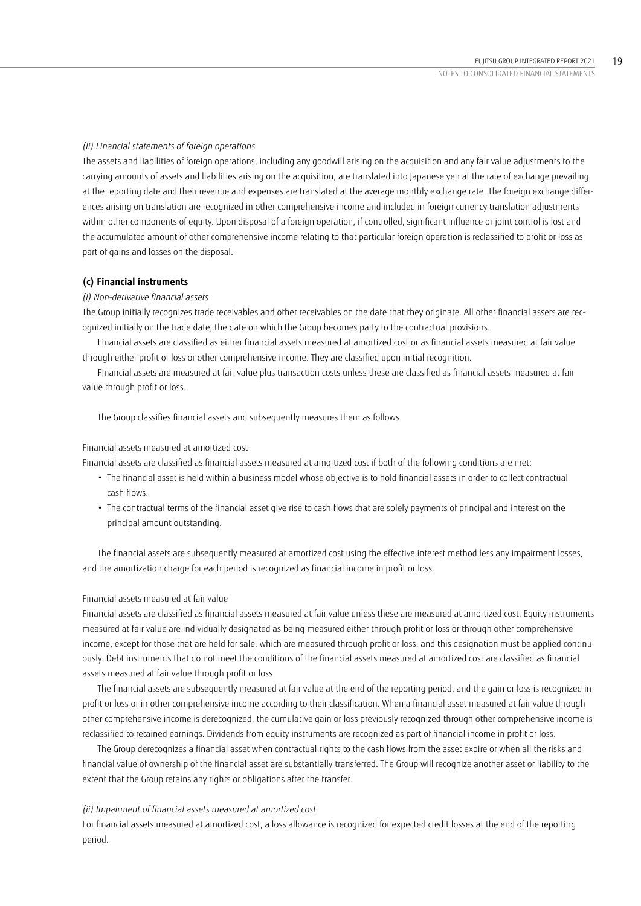*(ii) Financial statements of foreign operations*

The assets and liabilities of foreign operations, including any goodwill arising on the acquisition and any fair value adjustments to the carrying amounts of assets and liabilities arising on the acquisition, are translated into Japanese yen at the rate of exchange prevailing at the reporting date and their revenue and expenses are translated at the average monthly exchange rate. The foreign exchange differences arising on translation are recognized in other comprehensive income and included in foreign currency translation adjustments within other components of equity. Upon disposal of a foreign operation, if controlled, significant influence or joint control is lost and the accumulated amount of other comprehensive income relating to that particular foreign operation is reclassified to profit or loss as part of gains and losses on the disposal.

**(c) Financial instruments**

*(i) Non-derivative financial assets*

The Group initially recognizes trade receivables and other receivables on the date that they originate. All other financial assets are recognized initially on the trade date, the date on which the Group becomes party to the contractual provisions.

Financial assets are classified as either financial assets measured at amortized cost or as financial assets measured at fair value through either profit or loss or other comprehensive income. They are classified upon initial recognition.

Financial assets are measured at fair value plus transaction costs unless these are classified as financial assets measured at fair value through profit or loss.

The Group classifies financial assets and subsequently measures them as follows.

Financial assets measured at amortized cost

Financial assets are classified as financial assets measured at amortized cost if both of the following conditions are met:

- The financial asset is held within a business model whose objective is to hold financial assets in order to collect contractual cash flows.
- The contractual terms of the financial asset give rise to cash flows that are solely payments of principal and interest on the principal amount outstanding.

The financial assets are subsequently measured at amortized cost using the effective interest method less any impairment losses, and the amortization charge for each period is recognized as financial income in profit or loss.

Financial assets measured at fair value

Financial assets are classified as financial assets measured at fair value unless these are measured at amortized cost. Equity instruments measured at fair value are individually designated as being measured either through profit or loss or through other comprehensive income, except for those that are held for sale, which are measured through profit or loss, and this designation must be applied continuously. Debt instruments that do not meet the conditions of the financial assets measured at amortized cost are classified as financial assets measured at fair value through profit or loss.

The financial assets are subsequently measured at fair value at the end of the reporting period, and the gain or loss is recognized in profit or loss or in other comprehensive income according to their classification. When a financial asset measured at fair value through other comprehensive income is derecognized, the cumulative gain or loss previously recognized through other comprehensive income is reclassified to retained earnings. Dividends from equity instruments are recognized as part of financial income in profit or loss.

The Group derecognizes a financial asset when contractual rights to the cash flows from the asset expire or when all the risks and financial value of ownership of the financial asset are substantially transferred. The Group will recognize another asset or liability to the extent that the Group retains any rights or obligations after the transfer.

*(ii) Impairment of financial assets measured at amortized cost*

For financial assets measured at amortized cost, a loss allowance is recognized for expected credit losses at the end of the reporting period.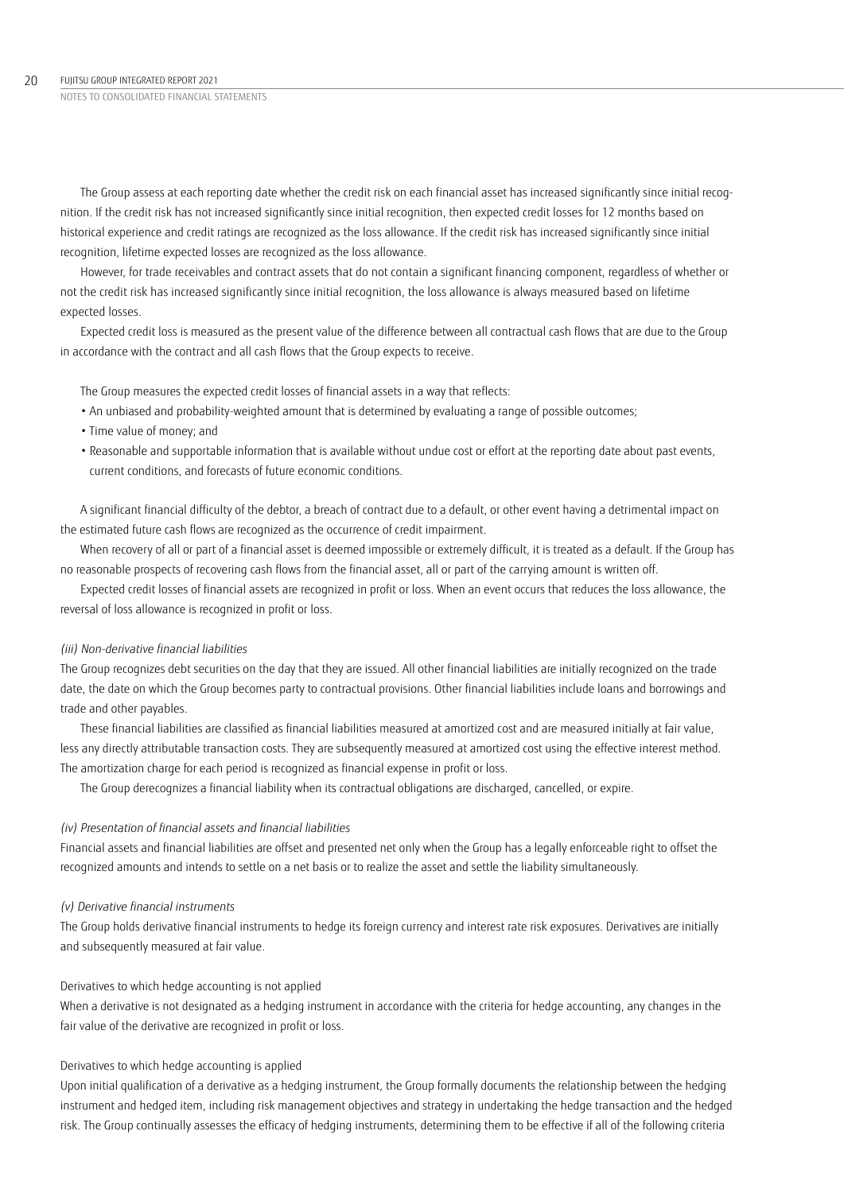The Group assess at each reporting date whether the credit risk on each financial asset has increased significantly since initial recognition. If the credit risk has not increased significantly since initial recognition, then expected credit losses for 12 months based on historical experience and credit ratings are recognized as the loss allowance. If the credit risk has increased significantly since initial recognition, lifetime expected losses are recognized as the loss allowance.

However, for trade receivables and contract assets that do not contain a significant financing component, regardless of whether or not the credit risk has increased significantly since initial recognition, the loss allowance is always measured based on lifetime expected losses.

Expected credit loss is measured as the present value of the difference between all contractual cash flows that are due to the Group in accordance with the contract and all cash flows that the Group expects to receive.

The Group measures the expected credit losses of financial assets in a way that reflects:

- An unbiased and probability-weighted amount that is determined by evaluating a range of possible outcomes;
- Time value of money; and
- Reasonable and supportable information that is available without undue cost or effort at the reporting date about past events, current conditions, and forecasts of future economic conditions.

A significant financial difficulty of the debtor, a breach of contract due to a default, or other event having a detrimental impact on the estimated future cash flows are recognized as the occurrence of credit impairment.

When recovery of all or part of a financial asset is deemed impossible or extremely difficult, it is treated as a default. If the Group has no reasonable prospects of recovering cash flows from the financial asset, all or part of the carrying amount is written off.

Expected credit losses of financial assets are recognized in profit or loss. When an event occurs that reduces the loss allowance, the reversal of loss allowance is recognized in profit or loss.

*(iii) Non-derivative financial liabilities*

The Group recognizes debt securities on the day that they are issued. All other financial liabilities are initially recognized on the trade date, the date on which the Group becomes party to contractual provisions. Other financial liabilities include loans and borrowings and trade and other payables.

These financial liabilities are classified as financial liabilities measured at amortized cost and are measured initially at fair value, less any directly attributable transaction costs. They are subsequently measured at amortized cost using the effective interest method. The amortization charge for each period is recognized as financial expense in profit or loss.

The Group derecognizes a financial liability when its contractual obligations are discharged, cancelled, or expire.

*(iv) Presentation of financial assets and financial liabilities*

Financial assets and financial liabilities are offset and presented net only when the Group has a legally enforceable right to offset the recognized amounts and intends to settle on a net basis or to realize the asset and settle the liability simultaneously.

*(v) Derivative financial instruments*

The Group holds derivative financial instruments to hedge its foreign currency and interest rate risk exposures. Derivatives are initially and subsequently measured at fair value.

Derivatives to which hedge accounting is not applied

When a derivative is not designated as a hedging instrument in accordance with the criteria for hedge accounting, any changes in the fair value of the derivative are recognized in profit or loss.

Derivatives to which hedge accounting is applied

Upon initial qualification of a derivative as a hedging instrument, the Group formally documents the relationship between the hedging instrument and hedged item, including risk management objectives and strategy in undertaking the hedge transaction and the hedged risk. The Group continually assesses the efficacy of hedging instruments, determining them to be effective if all of the following criteria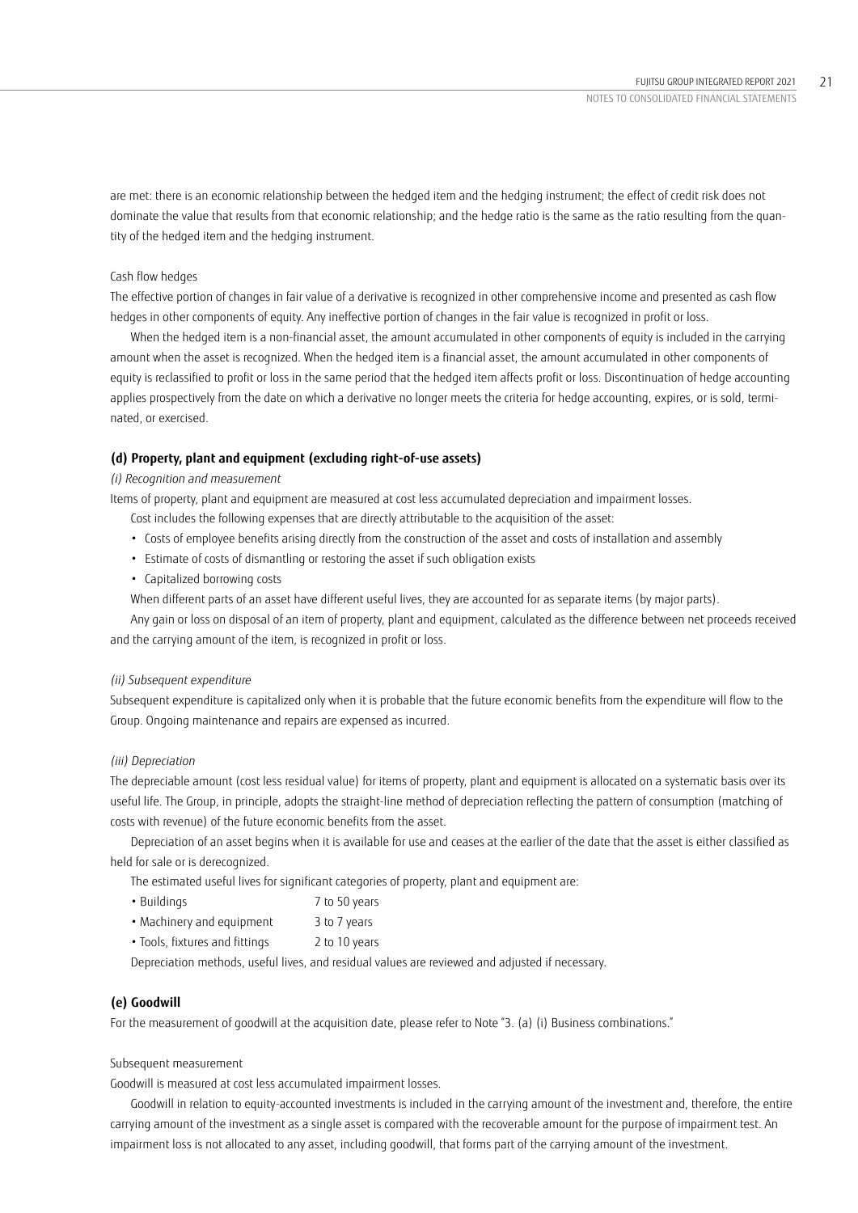are met: there is an economic relationship between the hedged item and the hedging instrument; the effect of credit risk does not dominate the value that results from that economic relationship; and the hedge ratio is the same as the ratio resulting from the quantity of the hedged item and the hedging instrument.

Cash flow hedges

The effective portion of changes in fair value of a derivative is recognized in other comprehensive income and presented as cash flow hedges in other components of equity. Any ineffective portion of changes in the fair value is recognized in profit or loss.

When the hedged item is a non-financial asset, the amount accumulated in other components of equity is included in the carrying amount when the asset is recognized. When the hedged item is a financial asset, the amount accumulated in other components of equity is reclassified to profit or loss in the same period that the hedged item affects profit or loss. Discontinuation of hedge accounting applies prospectively from the date on which a derivative no longer meets the criteria for hedge accounting, expires, or is sold, terminated, or exercised.

**(d) Property, plant and equipment (excluding right-of-use assets)**

*(i) Recognition and measurement*

Items of property, plant and equipment are measured at cost less accumulated depreciation and impairment losses.

Cost includes the following expenses that are directly attributable to the acquisition of the asset:

- Costs of employee benefits arising directly from the construction of the asset and costs of installation and assembly
- Estimate of costs of dismantling or restoring the asset if such obligation exists
- Capitalized borrowing costs

When different parts of an asset have different useful lives, they are accounted for as separate items (by major parts).

Any gain or loss on disposal of an item of property, plant and equipment, calculated as the difference between net proceeds received and the carrying amount of the item, is recognized in profit or loss.

*(ii) Subsequent expenditure*

Subsequent expenditure is capitalized only when it is probable that the future economic benefits from the expenditure will flow to the Group. Ongoing maintenance and repairs are expensed as incurred.

*(iii) Depreciation*

The depreciable amount (cost less residual value) for items of property, plant and equipment is allocated on a systematic basis over its useful life. The Group, in principle, adopts the straight-line method of depreciation reflecting the pattern of consumption (matching of costs with revenue) of the future economic benefits from the asset.

Depreciation of an asset begins when it is available for use and ceases at the earlier of the date that the asset is either classified as held for sale or is derecognized.

The estimated useful lives for significant categories of property, plant and equipment are:

- Buildings 7 to 50 years
- Machinery and equipment 3 to 7 years
- Tools, fixtures and fittings 2 to 10 years

Depreciation methods, useful lives, and residual values are reviewed and adjusted if necessary.

**(e) Goodwill**

For the measurement of goodwill at the acquisition date, please refer to Note "3. (a) (i) Business combinations."

Subsequent measurement

Goodwill is measured at cost less accumulated impairment losses.

Goodwill in relation to equity-accounted investments is included in the carrying amount of the investment and, therefore, the entire carrying amount of the investment as a single asset is compared with the recoverable amount for the purpose of impairment test. An impairment loss is not allocated to any asset, including goodwill, that forms part of the carrying amount of the investment.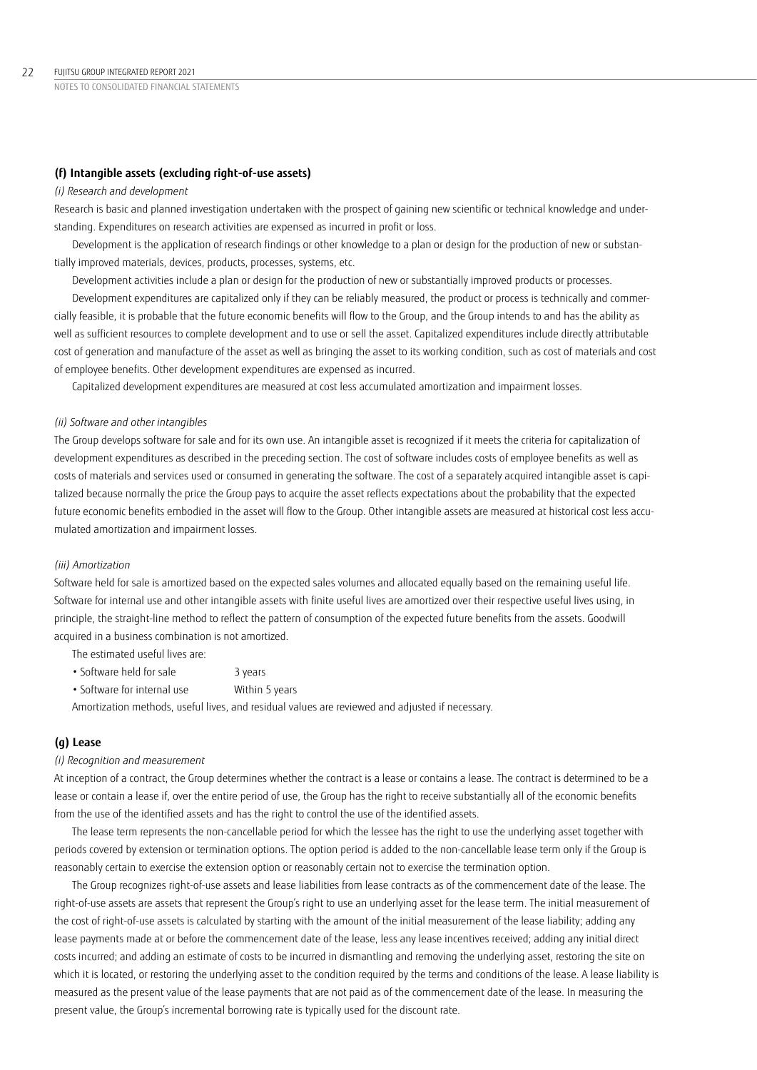### (f) Intangible assets (excluding right-of-use assets)

*(i) Research and development*

Research is basic and planned investigation undertaken with the prospect of gaining new scientific or technical knowledge and understanding. Expenditures on research activities are expensed as incurred in profit or loss.

Development is the application of research findings or other knowledge to a plan or design for the production of new or substantially improved materials, devices, products, processes, systems, etc.

Development activities include a plan or design for the production of new or substantially improved products or processes.

Development expenditures are capitalized only if they can be reliably measured, the product or process is technically and commercially feasible, it is probable that the future economic benefits will flow to the Group, and the Group intends to and has the ability as well as sufficient resources to complete development and to use or sell the asset. Capitalized expenditures include directly attributable cost of generation and manufacture of the asset as well as bringing the asset to its working condition, such as cost of materials and cost of employee benefits. Other development expenditures are expensed as incurred.

Capitalized development expenditures are measured at cost less accumulated amortization and impairment losses.

*(ii) Software and other intangibles*

The Group develops software for sale and for its own use. An intangible asset is recognized if it meets the criteria for capitalization of development expenditures as described in the preceding section. The cost of software includes costs of employee benefits as well as costs of materials and services used or consumed in generating the software. The cost of a separately acquired intangible asset is capitalized because normally the price the Group pays to acquire the asset reflects expectations about the probability that the expected future economic benefits embodied in the asset will flow to the Group. Other intangible assets are measured at historical cost less accumulated amortization and impairment losses.

*(iii) Amortization*

Software held for sale is amortized based on the expected sales volumes and allocated equally based on the remaining useful life. Software for internal use and other intangible assets with finite useful lives are amortized over their respective useful lives using, in principle, the straight-line method to reflect the pattern of consumption of the expected future benefits from the assets. Goodwill acquired in a business combination is not amortized.

The estimated useful lives are:

- Software held for sale 3 years
- Software for internal use Within 5 years

Amortization methods, useful lives, and residual values are reviewed and adjusted if necessary.

### (g) Lease

*(i) Recognition and measurement*

At inception of a contract, the Group determines whether the contract is a lease or contains a lease. The contract is determined to be a lease or contain a lease if, over the entire period of use, the Group has the right to receive substantially all of the economic benefits from the use of the identified assets and has the right to control the use of the identified assets.

The lease term represents the non-cancellable period for which the lessee has the right to use the underlying asset together with periods covered by extension or termination options. The option period is added to the non-cancellable lease term only if the Group is reasonably certain to exercise the extension option or reasonably certain not to exercise the termination option.

The Group recognizes right-of-use assets and lease liabilities from lease contracts as of the commencement date of the lease. The right-of-use assets are assets that represent the Group's right to use an underlying asset for the lease term. The initial measurement of the cost of right-of-use assets is calculated by starting with the amount of the initial measurement of the lease liability; adding any lease payments made at or before the commencement date of the lease, less any lease incentives received; adding any initial direct costs incurred; and adding an estimate of costs to be incurred in dismantling and removing the underlying asset, restoring the site on which it is located, or restoring the underlying asset to the condition required by the terms and conditions of the lease. A lease liability is measured as the present value of the lease payments that are not paid as of the commencement date of the lease. In measuring the present value, the Group's incremental borrowing rate is typically used for the discount rate.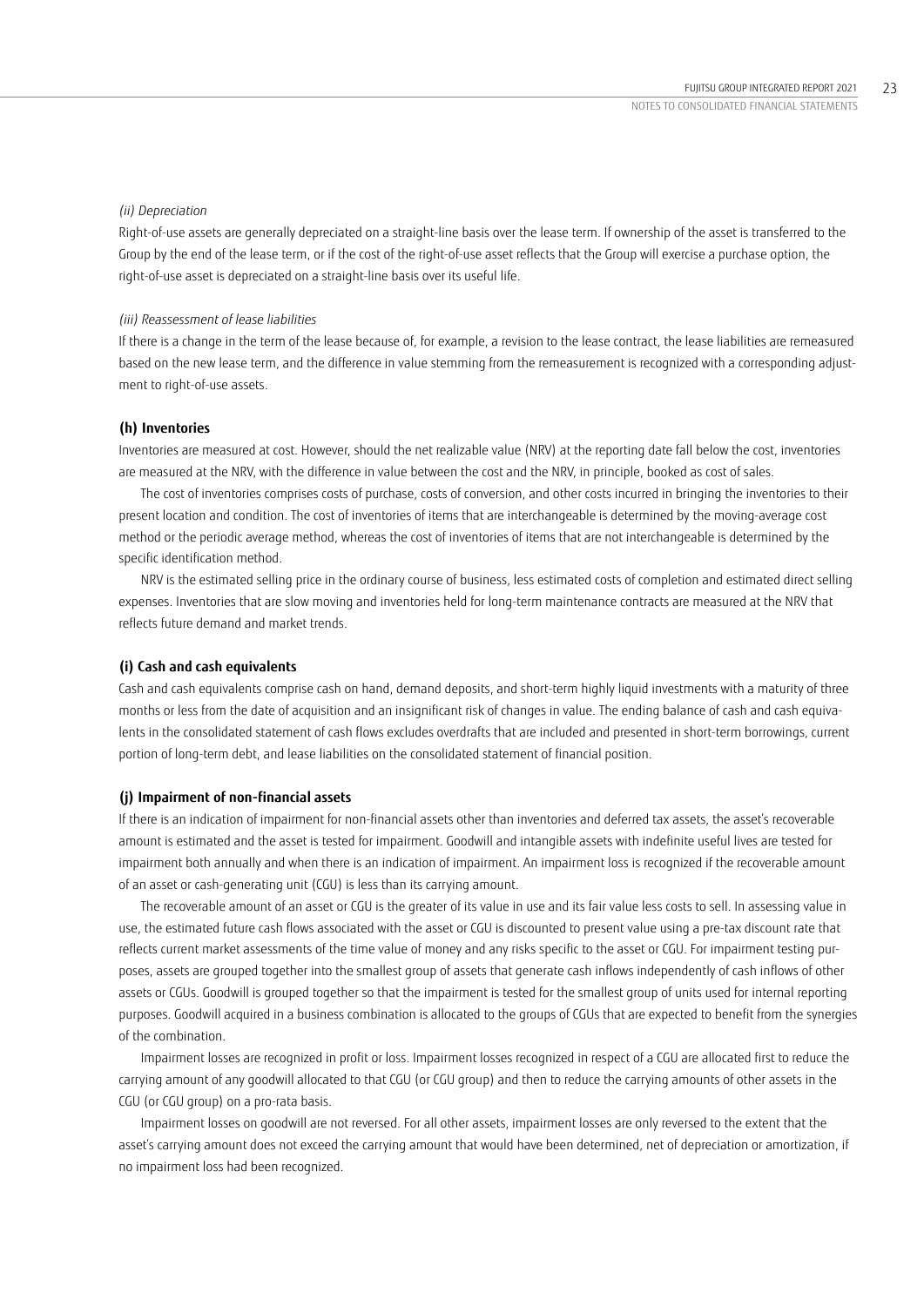*(ii) Depreciation*

Right-of-use assets are generally depreciated on a straight-line basis over the lease term. If ownership of the asset is transferred to the Group by the end of the lease term, or if the cost of the right-of-use asset reflects that the Group will exercise a purchase option, the right-of-use asset is depreciated on a straight-line basis over its useful life.

*(iii) Reassessment of lease liabilities*

If there is a change in the term of the lease because of, for example, a revision to the lease contract, the lease liabilities are remeasured based on the new lease term, and the difference in value stemming from the remeasurement is recognized with a corresponding adjustment to right-of-use assets.

**(h) Inventories**

Inventories are measured at cost. However, should the net realizable value (NRV) at the reporting date fall below the cost, inventories are measured at the NRV, with the difference in value between the cost and the NRV, in principle, booked as cost of sales.

The cost of inventories comprises costs of purchase, costs of conversion, and other costs incurred in bringing the inventories to their present location and condition. The cost of inventories of items that are interchangeable is determined by the moving-average cost method or the periodic average method, whereas the cost of inventories of items that are not interchangeable is determined by the specific identification method.

NRV is the estimated selling price in the ordinary course of business, less estimated costs of completion and estimated direct selling expenses. Inventories that are slow moving and inventories held for long-term maintenance contracts are measured at the NRV that reflects future demand and market trends.

**(i) Cash and cash equivalents**

Cash and cash equivalents comprise cash on hand, demand deposits, and short-term highly liquid investments with a maturity of three months or less from the date of acquisition and an insignificant risk of changes in value. The ending balance of cash and cash equivalents in the consolidated statement of cash flows excludes overdrafts that are included and presented in short-term borrowings, current portion of long-term debt, and lease liabilities on the consolidated statement of financial position.

**(j) Impairment of non-financial assets**

If there is an indication of impairment for non-financial assets other than inventories and deferred tax assets, the asset's recoverable amount is estimated and the asset is tested for impairment. Goodwill and intangible assets with indefinite useful lives are tested for impairment both annually and when there is an indication of impairment. An impairment loss is recognized if the recoverable amount of an asset or cash-generating unit (CGU) is less than its carrying amount.

The recoverable amount of an asset or CGU is the greater of its value in use and its fair value less costs to sell. In assessing value in use, the estimated future cash flows associated with the asset or CGU is discounted to present value using a pre-tax discount rate that reflects current market assessments of the time value of money and any risks specific to the asset or CGU. For impairment testing purposes, assets are grouped together into the smallest group of assets that generate cash inflows independently of cash inflows of other assets or CGUs. Goodwill is grouped together so that the impairment is tested for the smallest group of units used for internal reporting purposes. Goodwill acquired in a business combination is allocated to the groups of CGUs that are expected to benefit from the synergies of the combination.

Impairment losses are recognized in profit or loss. Impairment losses recognized in respect of a CGU are allocated first to reduce the carrying amount of any goodwill allocated to that CGU (or CGU group) and then to reduce the carrying amounts of other assets in the CGU (or CGU group) on a pro-rata basis.

Impairment losses on goodwill are not reversed. For all other assets, impairment losses are only reversed to the extent that the asset's carrying amount does not exceed the carrying amount that would have been determined, net of depreciation or amortization, if no impairment loss had been recognized.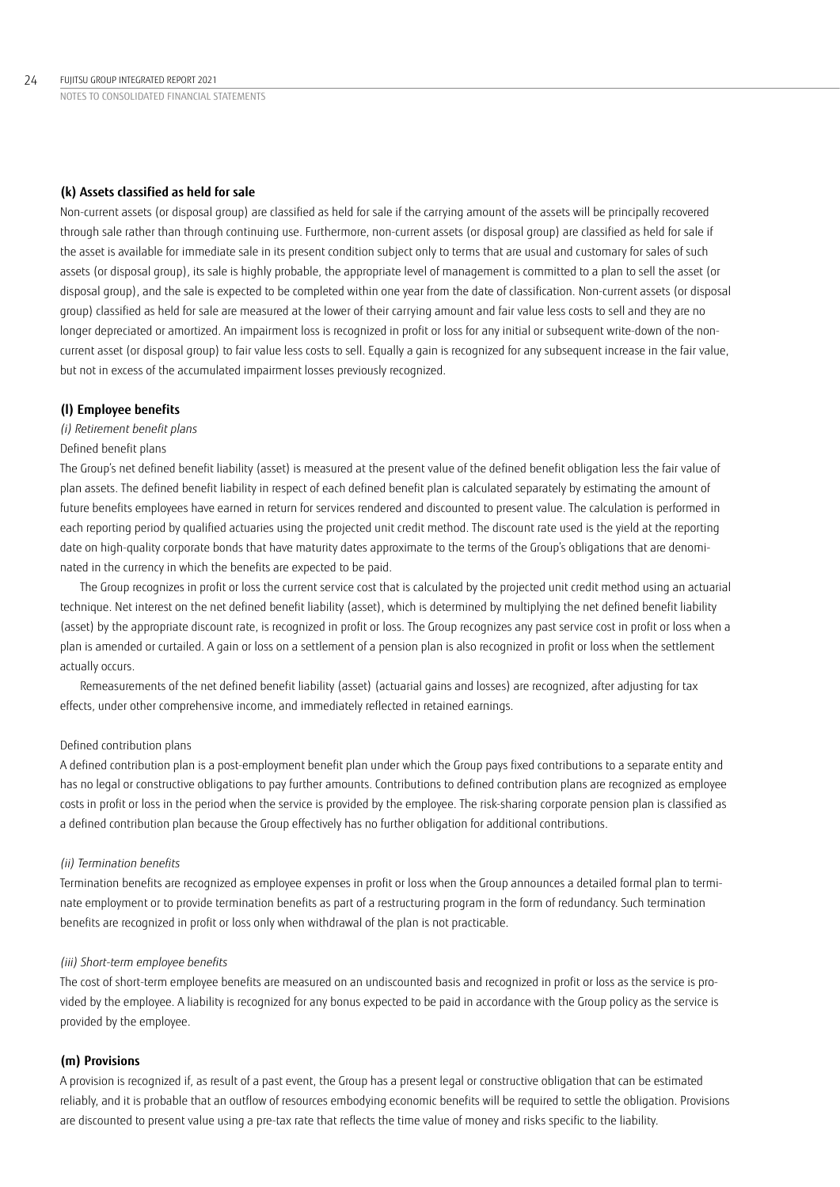### (k) Assets classified as held for sale

Non-current assets (or disposal group) are classified as held for sale if the carrying amount of the assets will be principally recovered through sale rather than through continuing use. Furthermore, non-current assets (or disposal group) are classified as held for sale if the asset is available for immediate sale in its present condition subject only to terms that are usual and customary for sales of such assets (or disposal group), its sale is highly probable, the appropriate level of management is committed to a plan to sell the asset (or disposal group), and the sale is expected to be completed within one year from the date of classification. Non-current assets (or disposal group) classified as held for sale are measured at the lower of their carrying amount and fair value less costs to sell and they are no longer depreciated or amortized. An impairment loss is recognized in profit or loss for any initial or subsequent write-down of the non-current asset (or disposal group) to fair value less costs to sell. Equally a gain is recognized for any subsequent increase in the fair value, but not in excess of the accumulated impairment losses previously recognized.

### (l) Employee benefits

*(i) Retirement benefit plans*

Defined benefit plans

The Group's net defined benefit liability (asset) is measured at the present value of the defined benefit obligation less the fair value of plan assets. The defined benefit liability in respect of each defined benefit plan is calculated separately by estimating the amount of future benefits employees have earned in return for services rendered and discounted to present value. The calculation is performed in each reporting period by qualified actuaries using the projected unit credit method. The discount rate used is the yield at the reporting date on high-quality corporate bonds that have maturity dates approximate to the terms of the Group's obligations that are denominated in the currency in which the benefits are expected to be paid.

The Group recognizes in profit or loss the current service cost that is calculated by the projected unit credit method using an actuarial technique. Net interest on the net defined benefit liability (asset), which is determined by multiplying the net defined benefit liability (asset) by the appropriate discount rate, is recognized in profit or loss. The Group recognizes any past service cost in profit or loss when a plan is amended or curtailed. A gain or loss on a settlement of a pension plan is also recognized in profit or loss when the settlement actually occurs.

Remeasurements of the net defined benefit liability (asset) (actuarial gains and losses) are recognized, after adjusting for tax effects, under other comprehensive income, and immediately reflected in retained earnings.

Defined contribution plans

A defined contribution plan is a post-employment benefit plan under which the Group pays fixed contributions to a separate entity and has no legal or constructive obligations to pay further amounts. Contributions to defined contribution plans are recognized as employee costs in profit or loss in the period when the service is provided by the employee. The risk-sharing corporate pension plan is classified as a defined contribution plan because the Group effectively has no further obligation for additional contributions.

*(ii) Termination benefits*

Termination benefits are recognized as employee expenses in profit or loss when the Group announces a detailed formal plan to terminate employment or to provide termination benefits as part of a restructuring program in the form of redundancy. Such termination benefits are recognized in profit or loss only when withdrawal of the plan is not practicable.

*(iii) Short-term employee benefits*

The cost of short-term employee benefits are measured on an undiscounted basis and recognized in profit or loss as the service is provided by the employee. A liability is recognized for any bonus expected to be paid in accordance with the Group policy as the service is provided by the employee.

### (m) Provisions

A provision is recognized if, as result of a past event, the Group has a present legal or constructive obligation that can be estimated reliably, and it is probable that an outflow of resources embodying economic benefits will be required to settle the obligation. Provisions are discounted to present value using a pre-tax rate that reflects the time value of money and risks specific to the liability.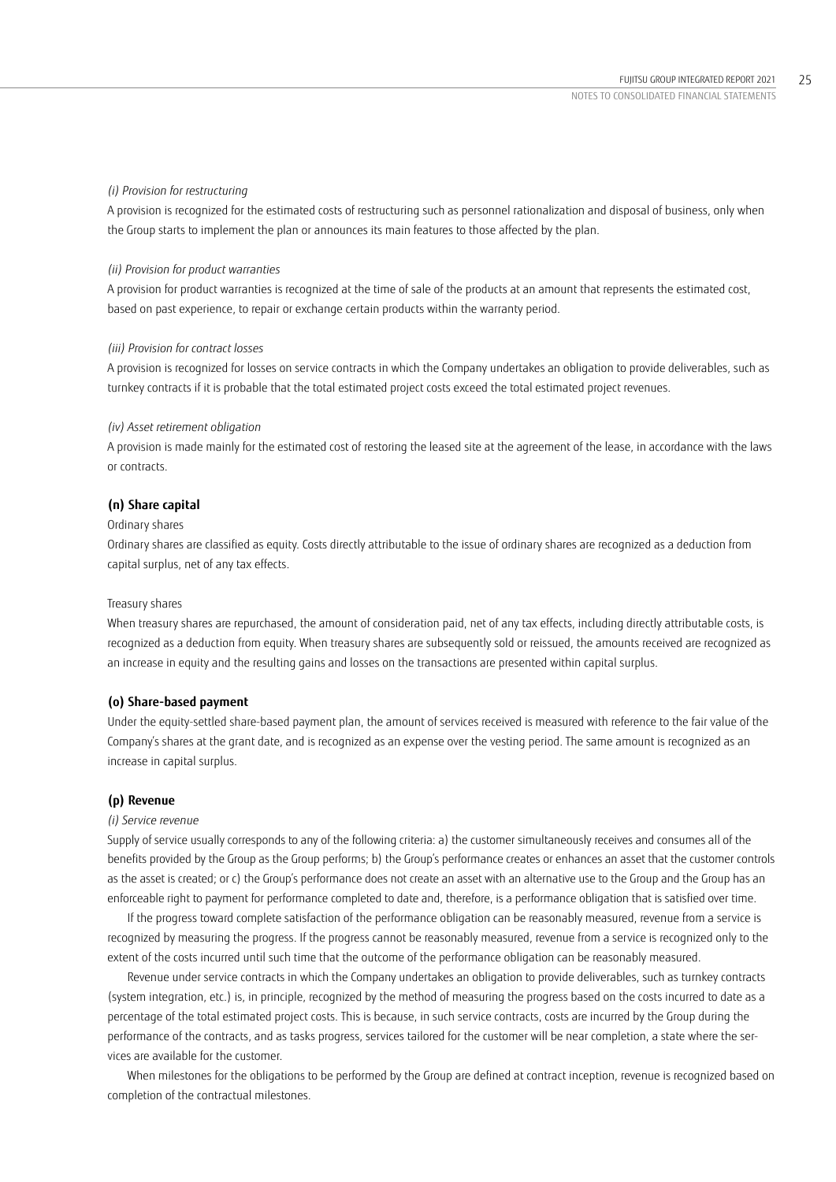*(i) Provision for restructuring*

A provision is recognized for the estimated costs of restructuring such as personnel rationalization and disposal of business, only when the Group starts to implement the plan or announces its main features to those affected by the plan.

*(ii) Provision for product warranties*

A provision for product warranties is recognized at the time of sale of the products at an amount that represents the estimated cost, based on past experience, to repair or exchange certain products within the warranty period.

*(iii) Provision for contract losses*

A provision is recognized for losses on service contracts in which the Company undertakes an obligation to provide deliverables, such as turnkey contracts if it is probable that the total estimated project costs exceed the total estimated project revenues.

*(iv) Asset retirement obligation*

A provision is made mainly for the estimated cost of restoring the leased site at the agreement of the lease, in accordance with the laws or contracts.

**(n) Share capital**

Ordinary shares

Ordinary shares are classified as equity. Costs directly attributable to the issue of ordinary shares are recognized as a deduction from capital surplus, net of any tax effects.

Treasury shares

When treasury shares are repurchased, the amount of consideration paid, net of any tax effects, including directly attributable costs, is recognized as a deduction from equity. When treasury shares are subsequently sold or reissued, the amounts received are recognized as an increase in equity and the resulting gains and losses on the transactions are presented within capital surplus.

**(o) Share-based payment**

Under the equity-settled share-based payment plan, the amount of services received is measured with reference to the fair value of the Company's shares at the grant date, and is recognized as an expense over the vesting period. The same amount is recognized as an increase in capital surplus.

**(p) Revenue**

*(i) Service revenue*

Supply of service usually corresponds to any of the following criteria: a) the customer simultaneously receives and consumes all of the benefits provided by the Group as the Group performs; b) the Group's performance creates or enhances an asset that the customer controls as the asset is created; or c) the Group's performance does not create an asset with an alternative use to the Group and the Group has an enforceable right to payment for performance completed to date and, therefore, is a performance obligation that is satisfied over time.

If the progress toward complete satisfaction of the performance obligation can be reasonably measured, revenue from a service is recognized by measuring the progress. If the progress cannot be reasonably measured, revenue from a service is recognized only to the extent of the costs incurred until such time that the outcome of the performance obligation can be reasonably measured.

Revenue under service contracts in which the Company undertakes an obligation to provide deliverables, such as turnkey contracts (system integration, etc.) is, in principle, recognized by the method of measuring the progress based on the costs incurred to date as a percentage of the total estimated project costs. This is because, in such service contracts, costs are incurred by the Group during the performance of the contracts, and as tasks progress, services tailored for the customer will be near completion, a state where the services are available for the customer.

When milestones for the obligations to be performed by the Group are defined at contract inception, revenue is recognized based on completion of the contractual milestones.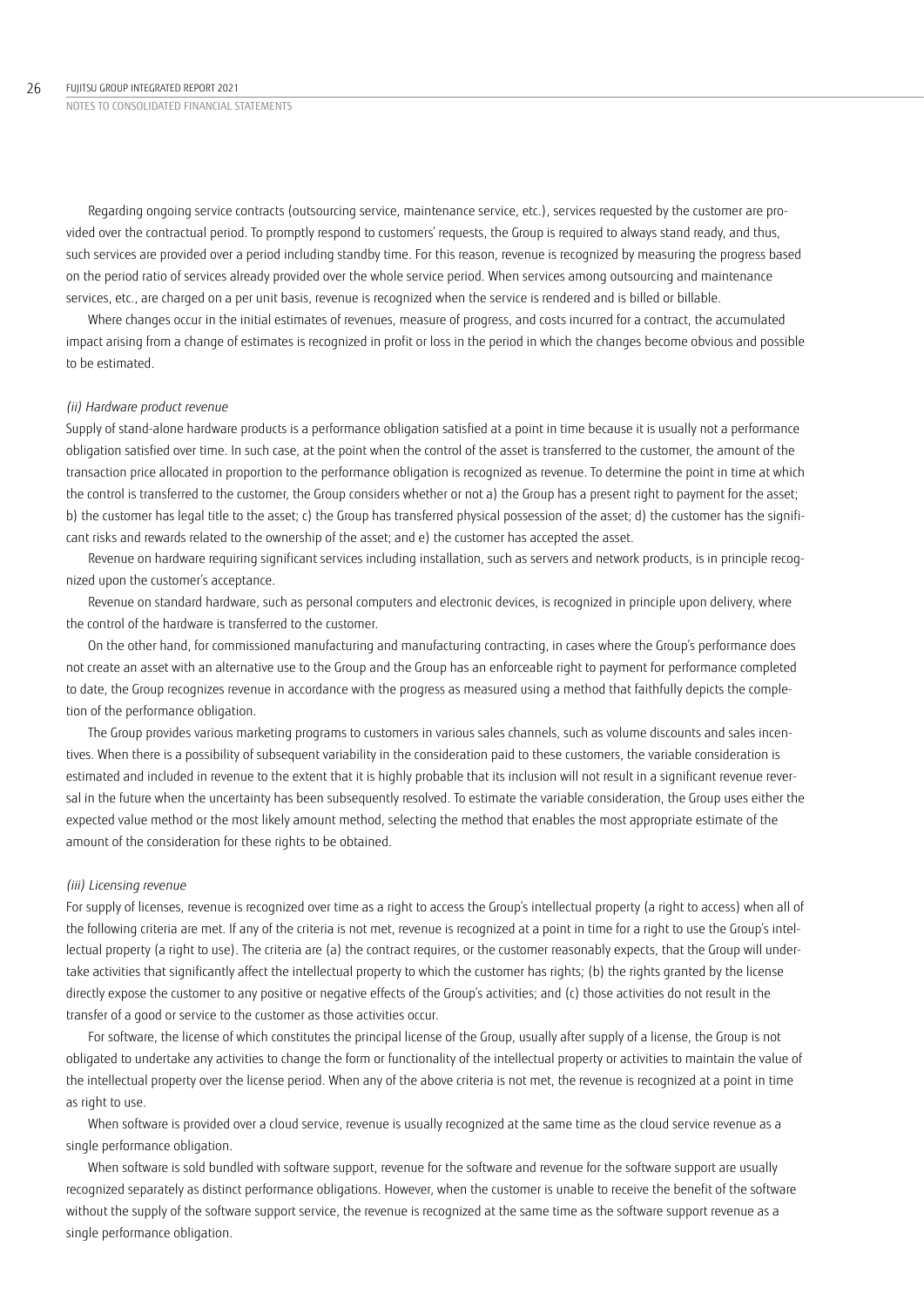Regarding ongoing service contracts (outsourcing service, maintenance service, etc.), services requested by the customer are provided over the contractual period. To promptly respond to customers' requests, the Group is required to always stand ready, and thus, such services are provided over a period including standby time. For this reason, revenue is recognized by measuring the progress based on the period ratio of services already provided over the whole service period. When services among outsourcing and maintenance services, etc., are charged on a per unit basis, revenue is recognized when the service is rendered and is billed or billable.

Where changes occur in the initial estimates of revenues, measure of progress, and costs incurred for a contract, the accumulated impact arising from a change of estimates is recognized in profit or loss in the period in which the changes become obvious and possible to be estimated.

*(ii) Hardware product revenue*

Supply of stand-alone hardware products is a performance obligation satisfied at a point in time because it is usually not a performance obligation satisfied over time. In such case, at the point when the control of the asset is transferred to the customer, the amount of the transaction price allocated in proportion to the performance obligation is recognized as revenue. To determine the point in time at which the control is transferred to the customer, the Group considers whether or not a) the Group has a present right to payment for the asset; b) the customer has legal title to the asset; c) the Group has transferred physical possession of the asset; d) the customer has the significant risks and rewards related to the ownership of the asset; and e) the customer has accepted the asset.

Revenue on hardware requiring significant services including installation, such as servers and network products, is in principle recognized upon the customer's acceptance.

Revenue on standard hardware, such as personal computers and electronic devices, is recognized in principle upon delivery, where the control of the hardware is transferred to the customer.

On the other hand, for commissioned manufacturing and manufacturing contracting, in cases where the Group's performance does not create an asset with an alternative use to the Group and the Group has an enforceable right to payment for performance completed to date, the Group recognizes revenue in accordance with the progress as measured using a method that faithfully depicts the completion of the performance obligation.

The Group provides various marketing programs to customers in various sales channels, such as volume discounts and sales incentives. When there is a possibility of subsequent variability in the consideration paid to these customers, the variable consideration is estimated and included in revenue to the extent that it is highly probable that its inclusion will not result in a significant revenue reversal in the future when the uncertainty has been subsequently resolved. To estimate the variable consideration, the Group uses either the expected value method or the most likely amount method, selecting the method that enables the most appropriate estimate of the amount of the consideration for these rights to be obtained.

*(iii) Licensing revenue*

For supply of licenses, revenue is recognized over time as a right to access the Group's intellectual property (a right to access) when all of the following criteria are met. If any of the criteria is not met, revenue is recognized at a point in time for a right to use the Group's intellectual property (a right to use). The criteria are (a) the contract requires, or the customer reasonably expects, that the Group will undertake activities that significantly affect the intellectual property to which the customer has rights; (b) the rights granted by the license directly expose the customer to any positive or negative effects of the Group's activities; and (c) those activities do not result in the transfer of a good or service to the customer as those activities occur.

For software, the license of which constitutes the principal license of the Group, usually after supply of a license, the Group is not obligated to undertake any activities to change the form or functionality of the intellectual property or activities to maintain the value of the intellectual property over the license period. When any of the above criteria is not met, the revenue is recognized at a point in time as right to use.

When software is provided over a cloud service, revenue is usually recognized at the same time as the cloud service revenue as a single performance obligation.

When software is sold bundled with software support, revenue for the software and revenue for the software support are usually recognized separately as distinct performance obligations. However, when the customer is unable to receive the benefit of the software without the supply of the software support service, the revenue is recognized at the same time as the software support revenue as a single performance obligation.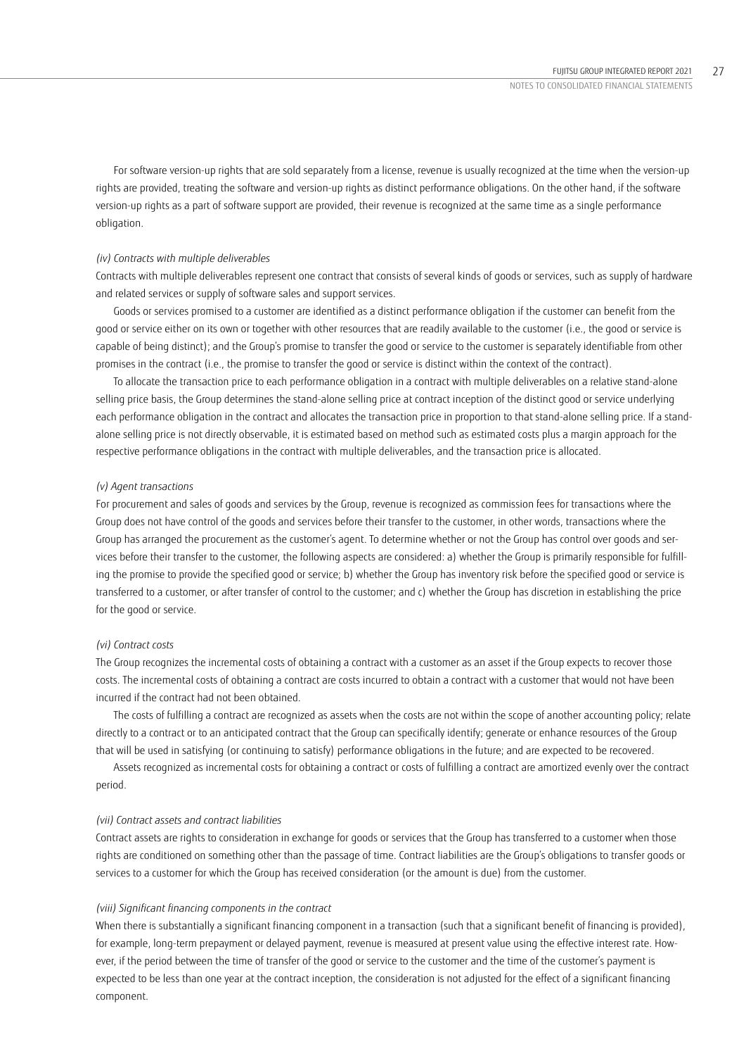For software version-up rights that are sold separately from a license, revenue is usually recognized at the time when the version-up rights are provided, treating the software and version-up rights as distinct performance obligations. On the other hand, if the software version-up rights as a part of software support are provided, their revenue is recognized at the same time as a single performance obligation.

*(iv) Contracts with multiple deliverables*

Contracts with multiple deliverables represent one contract that consists of several kinds of goods or services, such as supply of hardware and related services or supply of software sales and support services.

Goods or services promised to a customer are identified as a distinct performance obligation if the customer can benefit from the good or service either on its own or together with other resources that are readily available to the customer (i.e., the good or service is capable of being distinct); and the Group's promise to transfer the good or service to the customer is separately identifiable from other promises in the contract (i.e., the promise to transfer the good or service is distinct within the context of the contract).

To allocate the transaction price to each performance obligation in a contract with multiple deliverables on a relative stand-alone selling price basis, the Group determines the stand-alone selling price at contract inception of the distinct good or service underlying each performance obligation in the contract and allocates the transaction price in proportion to that stand-alone selling price. If a stand-alone selling price is not directly observable, it is estimated based on method such as estimated costs plus a margin approach for the respective performance obligations in the contract with multiple deliverables, and the transaction price is allocated.

*(v) Agent transactions*

For procurement and sales of goods and services by the Group, revenue is recognized as commission fees for transactions where the Group does not have control of the goods and services before their transfer to the customer, in other words, transactions where the Group has arranged the procurement as the customer's agent. To determine whether or not the Group has control over goods and services before their transfer to the customer, the following aspects are considered: a) whether the Group is primarily responsible for fulfilling the promise to provide the specified good or service; b) whether the Group has inventory risk before the specified good or service is transferred to a customer, or after transfer of control to the customer; and c) whether the Group has discretion in establishing the price for the good or service.

*(vi) Contract costs*

The Group recognizes the incremental costs of obtaining a contract with a customer as an asset if the Group expects to recover those costs. The incremental costs of obtaining a contract are costs incurred to obtain a contract with a customer that would not have been incurred if the contract had not been obtained.

The costs of fulfilling a contract are recognized as assets when the costs are not within the scope of another accounting policy; relate directly to a contract or to an anticipated contract that the Group can specifically identify; generate or enhance resources of the Group that will be used in satisfying (or continuing to satisfy) performance obligations in the future; and are expected to be recovered.

Assets recognized as incremental costs for obtaining a contract or costs of fulfilling a contract are amortized evenly over the contract period.

*(vii) Contract assets and contract liabilities*

Contract assets are rights to consideration in exchange for goods or services that the Group has transferred to a customer when those rights are conditioned on something other than the passage of time. Contract liabilities are the Group's obligations to transfer goods or services to a customer for which the Group has received consideration (or the amount is due) from the customer.

*(viii) Significant financing components in the contract*

When there is substantially a significant financing component in a transaction (such that a significant benefit of financing is provided), for example, long-term prepayment or delayed payment, revenue is measured at present value using the effective interest rate. However, if the period between the time of transfer of the good or service to the customer and the time of the customer's payment is expected to be less than one year at the contract inception, the consideration is not adjusted for the effect of a significant financing component.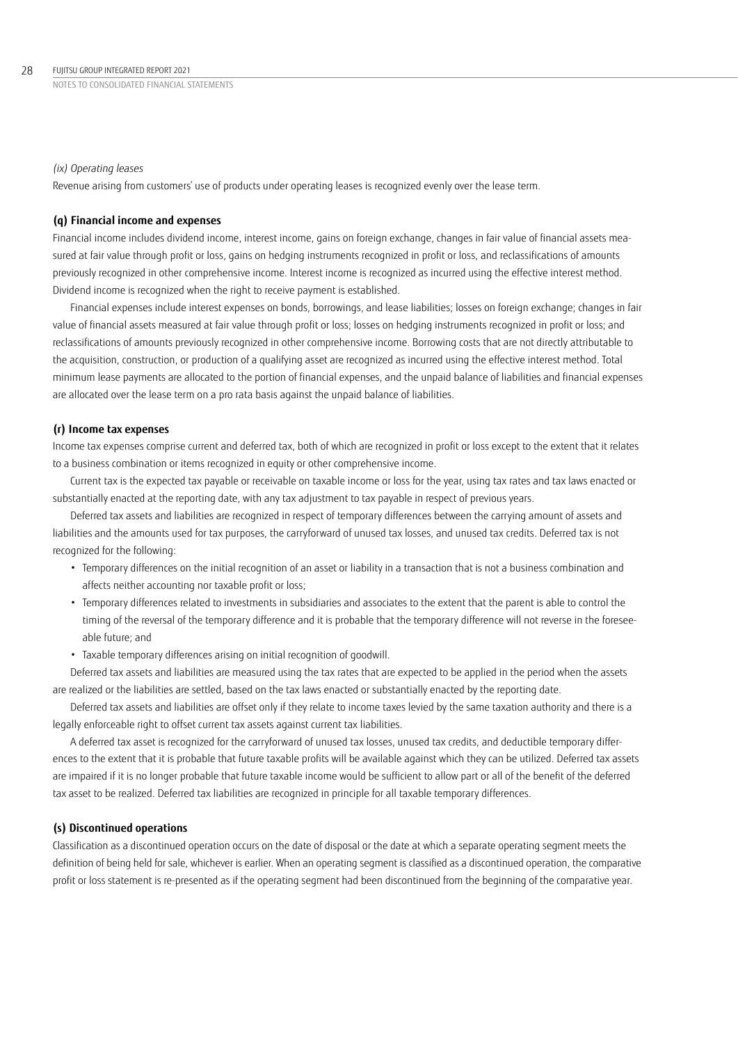*(ix) Operating leases*

Revenue arising from customers' use of products under operating leases is recognized evenly over the lease term.

**(q) Financial income and expenses**

Financial income includes dividend income, interest income, gains on foreign exchange, changes in fair value of financial assets measured at fair value through profit or loss, gains on hedging instruments recognized in profit or loss, and reclassifications of amounts previously recognized in other comprehensive income. Interest income is recognized as incurred using the effective interest method. Dividend income is recognized when the right to receive payment is established.

Financial expenses include interest expenses on bonds, borrowings, and lease liabilities; losses on foreign exchange; changes in fair value of financial assets measured at fair value through profit or loss; losses on hedging instruments recognized in profit or loss; and reclassifications of amounts previously recognized in other comprehensive income. Borrowing costs that are not directly attributable to the acquisition, construction, or production of a qualifying asset are recognized as incurred using the effective interest method. Total minimum lease payments are allocated to the portion of financial expenses, and the unpaid balance of liabilities and financial expenses are allocated over the lease term on a pro rata basis against the unpaid balance of liabilities.

**(r) Income tax expenses**

Income tax expenses comprise current and deferred tax, both of which are recognized in profit or loss except to the extent that it relates to a business combination or items recognized in equity or other comprehensive income.

Current tax is the expected tax payable or receivable on taxable income or loss for the year, using tax rates and tax laws enacted or substantially enacted at the reporting date, with any tax adjustment to tax payable in respect of previous years.

Deferred tax assets and liabilities are recognized in respect of temporary differences between the carrying amount of assets and liabilities and the amounts used for tax purposes, the carryforward of unused tax losses, and unused tax credits. Deferred tax is not recognized for the following:

- Temporary differences on the initial recognition of an asset or liability in a transaction that is not a business combination and affects neither accounting nor taxable profit or loss;
- Temporary differences related to investments in subsidiaries and associates to the extent that the parent is able to control the timing of the reversal of the temporary difference and it is probable that the temporary difference will not reverse in the foreseeable future; and
- Taxable temporary differences arising on initial recognition of goodwill.

Deferred tax assets and liabilities are measured using the tax rates that are expected to be applied in the period when the assets are realized or the liabilities are settled, based on the tax laws enacted or substantially enacted by the reporting date.

Deferred tax assets and liabilities are offset only if they relate to income taxes levied by the same taxation authority and there is a legally enforceable right to offset current tax assets against current tax liabilities.

A deferred tax asset is recognized for the carryforward of unused tax losses, unused tax credits, and deductible temporary differences to the extent that it is probable that future taxable profits will be available against which they can be utilized. Deferred tax assets are impaired if it is no longer probable that future taxable income would be sufficient to allow part or all of the benefit of the deferred tax asset to be realized. Deferred tax liabilities are recognized in principle for all taxable temporary differences.

**(s) Discontinued operations**

Classification as a discontinued operation occurs on the date of disposal or the date at which a separate operating segment meets the definition of being held for sale, whichever is earlier. When an operating segment is classified as a discontinued operation, the comparative profit or loss statement is re-presented as if the operating segment had been discontinued from the beginning of the comparative year.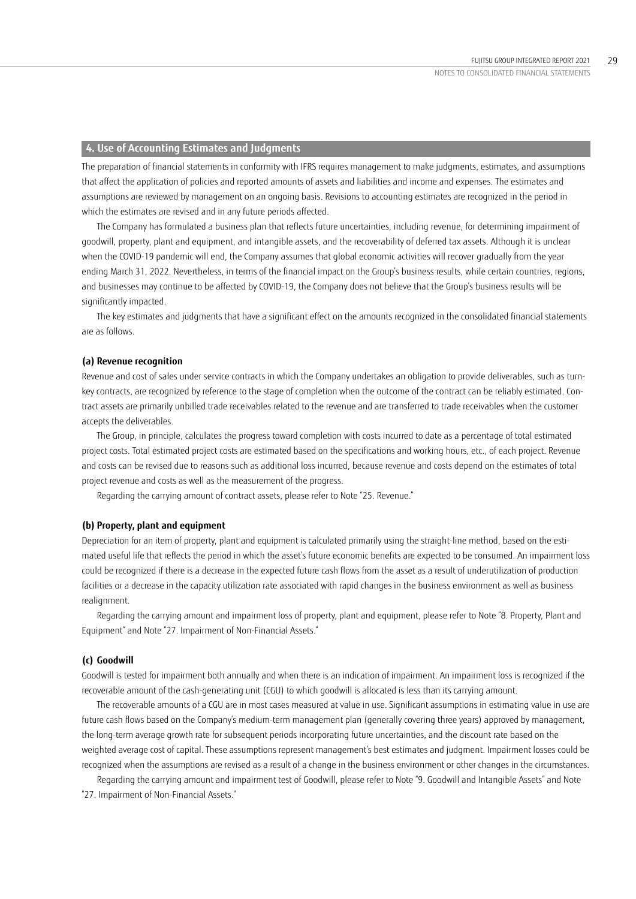## 4. Use of Accounting Estimates and Judgments

The preparation of financial statements in conformity with IFRS requires management to make judgments, estimates, and assumptions that affect the application of policies and reported amounts of assets and liabilities and income and expenses. The estimates and assumptions are reviewed by management on an ongoing basis. Revisions to accounting estimates are recognized in the period in which the estimates are revised and in any future periods affected.

The Company has formulated a business plan that reflects future uncertainties, including revenue, for determining impairment of goodwill, property, plant and equipment, and intangible assets, and the recoverability of deferred tax assets. Although it is unclear when the COVID-19 pandemic will end, the Company assumes that global economic activities will recover gradually from the year ending March 31, 2022. Nevertheless, in terms of the financial impact on the Group's business results, while certain countries, regions, and businesses may continue to be affected by COVID-19, the Company does not believe that the Group's business results will be significantly impacted.

The key estimates and judgments that have a significant effect on the amounts recognized in the consolidated financial statements are as follows.

### (a) Revenue recognition

Revenue and cost of sales under service contracts in which the Company undertakes an obligation to provide deliverables, such as turn-key contracts, are recognized by reference to the stage of completion when the outcome of the contract can be reliably estimated. Contract assets are primarily unbilled trade receivables related to the revenue and are transferred to trade receivables when the customer accepts the deliverables.

The Group, in principle, calculates the progress toward completion with costs incurred to date as a percentage of total estimated project costs. Total estimated project costs are estimated based on the specifications and working hours, etc., of each project. Revenue and costs can be revised due to reasons such as additional loss incurred, because revenue and costs depend on the estimates of total project revenue and costs as well as the measurement of the progress.

Regarding the carrying amount of contract assets, please refer to Note "25. Revenue."

### (b) Property, plant and equipment

Depreciation for an item of property, plant and equipment is calculated primarily using the straight-line method, based on the estimated useful life that reflects the period in which the asset's future economic benefits are expected to be consumed. An impairment loss could be recognized if there is a decrease in the expected future cash flows from the asset as a result of underutilization of production facilities or a decrease in the capacity utilization rate associated with rapid changes in the business environment as well as business realignment.

Regarding the carrying amount and impairment loss of property, plant and equipment, please refer to Note "8. Property, Plant and Equipment" and Note "27. Impairment of Non-Financial Assets."

### (c) Goodwill

Goodwill is tested for impairment both annually and when there is an indication of impairment. An impairment loss is recognized if the recoverable amount of the cash-generating unit (CGU) to which goodwill is allocated is less than its carrying amount.

The recoverable amounts of a CGU are in most cases measured at value in use. Significant assumptions in estimating value in use are future cash flows based on the Company's medium-term management plan (generally covering three years) approved by management, the long-term average growth rate for subsequent periods incorporating future uncertainties, and the discount rate based on the weighted average cost of capital. These assumptions represent management's best estimates and judgment. Impairment losses could be recognized when the assumptions are revised as a result of a change in the business environment or other changes in the circumstances.

Regarding the carrying amount and impairment test of Goodwill, please refer to Note "9. Goodwill and Intangible Assets" and Note "27. Impairment of Non-Financial Assets."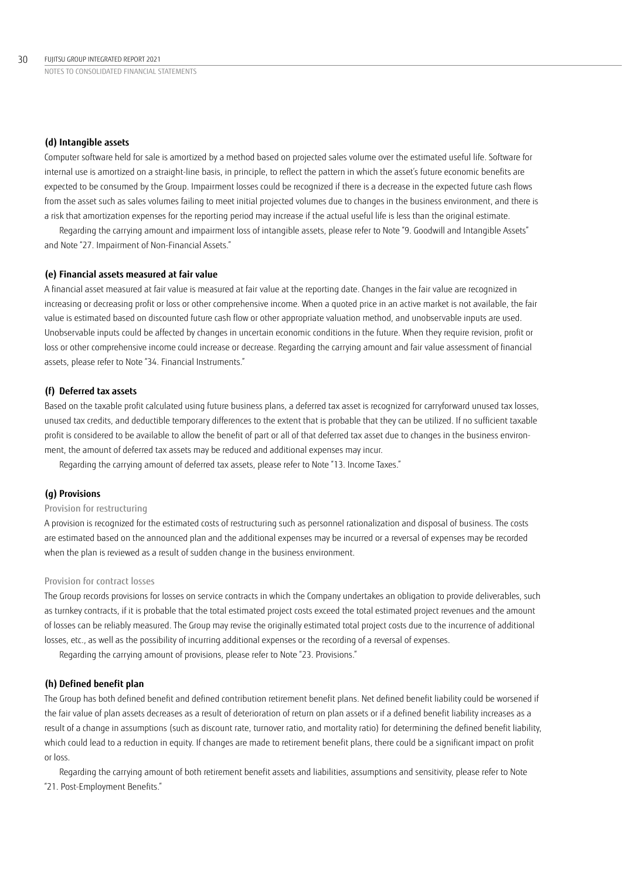### (d) Intangible assets

Computer software held for sale is amortized by a method based on projected sales volume over the estimated useful life. Software for internal use is amortized on a straight-line basis, in principle, to reflect the pattern in which the asset's future economic benefits are expected to be consumed by the Group. Impairment losses could be recognized if there is a decrease in the expected future cash flows from the asset such as sales volumes failing to meet initial projected volumes due to changes in the business environment, and there is a risk that amortization expenses for the reporting period may increase if the actual useful life is less than the original estimate.

Regarding the carrying amount and impairment loss of intangible assets, please refer to Note "9. Goodwill and Intangible Assets" and Note "27. Impairment of Non-Financial Assets."

### (e) Financial assets measured at fair value

A financial asset measured at fair value is measured at fair value at the reporting date. Changes in the fair value are recognized in increasing or decreasing profit or loss or other comprehensive income. When a quoted price in an active market is not available, the fair value is estimated based on discounted future cash flow or other appropriate valuation method, and unobservable inputs are used. Unobservable inputs could be affected by changes in uncertain economic conditions in the future. When they require revision, profit or loss or other comprehensive income could increase or decrease. Regarding the carrying amount and fair value assessment of financial assets, please refer to Note "34. Financial Instruments."

### (f) Deferred tax assets

Based on the taxable profit calculated using future business plans, a deferred tax asset is recognized for carryforward unused tax losses, unused tax credits, and deductible temporary differences to the extent that is probable that they can be utilized. If no sufficient taxable profit is considered to be available to allow the benefit of part or all of that deferred tax asset due to changes in the business environment, the amount of deferred tax assets may be reduced and additional expenses may incur.

Regarding the carrying amount of deferred tax assets, please refer to Note "13. Income Taxes."

### (g) Provisions

Provision for restructuring

A provision is recognized for the estimated costs of restructuring such as personnel rationalization and disposal of business. The costs are estimated based on the announced plan and the additional expenses may be incurred or a reversal of expenses may be recorded when the plan is reviewed as a result of sudden change in the business environment.

Provision for contract losses

The Group records provisions for losses on service contracts in which the Company undertakes an obligation to provide deliverables, such as turnkey contracts, if it is probable that the total estimated project costs exceed the total estimated project revenues and the amount of losses can be reliably measured. The Group may revise the originally estimated total project costs due to the incurrence of additional losses, etc., as well as the possibility of incurring additional expenses or the recording of a reversal of expenses.

Regarding the carrying amount of provisions, please refer to Note "23. Provisions."

### (h) Defined benefit plan

The Group has both defined benefit and defined contribution retirement benefit plans. Net defined benefit liability could be worsened if the fair value of plan assets decreases as a result of deterioration of return on plan assets or if a defined benefit liability increases as a result of a change in assumptions (such as discount rate, turnover ratio, and mortality ratio) for determining the defined benefit liability, which could lead to a reduction in equity. If changes are made to retirement benefit plans, there could be a significant impact on profit or loss.

Regarding the carrying amount of both retirement benefit assets and liabilities, assumptions and sensitivity, please refer to Note "21. Post-Employment Benefits."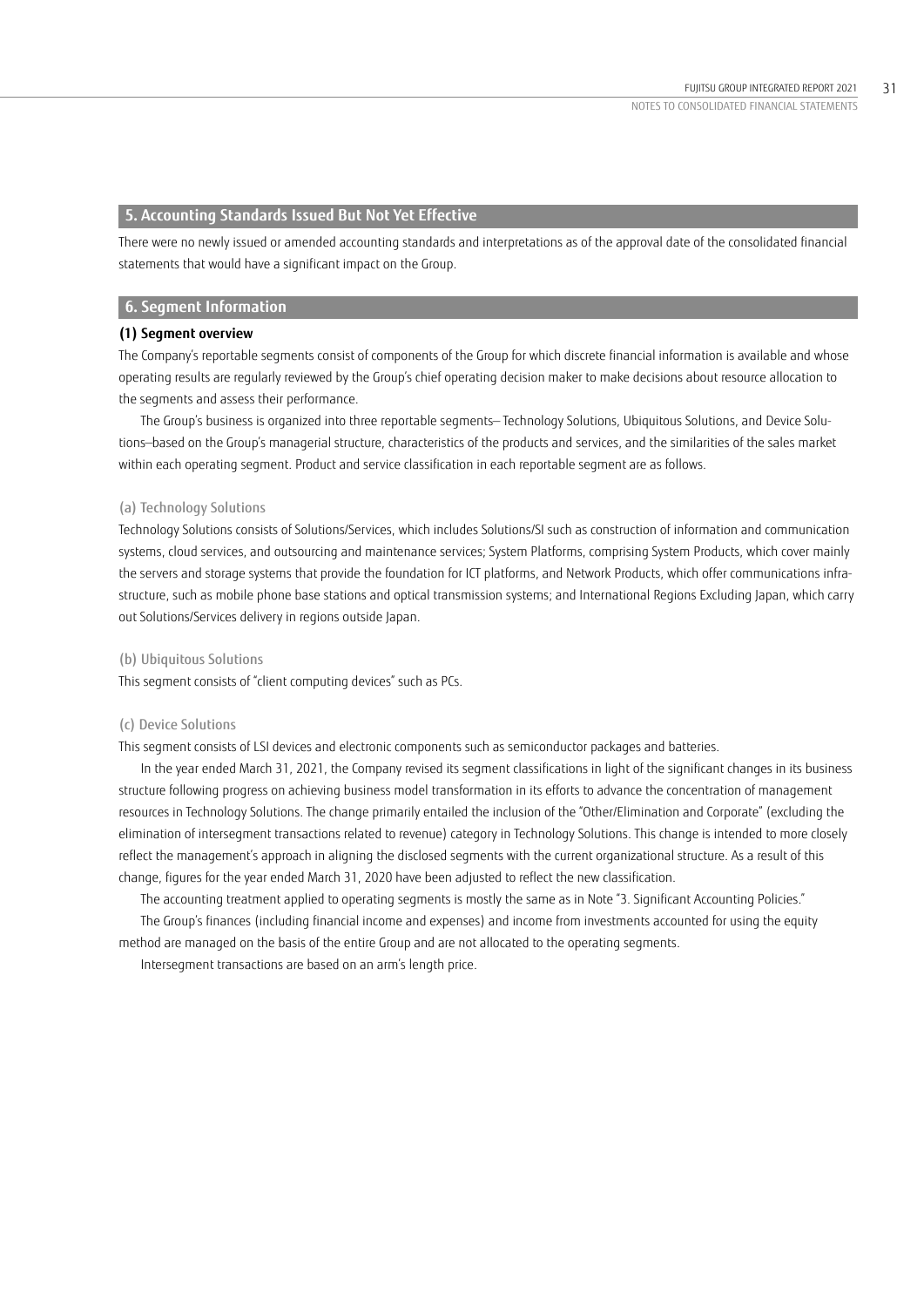## 5. Accounting Standards Issued But Not Yet Effective

There were no newly issued or amended accounting standards and interpretations as of the approval date of the consolidated financial statements that would have a significant impact on the Group.

## 6. Segment Information

### (1) Segment overview

The Company's reportable segments consist of components of the Group for which discrete financial information is available and whose operating results are regularly reviewed by the Group's chief operating decision maker to make decisions about resource allocation to the segments and assess their performance.

The Group's business is organized into three reportable segments– Technology Solutions, Ubiquitous Solutions, and Device Solutions–based on the Group's managerial structure, characteristics of the products and services, and the similarities of the sales market within each operating segment. Product and service classification in each reportable segment are as follows.

#### (a) Technology Solutions

Technology Solutions consists of Solutions/Services, which includes Solutions/SI such as construction of information and communication systems, cloud services, and outsourcing and maintenance services; System Platforms, comprising System Products, which cover mainly the servers and storage systems that provide the foundation for ICT platforms, and Network Products, which offer communications infrastructure, such as mobile phone base stations and optical transmission systems; and International Regions Excluding Japan, which carry out Solutions/Services delivery in regions outside Japan.

#### (b) Ubiquitous Solutions

This segment consists of "client computing devices" such as PCs.

#### (c) Device Solutions

This segment consists of LSI devices and electronic components such as semiconductor packages and batteries.

In the year ended March 31, 2021, the Company revised its segment classifications in light of the significant changes in its business structure following progress on achieving business model transformation in its efforts to advance the concentration of management resources in Technology Solutions. The change primarily entailed the inclusion of the "Other/Elimination and Corporate" (excluding the elimination of intersegment transactions related to revenue) category in Technology Solutions. This change is intended to more closely reflect the management's approach in aligning the disclosed segments with the current organizational structure. As a result of this change, figures for the year ended March 31, 2020 have been adjusted to reflect the new classification.

The accounting treatment applied to operating segments is mostly the same as in Note "3. Significant Accounting Policies."

The Group's finances (including financial income and expenses) and income from investments accounted for using the equity method are managed on the basis of the entire Group and are not allocated to the operating segments.

Intersegment transactions are based on an arm's length price.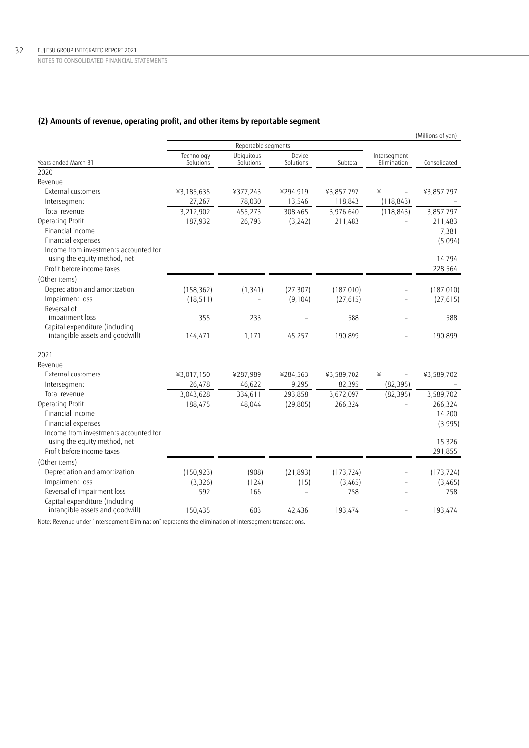### (2) Amounts of revenue, operating profit, and other items by reportable segment

(Millions of yen)

| | Reportable segments | | | | | |
|---|---|---|---|---|---|---|
| Years ended March 31 | Technology Solutions | Ubiquitous Solutions | Device Solutions | Subtotal | Intersegment Elimination | Consolidated |
| **2020** | | | | | | |
| Revenue | | | | | | |
| External customers | ¥3,185,635 | ¥377,243 | ¥294,919 | ¥3,857,797 | ¥ – | ¥3,857,797 |
| Intersegment | 27,267 | 78,030 | 13,546 | 118,843 | (118,843) | – |
| Total revenue | 3,212,902 | 455,273 | 308,465 | 3,976,640 | (118,843) | 3,857,797 |
| Operating Profit | 187,932 | 26,793 | (3,242) | 211,483 | – | 211,483 |
| Financial income | | | | | | 7,381 |
| Financial expenses | | | | | | (5,094) |
| Income from investments accounted for using the equity method, net | | | | | | 14,794 |
| Profit before income taxes | | | | | | 228,564 |
| (Other items) | | | | | | |
| Depreciation and amortization | (158,362) | (1,341) | (27,307) | (187,010) | – | (187,010) |
| Impairment loss | (18,511) | – | (9,104) | (27,615) | – | (27,615) |
| Reversal of impairment loss | 355 | 233 | – | 588 | – | 588 |
| Capital expenditure (including intangible assets and goodwill) | 144,471 | 1,171 | 45,257 | 190,899 | – | 190,899 |
| **2021** | | | | | | |
| Revenue | | | | | | |
| External customers | ¥3,017,150 | ¥287,989 | ¥284,563 | ¥3,589,702 | ¥ – | ¥3,589,702 |
| Intersegment | 26,478 | 46,622 | 9,295 | 82,395 | (82,395) | – |
| Total revenue | 3,043,628 | 334,611 | 293,858 | 3,672,097 | (82,395) | 3,589,702 |
| Operating Profit | 188,475 | 48,044 | (29,805) | 266,324 | – | 266,324 |
| Financial income | | | | | | 14,200 |
| Financial expenses | | | | | | (3,995) |
| Income from investments accounted for using the equity method, net | | | | | | 15,326 |
| Profit before income taxes | | | | | | 291,855 |
| (Other items) | | | | | | |
| Depreciation and amortization | (150,923) | (908) | (21,893) | (173,724) | – | (173,724) |
| Impairment loss | (3,326) | (124) | (15) | (3,465) | – | (3,465) |
| Reversal of impairment loss | 592 | 166 | – | 758 | – | 758 |
| Capital expenditure (including intangible assets and goodwill) | 150,435 | 603 | 42,436 | 193,474 | – | 193,474 |

Note: Revenue under "Intersegment Elimination" represents the elimination of intersegment transactions.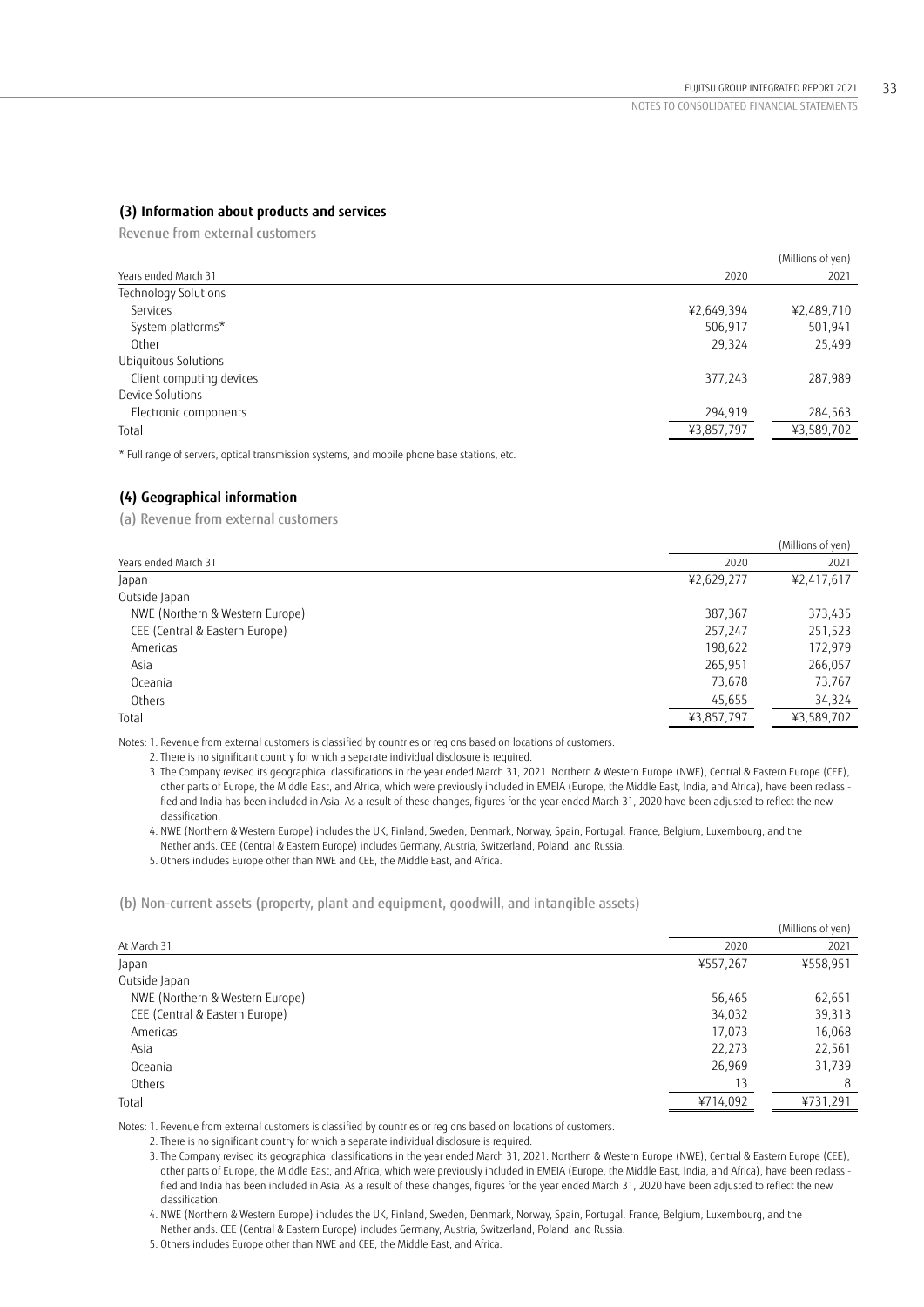### (3) Information about products and services

Revenue from external customers

| Years ended March 31 | 2020 | 2021 |
|---|---|---|
| | | (Millions of yen) |
| Technology Solutions | | |
| Services | ¥2,649,394 | ¥2,489,710 |
| System platforms* | 506,917 | 501,941 |
| Other | 29,324 | 25,499 |
| Ubiquitous Solutions | | |
| Client computing devices | 377,243 | 287,989 |
| Device Solutions | | |
| Electronic components | 294,919 | 284,563 |
| Total | ¥3,857,797 | ¥3,589,702 |

* Full range of servers, optical transmission systems, and mobile phone base stations, etc.

### (4) Geographical information

(a) Revenue from external customers

| Years ended March 31 | 2020 | 2021 |
|---|---|---|
| | | (Millions of yen) |
| Japan | ¥2,629,277 | ¥2,417,617 |
| Outside Japan | | |
| NWE (Northern & Western Europe) | 387,367 | 373,435 |
| CEE (Central & Eastern Europe) | 257,247 | 251,523 |
| Americas | 198,622 | 172,979 |
| Asia | 265,951 | 266,057 |
| Oceania | 73,678 | 73,767 |
| Others | 45,655 | 34,324 |
| Total | ¥3,857,797 | ¥3,589,702 |

Notes: 1. Revenue from external customers is classified by countries or regions based on locations of customers.

2. There is no significant country for which a separate individual disclosure is required.

3. The Company revised its geographical classifications in the year ended March 31, 2021. Northern & Western Europe (NWE), Central & Eastern Europe (CEE), other parts of Europe, the Middle East, and Africa, which were previously included in EMEIA (Europe, the Middle East, India, and Africa), have been reclassified and India has been included in Asia. As a result of these changes, figures for the year ended March 31, 2020 have been adjusted to reflect the new classification.

4. NWE (Northern & Western Europe) includes the UK, Finland, Sweden, Denmark, Norway, Spain, Portugal, France, Belgium, Luxembourg, and the Netherlands. CEE (Central & Eastern Europe) includes Germany, Austria, Switzerland, Poland, and Russia.

5. Others includes Europe other than NWE and CEE, the Middle East, and Africa.

(b) Non-current assets (property, plant and equipment, goodwill, and intangible assets)

| At March 31 | 2020 | 2021 |
|---|---|---|
| | | (Millions of yen) |
| Japan | ¥557,267 | ¥558,951 |
| Outside Japan | | |
| NWE (Northern & Western Europe) | 56,465 | 62,651 |
| CEE (Central & Eastern Europe) | 34,032 | 39,313 |
| Americas | 17,073 | 16,068 |
| Asia | 22,273 | 22,561 |
| Oceania | 26,969 | 31,739 |
| Others | 13 | 8 |
| Total | ¥714,092 | ¥731,291 |

Notes: 1. Revenue from external customers is classified by countries or regions based on locations of customers.

2. There is no significant country for which a separate individual disclosure is required.

3. The Company revised its geographical classifications in the year ended March 31, 2021. Northern & Western Europe (NWE), Central & Eastern Europe (CEE), other parts of Europe, the Middle East, and Africa, which were previously included in EMEIA (Europe, the Middle East, India, and Africa), have been reclassified and India has been included in Asia. As a result of these changes, figures for the year ended March 31, 2020 have been adjusted to reflect the new classification.

4. NWE (Northern & Western Europe) includes the UK, Finland, Sweden, Denmark, Norway, Spain, Portugal, France, Belgium, Luxembourg, and the Netherlands. CEE (Central & Eastern Europe) includes Germany, Austria, Switzerland, Poland, and Russia.

5. Others includes Europe other than NWE and CEE, the Middle East, and Africa.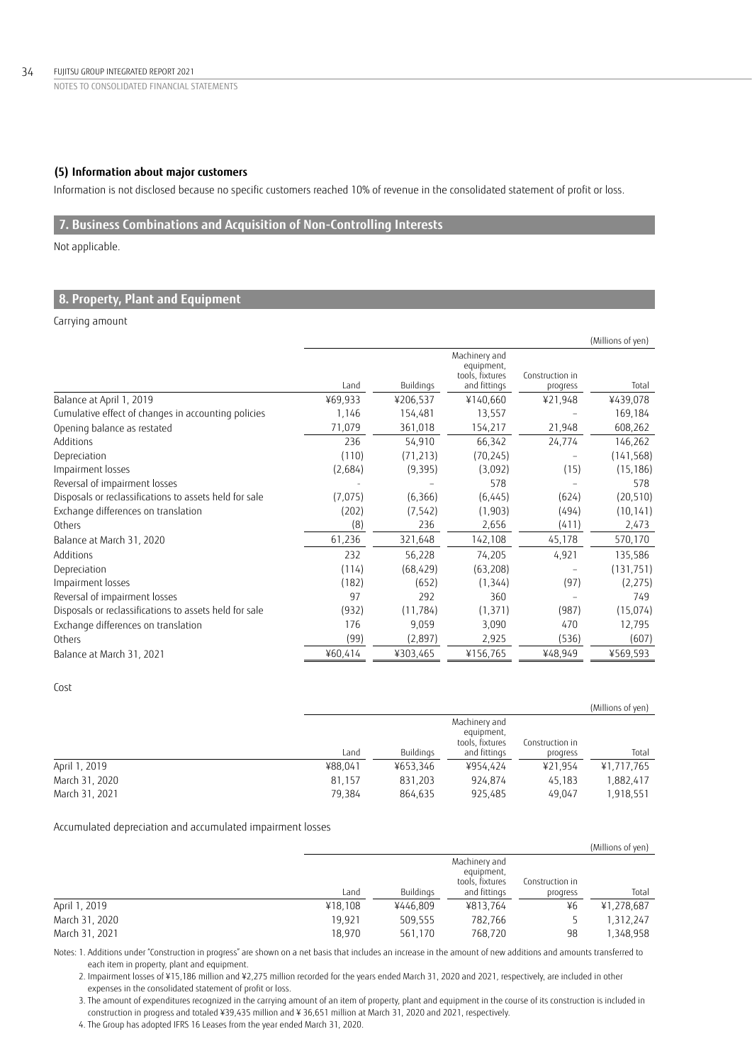### (5) Information about major customers

Information is not disclosed because no specific customers reached 10% of revenue in the consolidated statement of profit or loss.

## 7. Business Combinations and Acquisition of Non-Controlling Interests

Not applicable.

## 8. Property, Plant and Equipment

Carrying amount

(Millions of yen)

| | Land | Buildings | Machinery and equipment, tools, fixtures and fittings | Construction in progress | Total |
|---|---|---|---|---|---|
| Balance at April 1, 2019 | ¥69,933 | ¥206,537 | ¥140,660 | ¥21,948 | ¥439,078 |
| Cumulative effect of changes in accounting policies | 1,146 | 154,481 | 13,557 | – | 169,184 |
| Opening balance as restated | 71,079 | 361,018 | 154,217 | 21,948 | 608,262 |
| Additions | 236 | 54,910 | 66,342 | 24,774 | 146,262 |
| Depreciation | (110) | (71,213) | (70,245) | – | (141,568) |
| Impairment losses | (2,684) | (9,395) | (3,092) | (15) | (15,186) |
| Reversal of impairment losses | – | – | 578 | – | 578 |
| Disposals or reclassifications to assets held for sale | (7,075) | (6,366) | (6,445) | (624) | (20,510) |
| Exchange differences on translation | (202) | (7,542) | (1,903) | (494) | (10,141) |
| Others | (8) | 236 | 2,656 | (411) | 2,473 |
| Balance at March 31, 2020 | 61,236 | 321,648 | 142,108 | 45,178 | 570,170 |
| Additions | 232 | 56,228 | 74,205 | 4,921 | 135,586 |
| Depreciation | (114) | (68,429) | (63,208) | – | (131,751) |
| Impairment losses | (182) | (652) | (1,344) | (97) | (2,275) |
| Reversal of impairment losses | 97 | 292 | 360 | – | 749 |
| Disposals or reclassifications to assets held for sale | (932) | (11,784) | (1,371) | (987) | (15,074) |
| Exchange differences on translation | 176 | 9,059 | 3,090 | 470 | 12,795 |
| Others | (99) | (2,897) | 2,925 | (536) | (607) |
| Balance at March 31, 2021 | ¥60,414 | ¥303,465 | ¥156,765 | ¥48,949 | ¥569,593 |

Cost

(Millions of yen)

| | Land | Buildings | Machinery and equipment, tools, fixtures and fittings | Construction in progress | Total |
|---|---|---|---|---|---|
| April 1, 2019 | ¥88,041 | ¥653,346 | ¥954,424 | ¥21,954 | ¥1,717,765 |
| March 31, 2020 | 81,157 | 831,203 | 924,874 | 45,183 | 1,882,417 |
| March 31, 2021 | 79,384 | 864,635 | 925,485 | 49,047 | 1,918,551 |

Accumulated depreciation and accumulated impairment losses

(Millions of yen)

| | Land | Buildings | Machinery and equipment, tools, fixtures and fittings | Construction in progress | Total |
|---|---|---|---|---|---|
| April 1, 2019 | ¥18,108 | ¥446,809 | ¥813,764 | ¥6 | ¥1,278,687 |
| March 31, 2020 | 19,921 | 509,555 | 782,766 | 5 | 1,312,247 |
| March 31, 2021 | 18,970 | 561,170 | 768,720 | 98 | 1,348,958 |

Notes: 1. Additions under "Construction in progress" are shown on a net basis that includes an increase in the amount of new additions and amounts transferred to each item in property, plant and equipment.

2. Impairment losses of ¥15,186 million and ¥2,275 million recorded for the years ended March 31, 2020 and 2021, respectively, are included in other expenses in the consolidated statement of profit or loss.

3. The amount of expenditures recognized in the carrying amount of an item of property, plant and equipment in the course of its construction is included in construction in progress and totaled ¥39,435 million and ¥ 36,651 million at March 31, 2020 and 2021, respectively.

4. The Group has adopted IFRS 16 Leases from the year ended March 31, 2020.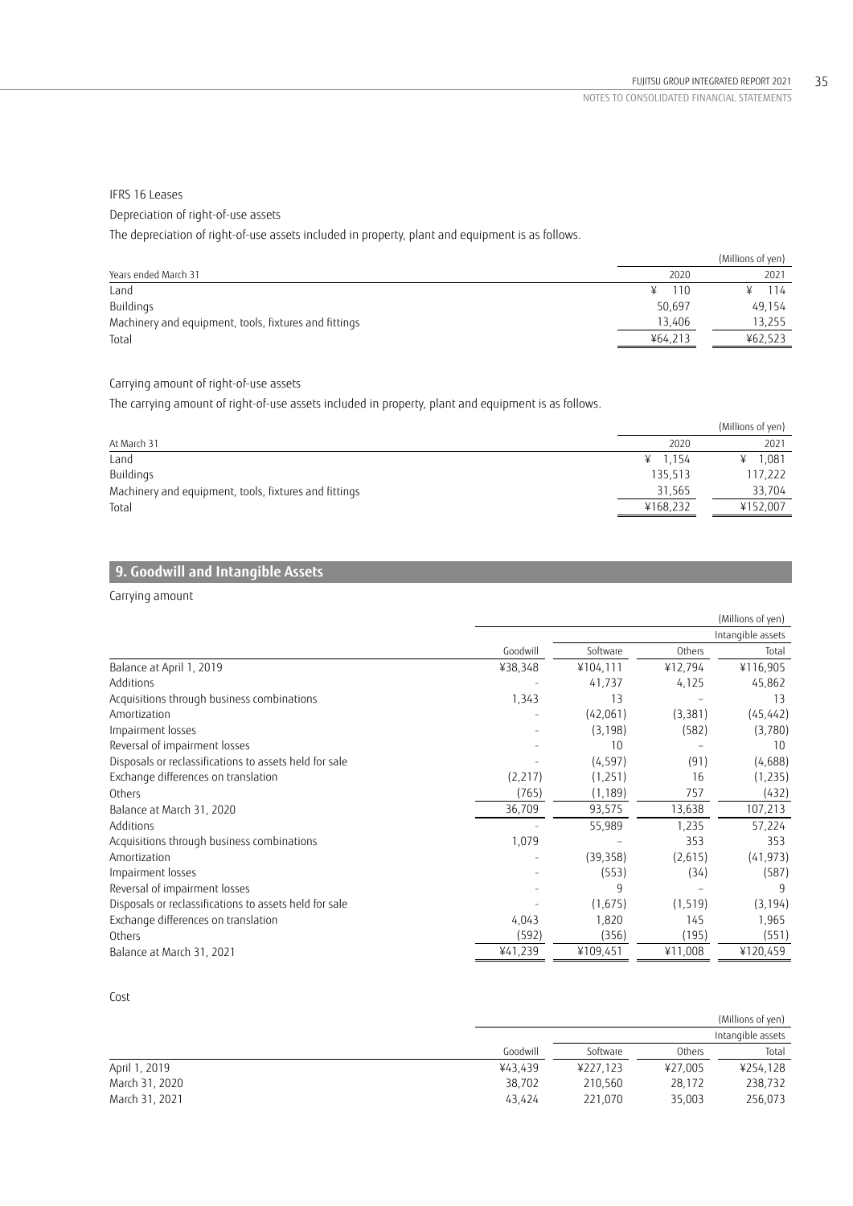IFRS 16 Leases

Depreciation of right-of-use assets

The depreciation of right-of-use assets included in property, plant and equipment is as follows.

| | | (Millions of yen) |
|---|---|---|
| Years ended March 31 | 2020 | 2021 |
| Land | ¥ 110 | ¥ 114 |
| Buildings | 50,697 | 49,154 |
| Machinery and equipment, tools, fixtures and fittings | 13,406 | 13,255 |
| Total | ¥64,213 | ¥62,523 |

Carrying amount of right-of-use assets

The carrying amount of right-of-use assets included in property, plant and equipment is as follows.

| | | (Millions of yen) |
|---|---|---|
| At March 31 | 2020 | 2021 |
| Land | ¥ 1,154 | ¥ 1,081 |
| Buildings | 135,513 | 117,222 |
| Machinery and equipment, tools, fixtures and fittings | 31,565 | 33,704 |
| Total | ¥168,232 | ¥152,007 |

## 9. Goodwill and Intangible Assets

Carrying amount

| | | | | (Millions of yen) |
|---|---|---|---|---|
| | | | | Intangible assets |
| | Goodwill | Software | Others | Total |
| Balance at April 1, 2019 | ¥38,348 | ¥104,111 | ¥12,794 | ¥116,905 |
| Additions | - | 41,737 | 4,125 | 45,862 |
| Acquisitions through business combinations | 1,343 | 13 | – | 13 |
| Amortization | - | (42,061) | (3,381) | (45,442) |
| Impairment losses | - | (3,198) | (582) | (3,780) |
| Reversal of impairment losses | - | 10 | – | 10 |
| Disposals or reclassifications to assets held for sale | - | (4,597) | (91) | (4,688) |
| Exchange differences on translation | (2,217) | (1,251) | 16 | (1,235) |
| Others | (765) | (1,189) | 757 | (432) |
| Balance at March 31, 2020 | 36,709 | 93,575 | 13,638 | 107,213 |
| Additions | - | 55,989 | 1,235 | 57,224 |
| Acquisitions through business combinations | 1,079 | – | 353 | 353 |
| Amortization | - | (39,358) | (2,615) | (41,973) |
| Impairment losses | - | (553) | (34) | (587) |
| Reversal of impairment losses | - | 9 | – | 9 |
| Disposals or reclassifications to assets held for sale | - | (1,675) | (1,519) | (3,194) |
| Exchange differences on translation | 4,043 | 1,820 | 145 | 1,965 |
| Others | (592) | (356) | (195) | (551) |
| Balance at March 31, 2021 | ¥41,239 | ¥109,451 | ¥11,008 | ¥120,459 |

Cost

| | | | | (Millions of yen) |
|---|---|---|---|---|
| | | | | Intangible assets |
| | Goodwill | Software | Others | Total |
| April 1, 2019 | ¥43,439 | ¥227,123 | ¥27,005 | ¥254,128 |
| March 31, 2020 | 38,702 | 210,560 | 28,172 | 238,732 |
| March 31, 2021 | 43,424 | 221,070 | 35,003 | 256,073 |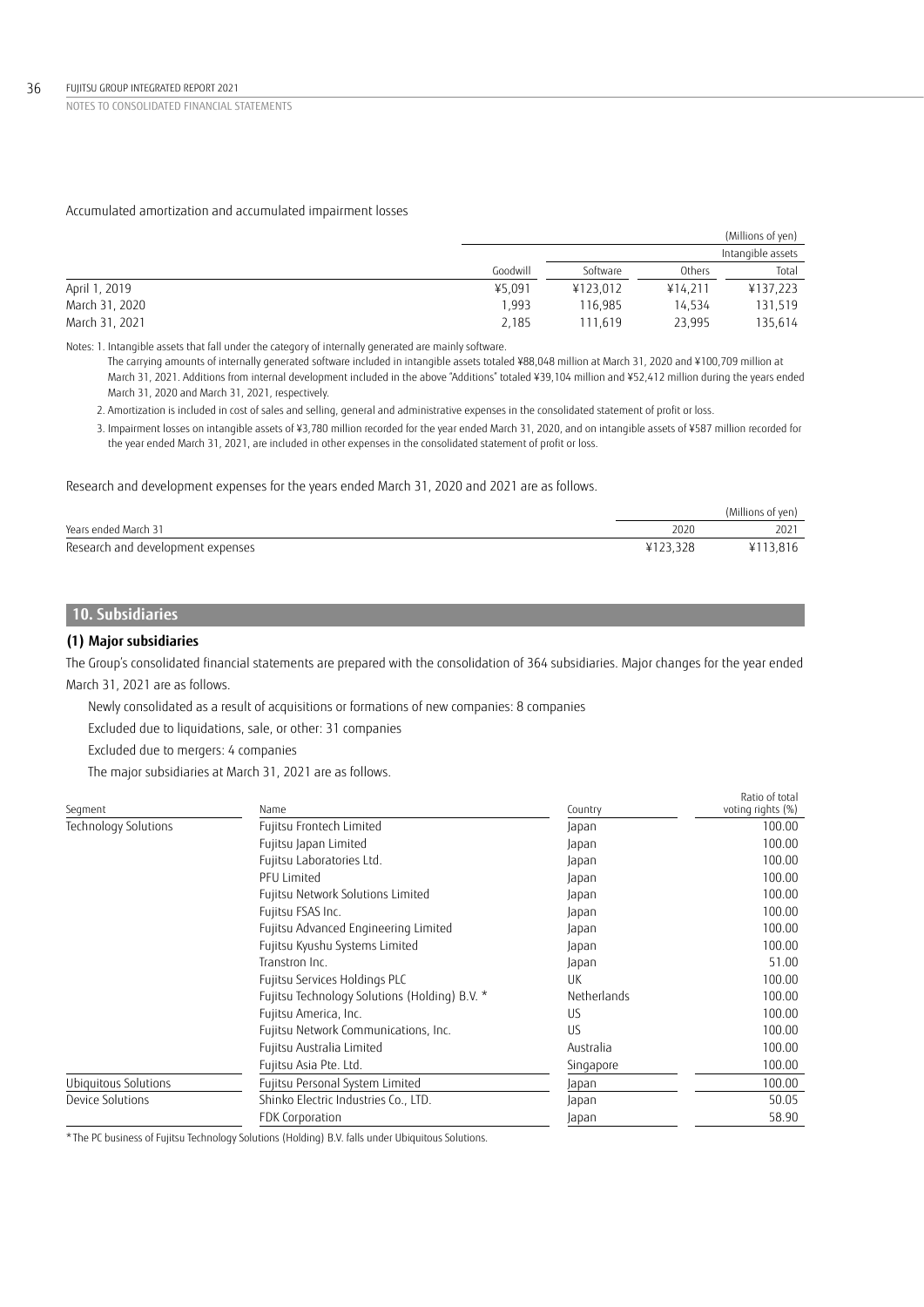Accumulated amortization and accumulated impairment losses

| | | | | (Millions of yen) |
|---|---|---|---|---|
| | | Intangible assets | | |
| | Goodwill | Software | Others | Total |
| April 1, 2019 | ¥5,091 | ¥123,012 | ¥14,211 | ¥137,223 |
| March 31, 2020 | 1,993 | 116,985 | 14,534 | 131,519 |
| March 31, 2021 | 2,185 | 111,619 | 23,995 | 135,614 |

Notes: 1. Intangible assets that fall under the category of internally generated are mainly software.
The carrying amounts of internally generated software included in intangible assets totaled ¥88,048 million at March 31, 2020 and ¥100,709 million at March 31, 2021. Additions from internal development included in the above "Additions" totaled ¥39,104 million and ¥52,412 million during the years ended March 31, 2020 and March 31, 2021, respectively.

2. Amortization is included in cost of sales and selling, general and administrative expenses in the consolidated statement of profit or loss.

3. Impairment losses on intangible assets of ¥3,780 million recorded for the year ended March 31, 2020, and on intangible assets of ¥587 million recorded for the year ended March 31, 2021, are included in other expenses in the consolidated statement of profit or loss.

Research and development expenses for the years ended March 31, 2020 and 2021 are as follows.

| | | (Millions of yen) |
|---|---|---|
| Years ended March 31 | 2020 | 2021 |
| Research and development expenses | ¥123,328 | ¥113,816 |

## 10. Subsidiaries

### (1) Major subsidiaries

The Group's consolidated financial statements are prepared with the consolidation of 364 subsidiaries. Major changes for the year ended March 31, 2021 are as follows.

Newly consolidated as a result of acquisitions or formations of new companies: 8 companies

Excluded due to liquidations, sale, or other: 31 companies

Excluded due to mergers: 4 companies

The major subsidiaries at March 31, 2021 are as follows.

| Segment | Name | Country | Ratio of total voting rights (%) |
|---|---|---|---|
| Technology Solutions | Fujitsu Frontech Limited | Japan | 100.00 |
| | Fujitsu Japan Limited | Japan | 100.00 |
| | Fujitsu Laboratories Ltd. | Japan | 100.00 |
| | PFU Limited | Japan | 100.00 |
| | Fujitsu Network Solutions Limited | Japan | 100.00 |
| | Fujitsu FSAS Inc. | Japan | 100.00 |
| | Fujitsu Advanced Engineering Limited | Japan | 100.00 |
| | Fujitsu Kyushu Systems Limited | Japan | 100.00 |
| | Transtron Inc. | Japan | 51.00 |
| | Fujitsu Services Holdings PLC | UK | 100.00 |
| | Fujitsu Technology Solutions (Holding) B.V. * | Netherlands | 100.00 |
| | Fujitsu America, Inc. | US | 100.00 |
| | Fujitsu Network Communications, Inc. | US | 100.00 |
| | Fujitsu Australia Limited | Australia | 100.00 |
| | Fujitsu Asia Pte. Ltd. | Singapore | 100.00 |
| Ubiquitous Solutions | Fujitsu Personal System Limited | Japan | 100.00 |
| Device Solutions | Shinko Electric Industries Co., LTD. | Japan | 50.05 |
| | FDK Corporation | Japan | 58.90 |

* The PC business of Fujitsu Technology Solutions (Holding) B.V. falls under Ubiquitous Solutions.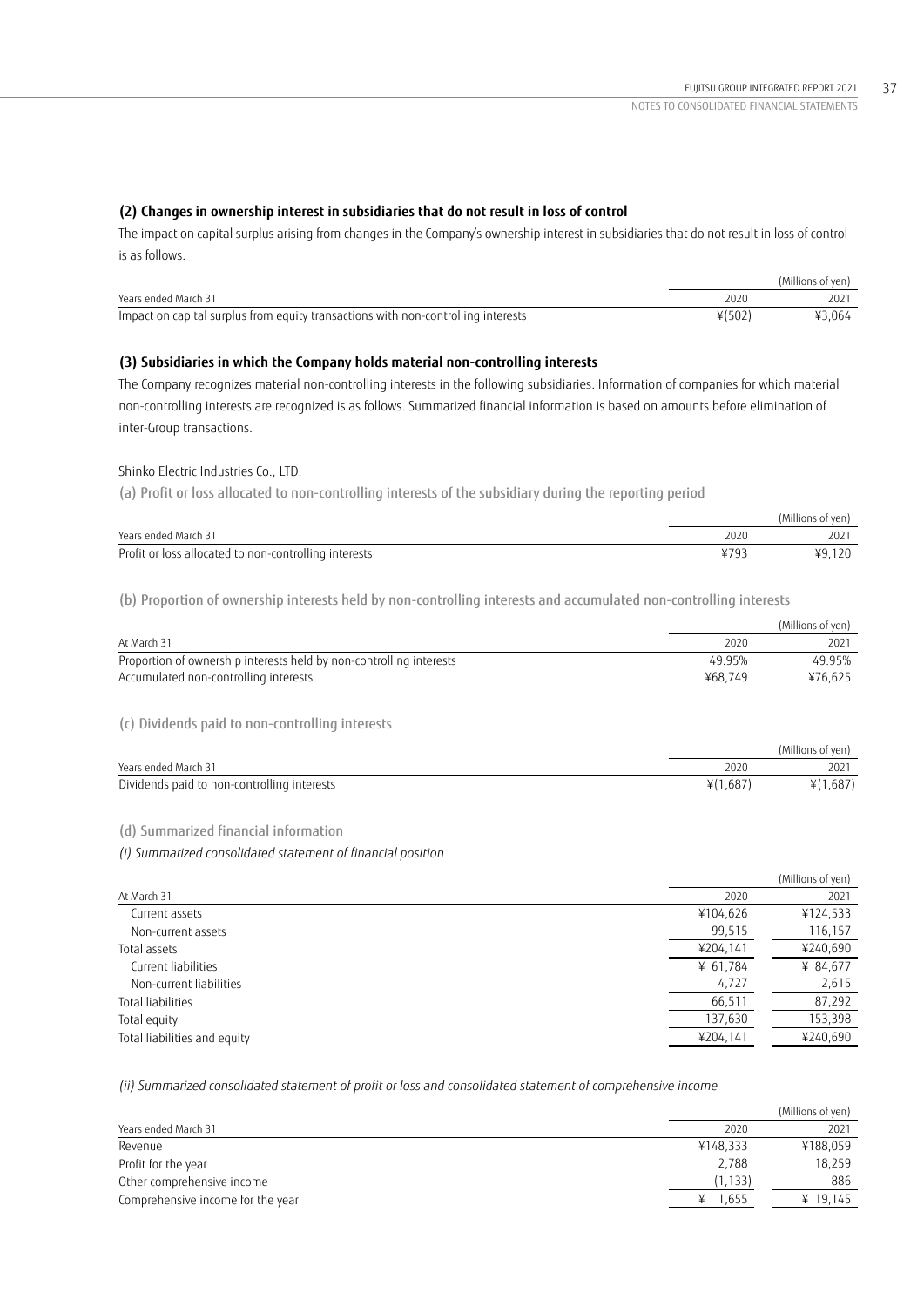### (2) Changes in ownership interest in subsidiaries that do not result in loss of control

The impact on capital surplus arising from changes in the Company's ownership interest in subsidiaries that do not result in loss of control is as follows.

| | | (Millions of yen) |
|---|---|---|
| Years ended March 31 | 2020 | 2021 |
| Impact on capital surplus from equity transactions with non-controlling interests | ¥(502) | ¥3,064 |

### (3) Subsidiaries in which the Company holds material non-controlling interests

The Company recognizes material non-controlling interests in the following subsidiaries. Information of companies for which material non-controlling interests are recognized is as follows. Summarized financial information is based on amounts before elimination of inter-Group transactions.

Shinko Electric Industries Co., LTD.

(a) Profit or loss allocated to non-controlling interests of the subsidiary during the reporting period

| | | (Millions of yen) |
|---|---|---|
| Years ended March 31 | 2020 | 2021 |
| Profit or loss allocated to non-controlling interests | ¥793 | ¥9,120 |

(b) Proportion of ownership interests held by non-controlling interests and accumulated non-controlling interests

| | | (Millions of yen) |
|---|---|---|
| At March 31 | 2020 | 2021 |
| Proportion of ownership interests held by non-controlling interests | 49.95% | 49.95% |
| Accumulated non-controlling interests | ¥68,749 | ¥76,625 |

(c) Dividends paid to non-controlling interests

| | | (Millions of yen) |
|---|---|---|
| Years ended March 31 | 2020 | 2021 |
| Dividends paid to non-controlling interests | ¥(1,687) | ¥(1,687) |

(d) Summarized financial information

*(i) Summarized consolidated statement of financial position*

| | | (Millions of yen) |
|---|---|---|
| At March 31 | 2020 | 2021 |
| Current assets | ¥104,626 | ¥124,533 |
| Non-current assets | 99,515 | 116,157 |
| Total assets | ¥204,141 | ¥240,690 |
| Current liabilities | ¥ 61,784 | ¥ 84,677 |
| Non-current liabilities | 4,727 | 2,615 |
| Total liabilities | 66,511 | 87,292 |
| Total equity | 137,630 | 153,398 |
| Total liabilities and equity | ¥204,141 | ¥240,690 |

*(ii) Summarized consolidated statement of profit or loss and consolidated statement of comprehensive income*

| | | (Millions of yen) |
|---|---|---|
| Years ended March 31 | 2020 | 2021 |
| Revenue | ¥148,333 | ¥188,059 |
| Profit for the year | 2,788 | 18,259 |
| Other comprehensive income | (1,133) | 886 |
| Comprehensive income for the year | ¥ 1,655 | ¥ 19,145 |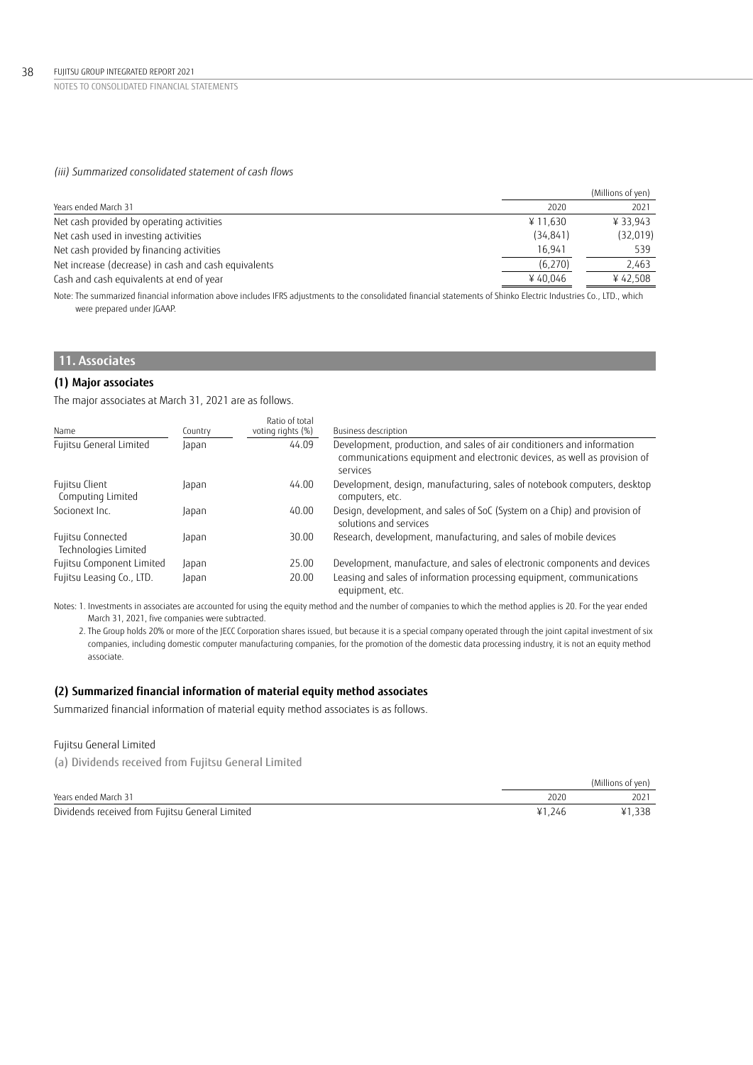*(iii) Summarized consolidated statement of cash flows*

| Years ended March 31 | 2020 | 2021 |
|---|---|---|
| | | (Millions of yen) |
| Net cash provided by operating activities | ¥ 11,630 | ¥ 33,943 |
| Net cash used in investing activities | (34,841) | (32,019) |
| Net cash provided by financing activities | 16,941 | 539 |
| Net increase (decrease) in cash and cash equivalents | (6,270) | 2,463 |
| Cash and cash equivalents at end of year | ¥ 40,046 | ¥ 42,508 |

Note: The summarized financial information above includes IFRS adjustments to the consolidated financial statements of Shinko Electric Industries Co., LTD., which were prepared under JGAAP.

## 11. Associates

### (1) Major associates

The major associates at March 31, 2021 are as follows.

| Name | Country | Ratio of total voting rights (%) | Business description |
|---|---|---|---|
| Fujitsu General Limited | Japan | 44.09 | Development, production, and sales of air conditioners and information communications equipment and electronic devices, as well as provision of services |
| Fujitsu Client Computing Limited | Japan | 44.00 | Development, design, manufacturing, sales of notebook computers, desktop computers, etc. |
| Socionext Inc. | Japan | 40.00 | Design, development, and sales of SoC (System on a Chip) and provision of solutions and services |
| Fujitsu Connected Technologies Limited | Japan | 30.00 | Research, development, manufacturing, and sales of mobile devices |
| Fujitsu Component Limited | Japan | 25.00 | Development, manufacture, and sales of electronic components and devices |
| Fujitsu Leasing Co., LTD. | Japan | 20.00 | Leasing and sales of information processing equipment, communications equipment, etc. |

Notes: 1. Investments in associates are accounted for using the equity method and the number of companies to which the method applies is 20. For the year ended March 31, 2021, five companies were subtracted.

2. The Group holds 20% or more of the JECC Corporation shares issued, but because it is a special company operated through the joint capital investment of six companies, including domestic computer manufacturing companies, for the promotion of the domestic data processing industry, it is not an equity method associate.

### (2) Summarized financial information of material equity method associates

Summarized financial information of material equity method associates is as follows.

Fujitsu General Limited

(a) Dividends received from Fujitsu General Limited

| Years ended March 31 | 2020 | 2021 |
|---|---|---|
| | | (Millions of yen) |
| Dividends received from Fujitsu General Limited | ¥1,246 | ¥1,338 |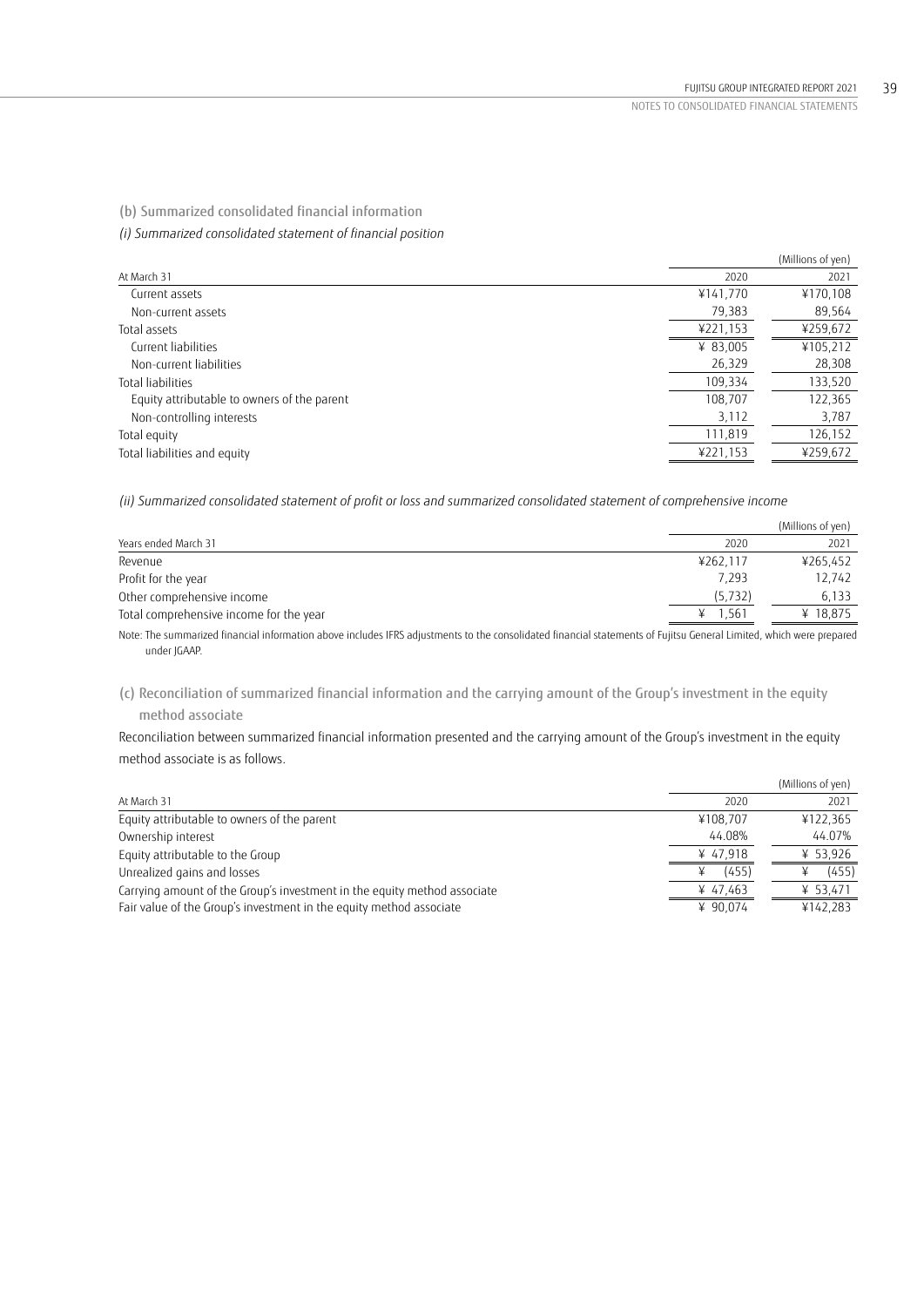### (b) Summarized consolidated financial information

#### *(i) Summarized consolidated statement of financial position*

| | | (Millions of yen) |
|---|---|---|
| At March 31 | 2020 | 2021 |
| Current assets | ¥141,770 | ¥170,108 |
| Non-current assets | 79,383 | 89,564 |
| Total assets | ¥221,153 | ¥259,672 |
| Current liabilities | ¥ 83,005 | ¥105,212 |
| Non-current liabilities | 26,329 | 28,308 |
| Total liabilities | 109,334 | 133,520 |
| Equity attributable to owners of the parent | 108,707 | 122,365 |
| Non-controlling interests | 3,112 | 3,787 |
| Total equity | 111,819 | 126,152 |
| Total liabilities and equity | ¥221,153 | ¥259,672 |

#### *(ii) Summarized consolidated statement of profit or loss and summarized consolidated statement of comprehensive income*

| | | (Millions of yen) |
|---|---|---|
| Years ended March 31 | 2020 | 2021 |
| Revenue | ¥262,117 | ¥265,452 |
| Profit for the year | 7,293 | 12,742 |
| Other comprehensive income | (5,732) | 6,133 |
| Total comprehensive income for the year | ¥ 1,561 | ¥ 18,875 |

Note: The summarized financial information above includes IFRS adjustments to the consolidated financial statements of Fujitsu General Limited, which were prepared under JGAAP.

### (c) Reconciliation of summarized financial information and the carrying amount of the Group's investment in the equity method associate

Reconciliation between summarized financial information presented and the carrying amount of the Group's investment in the equity method associate is as follows.

| | | (Millions of yen) |
|---|---|---|
| At March 31 | 2020 | 2021 |
| Equity attributable to owners of the parent | ¥108,707 | ¥122,365 |
| Ownership interest | 44.08% | 44.07% |
| Equity attributable to the Group | ¥ 47,918 | ¥ 53,926 |
| Unrealized gains and losses | ¥ (455) | ¥ (455) |
| Carrying amount of the Group's investment in the equity method associate | ¥ 47,463 | ¥ 53,471 |
| Fair value of the Group's investment in the equity method associate | ¥ 90,074 | ¥142,283 |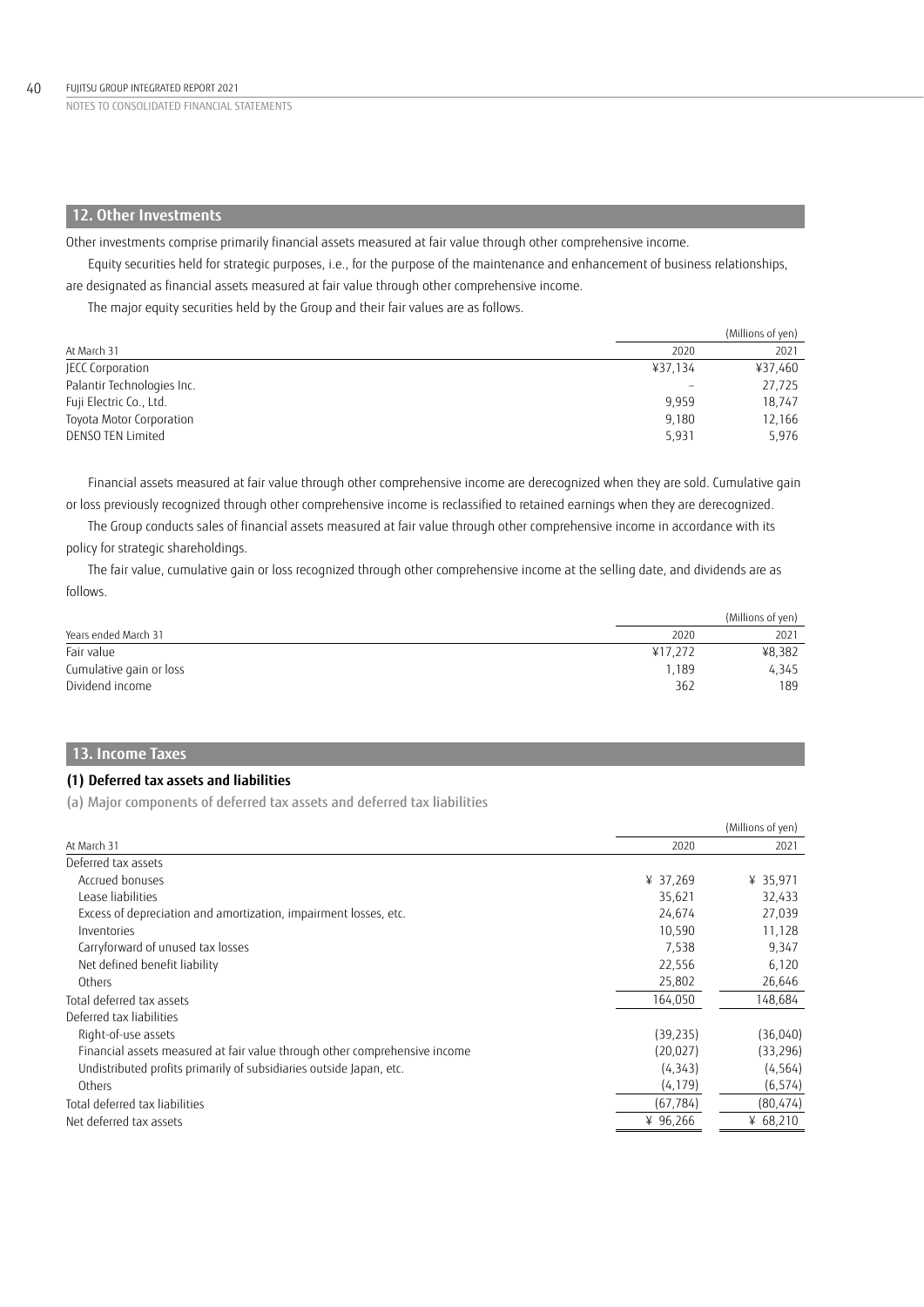## 12. Other Investments

Other investments comprise primarily financial assets measured at fair value through other comprehensive income.

Equity securities held for strategic purposes, i.e., for the purpose of the maintenance and enhancement of business relationships, are designated as financial assets measured at fair value through other comprehensive income.

The major equity securities held by the Group and their fair values are as follows.

| | | (Millions of yen) |
|---|---|---|
| At March 31 | 2020 | 2021 |
| JECC Corporation | ¥37,134 | ¥37,460 |
| Palantir Technologies Inc. | – | 27,725 |
| Fuji Electric Co., Ltd. | 9,959 | 18,747 |
| Toyota Motor Corporation | 9,180 | 12,166 |
| DENSO TEN Limited | 5,931 | 5,976 |

Financial assets measured at fair value through other comprehensive income are derecognized when they are sold. Cumulative gain or loss previously recognized through other comprehensive income is reclassified to retained earnings when they are derecognized.

The Group conducts sales of financial assets measured at fair value through other comprehensive income in accordance with its policy for strategic shareholdings.

The fair value, cumulative gain or loss recognized through other comprehensive income at the selling date, and dividends are as follows.

| | | (Millions of yen) |
|---|---|---|
| Years ended March 31 | 2020 | 2021 |
| Fair value | ¥17,272 | ¥8,382 |
| Cumulative gain or loss | 1,189 | 4,345 |
| Dividend income | 362 | 189 |

## 13. Income Taxes

### (1) Deferred tax assets and liabilities

(a) Major components of deferred tax assets and deferred tax liabilities

| | | (Millions of yen) |
|---|---|---|
| At March 31 | 2020 | 2021 |
| Deferred tax assets | | |
| Accrued bonuses | ¥ 37,269 | ¥ 35,971 |
| Lease liabilities | 35,621 | 32,433 |
| Excess of depreciation and amortization, impairment losses, etc. | 24,674 | 27,039 |
| Inventories | 10,590 | 11,128 |
| Carryforward of unused tax losses | 7,538 | 9,347 |
| Net defined benefit liability | 22,556 | 6,120 |
| Others | 25,802 | 26,646 |
| Total deferred tax assets | 164,050 | 148,684 |
| Deferred tax liabilities | | |
| Right-of-use assets | (39,235) | (36,040) |
| Financial assets measured at fair value through other comprehensive income | (20,027) | (33,296) |
| Undistributed profits primarily of subsidiaries outside Japan, etc. | (4,343) | (4,564) |
| Others | (4,179) | (6,574) |
| Total deferred tax liabilities | (67,784) | (80,474) |
| Net deferred tax assets | ¥ 96,266 | ¥ 68,210 |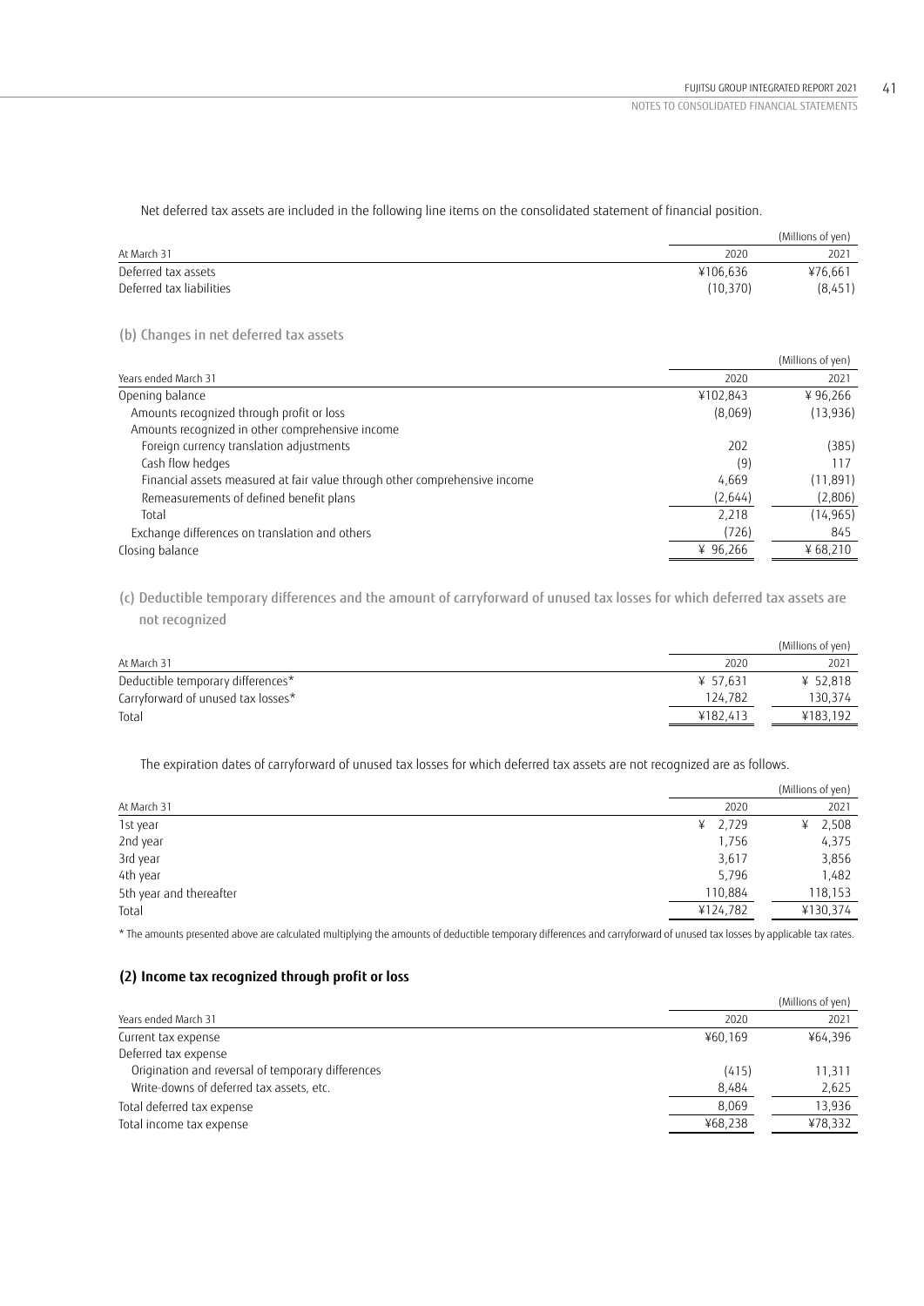Net deferred tax assets are included in the following line items on the consolidated statement of financial position.

| At March 31 | 2020 | 2021 |
|---|---|---|
| | | (Millions of yen) |
| Deferred tax assets | ¥106,636 | ¥76,661 |
| Deferred tax liabilities | (10,370) | (8,451) |

(b) Changes in net deferred tax assets

| Years ended March 31 | 2020 | 2021 |
|---|---|---|
| | | (Millions of yen) |
| Opening balance | ¥102,843 | ¥ 96,266 |
| Amounts recognized through profit or loss | (8,069) | (13,936) |
| Amounts recognized in other comprehensive income | | |
| Foreign currency translation adjustments | 202 | (385) |
| Cash flow hedges | (9) | 117 |
| Financial assets measured at fair value through other comprehensive income | 4,669 | (11,891) |
| Remeasurements of defined benefit plans | (2,644) | (2,806) |
| Total | 2,218 | (14,965) |
| Exchange differences on translation and others | (726) | 845 |
| Closing balance | ¥ 96,266 | ¥ 68,210 |

(c) Deductible temporary differences and the amount of carryforward of unused tax losses for which deferred tax assets are not recognized

| At March 31 | 2020 | 2021 |
|---|---|---|
| | | (Millions of yen) |
| Deductible temporary differences* | ¥ 57,631 | ¥ 52,818 |
| Carryforward of unused tax losses* | 124,782 | 130,374 |
| Total | ¥182,413 | ¥183,192 |

The expiration dates of carryforward of unused tax losses for which deferred tax assets are not recognized are as follows.

| At March 31 | 2020 | 2021 |
|---|---|---|
| | | (Millions of yen) |
| 1st year | ¥ 2,729 | ¥ 2,508 |
| 2nd year | 1,756 | 4,375 |
| 3rd year | 3,617 | 3,856 |
| 4th year | 5,796 | 1,482 |
| 5th year and thereafter | 110,884 | 118,153 |
| Total | ¥124,782 | ¥130,374 |

\* The amounts presented above are calculated multiplying the amounts of deductible temporary differences and carryforward of unused tax losses by applicable tax rates.

### (2) Income tax recognized through profit or loss

| Years ended March 31 | 2020 | 2021 |
|---|---|---|
| | | (Millions of yen) |
| Current tax expense | ¥60,169 | ¥64,396 |
| Deferred tax expense | | |
| Origination and reversal of temporary differences | (415) | 11,311 |
| Write-downs of deferred tax assets, etc. | 8,484 | 2,625 |
| Total deferred tax expense | 8,069 | 13,936 |
| Total income tax expense | ¥68,238 | ¥78,332 |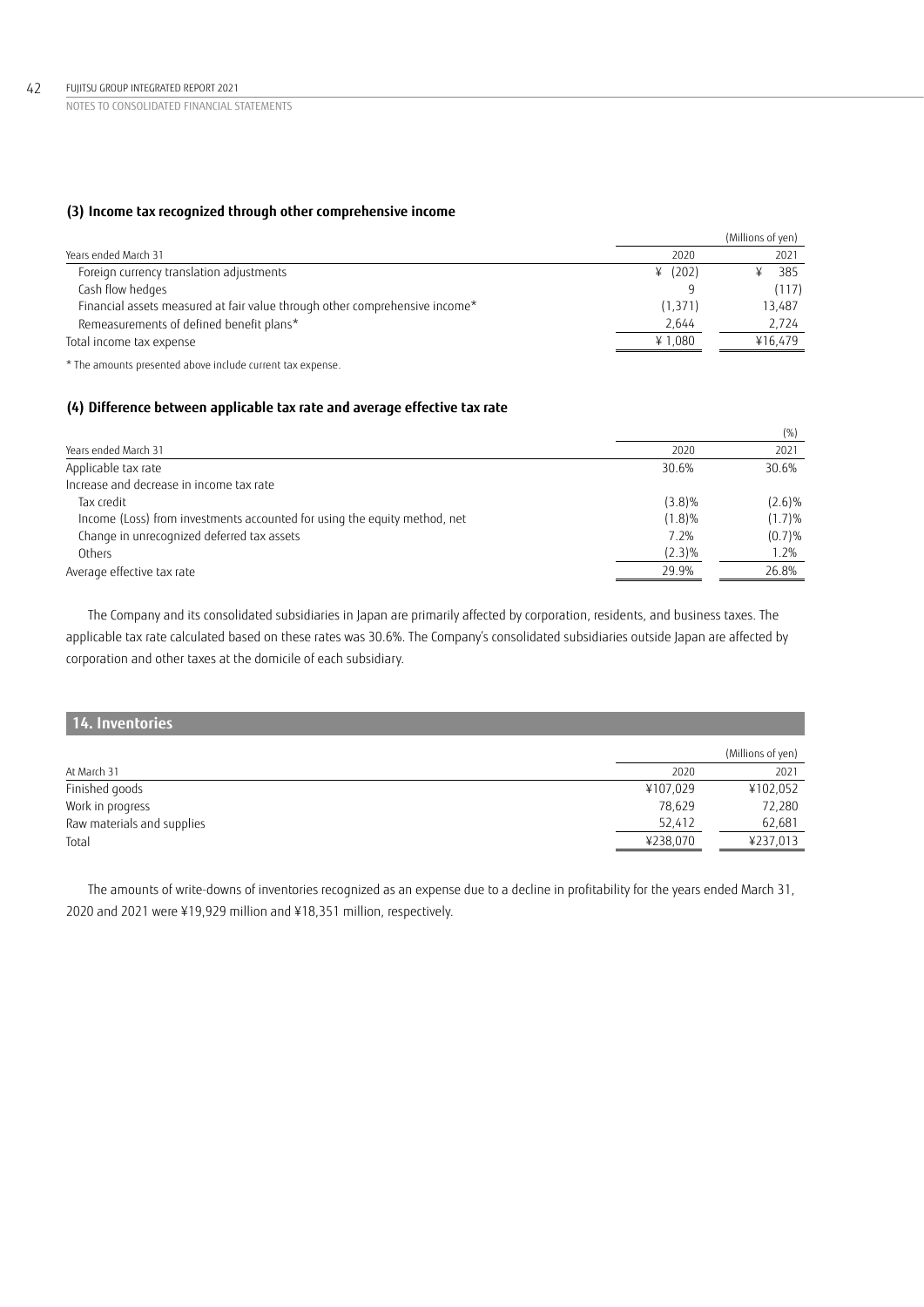### (3) Income tax recognized through other comprehensive income

| Years ended March 31 | 2020 | 2021 |
|---|---|---|
| | | (Millions of yen) |
| Foreign currency translation adjustments | ¥ (202) | ¥ 385 |
| Cash flow hedges | 9 | (117) |
| Financial assets measured at fair value through other comprehensive income* | (1,371) | 13,487 |
| Remeasurements of defined benefit plans* | 2,644 | 2,724 |
| Total income tax expense | ¥ 1,080 | ¥16,479 |

\* The amounts presented above include current tax expense.

### (4) Difference between applicable tax rate and average effective tax rate

| Years ended March 31 | 2020 | 2021 |
|---|---|---|
| | | (%) |
| Applicable tax rate | 30.6% | 30.6% |
| Increase and decrease in income tax rate | | |
| Tax credit | (3.8)% | (2.6)% |
| Income (Loss) from investments accounted for using the equity method, net | (1.8)% | (1.7)% |
| Change in unrecognized deferred tax assets | 7.2% | (0.7)% |
| Others | (2.3)% | 1.2% |
| Average effective tax rate | 29.9% | 26.8% |

The Company and its consolidated subsidiaries in Japan are primarily affected by corporation, residents, and business taxes. The applicable tax rate calculated based on these rates was 30.6%. The Company's consolidated subsidiaries outside Japan are affected by corporation and other taxes at the domicile of each subsidiary.

## 14. Inventories

| At March 31 | 2020 | 2021 |
|---|---|---|
| | | (Millions of yen) |
| Finished goods | ¥107,029 | ¥102,052 |
| Work in progress | 78,629 | 72,280 |
| Raw materials and supplies | 52,412 | 62,681 |
| Total | ¥238,070 | ¥237,013 |

The amounts of write-downs of inventories recognized as an expense due to a decline in profitability for the years ended March 31, 2020 and 2021 were ¥19,929 million and ¥18,351 million, respectively.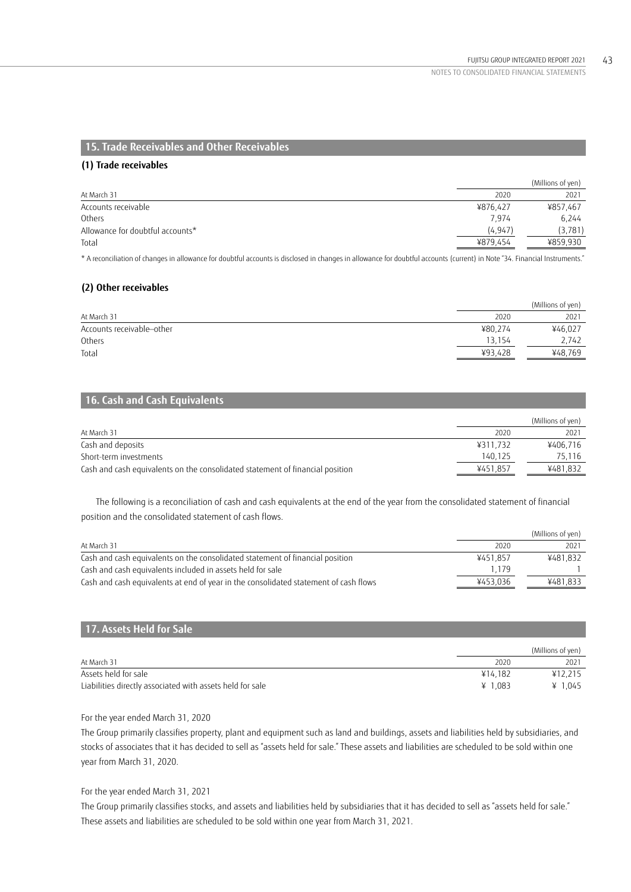## 15. Trade Receivables and Other Receivables

### (1) Trade receivables

| At March 31 | 2020 | 2021 |
|---|---|---|
| | | (Millions of yen) |
| Accounts receivable | ¥876,427 | ¥857,467 |
| Others | 7,974 | 6,244 |
| Allowance for doubtful accounts* | (4,947) | (3,781) |
| Total | ¥879,454 | ¥859,930 |

\* A reconciliation of changes in allowance for doubtful accounts is disclosed in changes in allowance for doubtful accounts (current) in Note "34. Financial Instruments."

### (2) Other receivables

| At March 31 | 2020 | 2021 |
|---|---|---|
| | | (Millions of yen) |
| Accounts receivable–other | ¥80,274 | ¥46,027 |
| Others | 13,154 | 2,742 |
| Total | ¥93,428 | ¥48,769 |

## 16. Cash and Cash Equivalents

| At March 31 | 2020 | 2021 |
|---|---|---|
| | | (Millions of yen) |
| Cash and deposits | ¥311,732 | ¥406,716 |
| Short-term investments | 140,125 | 75,116 |
| Cash and cash equivalents on the consolidated statement of financial position | ¥451,857 | ¥481,832 |

The following is a reconciliation of cash and cash equivalents at the end of the year from the consolidated statement of financial position and the consolidated statement of cash flows.

| At March 31 | 2020 | 2021 |
|---|---|---|
| | | (Millions of yen) |
| Cash and cash equivalents on the consolidated statement of financial position | ¥451,857 | ¥481,832 |
| Cash and cash equivalents included in assets held for sale | 1,179 | 1 |
| Cash and cash equivalents at end of year in the consolidated statement of cash flows | ¥453,036 | ¥481,833 |

## 17. Assets Held for Sale

| At March 31 | 2020 | 2021 |
|---|---|---|
| | | (Millions of yen) |
| Assets held for sale | ¥14,182 | ¥12,215 |
| Liabilities directly associated with assets held for sale | ¥ 1,083 | ¥ 1,045 |

For the year ended March 31, 2020

The Group primarily classifies property, plant and equipment such as land and buildings, assets and liabilities held by subsidiaries, and stocks of associates that it has decided to sell as "assets held for sale." These assets and liabilities are scheduled to be sold within one year from March 31, 2020.

For the year ended March 31, 2021

The Group primarily classifies stocks, and assets and liabilities held by subsidiaries that it has decided to sell as "assets held for sale." These assets and liabilities are scheduled to be sold within one year from March 31, 2021.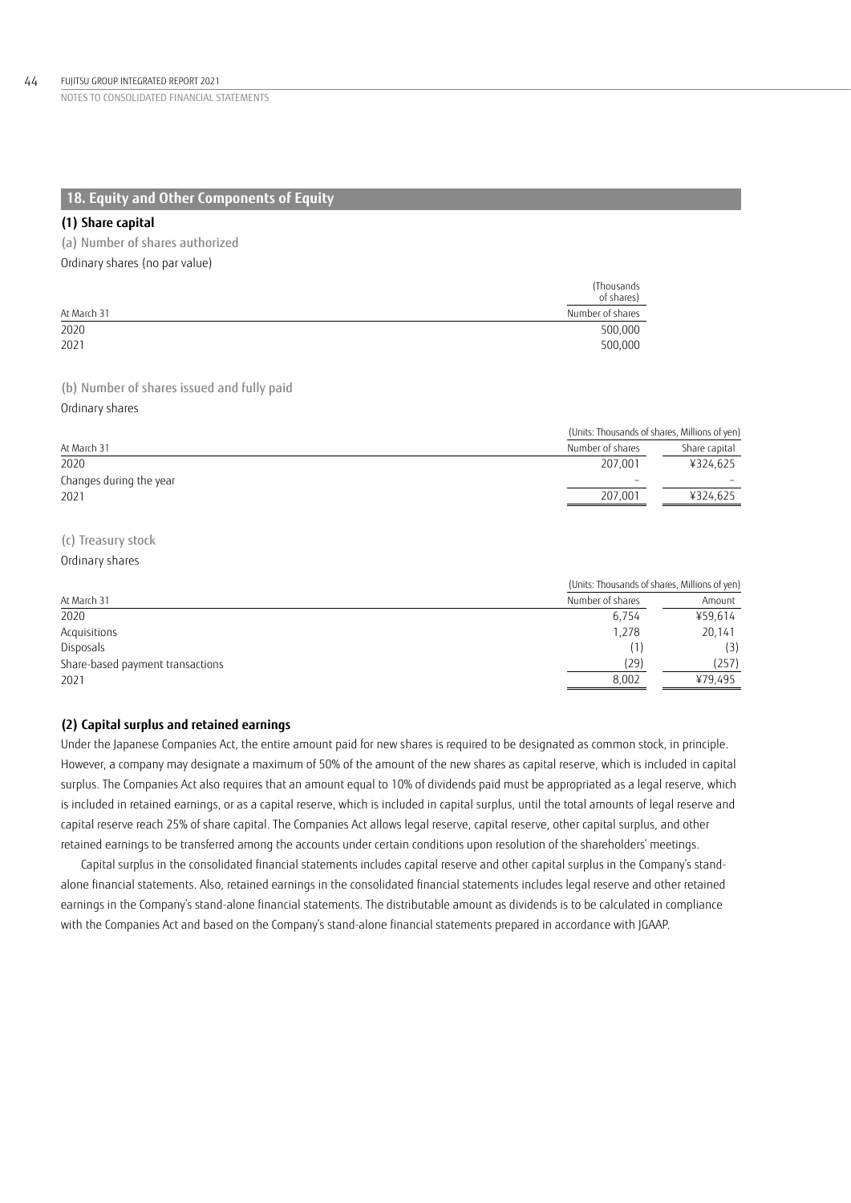## 18. Equity and Other Components of Equity

### (1) Share capital

(a) Number of shares authorized

Ordinary shares (no par value)

| At March 31 | (Thousands of shares) Number of shares |
|---|---|
| 2020 | 500,000 |
| 2021 | 500,000 |

(b) Number of shares issued and fully paid

Ordinary shares

(Units: Thousands of shares, Millions of yen)

| At March 31 | Number of shares | Share capital |
|---|---|---|
| 2020 | 207,001 | ¥324,625 |
| Changes during the year | – | – |
| 2021 | 207,001 | ¥324,625 |

(c) Treasury stock

Ordinary shares

(Units: Thousands of shares, Millions of yen)

| At March 31 | Number of shares | Amount |
|---|---|---|
| 2020 | 6,754 | ¥59,614 |
| Acquisitions | 1,278 | 20,141 |
| Disposals | (1) | (3) |
| Share-based payment transactions | (29) | (257) |
| 2021 | 8,002 | ¥79,495 |

### (2) Capital surplus and retained earnings

Under the Japanese Companies Act, the entire amount paid for new shares is required to be designated as common stock, in principle. However, a company may designate a maximum of 50% of the amount of the new shares as capital reserve, which is included in capital surplus. The Companies Act also requires that an amount equal to 10% of dividends paid must be appropriated as a legal reserve, which is included in retained earnings, or as a capital reserve, which is included in capital surplus, until the total amounts of legal reserve and capital reserve reach 25% of share capital. The Companies Act allows legal reserve, capital reserve, other capital surplus, and other retained earnings to be transferred among the accounts under certain conditions upon resolution of the shareholders' meetings.

Capital surplus in the consolidated financial statements includes capital reserve and other capital surplus in the Company's stand-alone financial statements. Also, retained earnings in the consolidated financial statements includes legal reserve and other retained earnings in the Company's stand-alone financial statements. The distributable amount as dividends is to be calculated in compliance with the Companies Act and based on the Company's stand-alone financial statements prepared in accordance with JGAAP.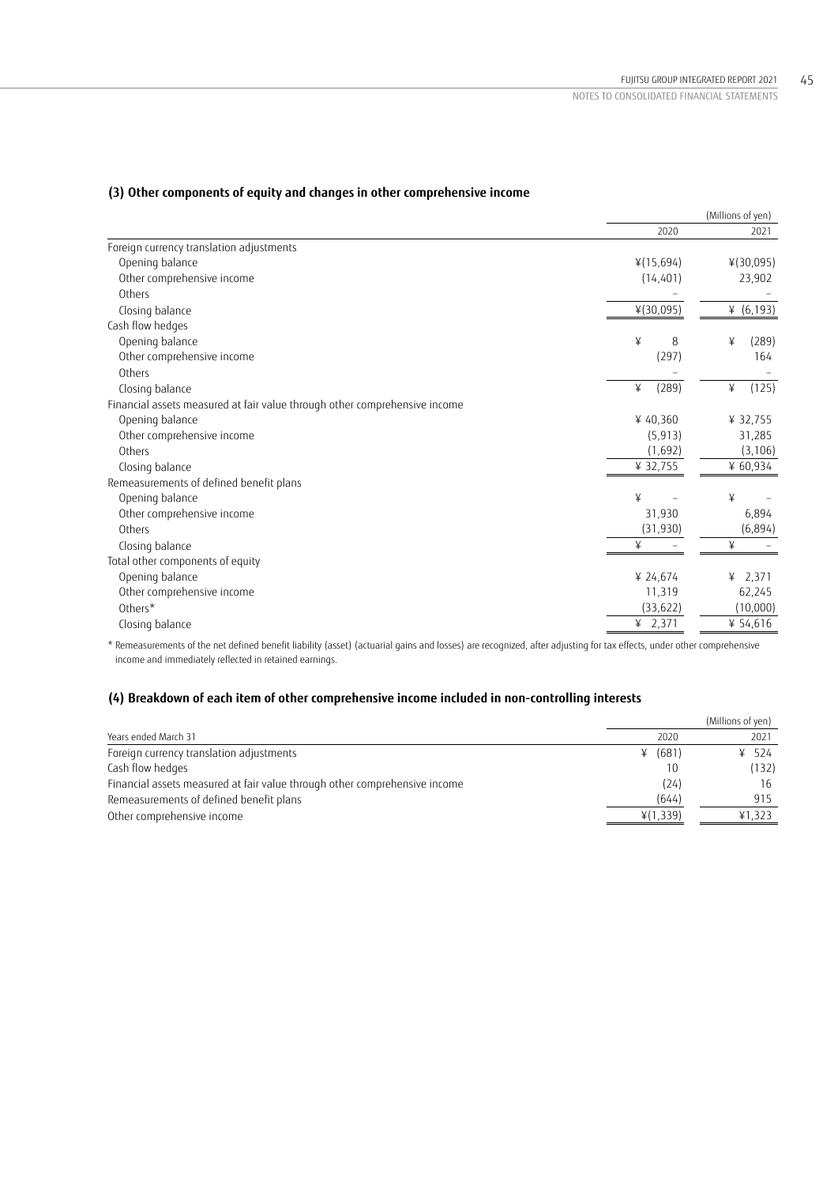### (3) Other components of equity and changes in other comprehensive income

| | | (Millions of yen) |
|---|---|---|
| | 2020 | 2021 |
| Foreign currency translation adjustments | | |
| Opening balance | ¥(15,694) | ¥(30,095) |
| Other comprehensive income | (14,401) | 23,902 |
| Others | – | – |
| Closing balance | ¥(30,095) | ¥ (6,193) |
| Cash flow hedges | | |
| Opening balance | ¥ 8 | ¥ (289) |
| Other comprehensive income | (297) | 164 |
| Others | – | – |
| Closing balance | ¥ (289) | ¥ (125) |
| Financial assets measured at fair value through other comprehensive income | | |
| Opening balance | ¥ 40,360 | ¥ 32,755 |
| Other comprehensive income | (5,913) | 31,285 |
| Others | (1,692) | (3,106) |
| Closing balance | ¥ 32,755 | ¥ 60,934 |
| Remeasurements of defined benefit plans | | |
| Opening balance | ¥ – | ¥ – |
| Other comprehensive income | 31,930 | 6,894 |
| Others | (31,930) | (6,894) |
| Closing balance | ¥ – | ¥ – |
| Total other components of equity | | |
| Opening balance | ¥ 24,674 | ¥ 2,371 |
| Other comprehensive income | 11,319 | 62,245 |
| Others* | (33,622) | (10,000) |
| Closing balance | ¥ 2,371 | ¥ 54,616 |

* Remeasurements of the net defined benefit liability (asset) (actuarial gains and losses) are recognized, after adjusting for tax effects, under other comprehensive income and immediately reflected in retained earnings.

### (4) Breakdown of each item of other comprehensive income included in non-controlling interests

| | | (Millions of yen) |
|---|---|---|
| Years ended March 31 | 2020 | 2021 |
| Foreign currency translation adjustments | ¥ (681) | ¥ 524 |
| Cash flow hedges | 10 | (132) |
| Financial assets measured at fair value through other comprehensive income | (24) | 16 |
| Remeasurements of defined benefit plans | (644) | 915 |
| Other comprehensive income | ¥(1,339) | ¥1,323 |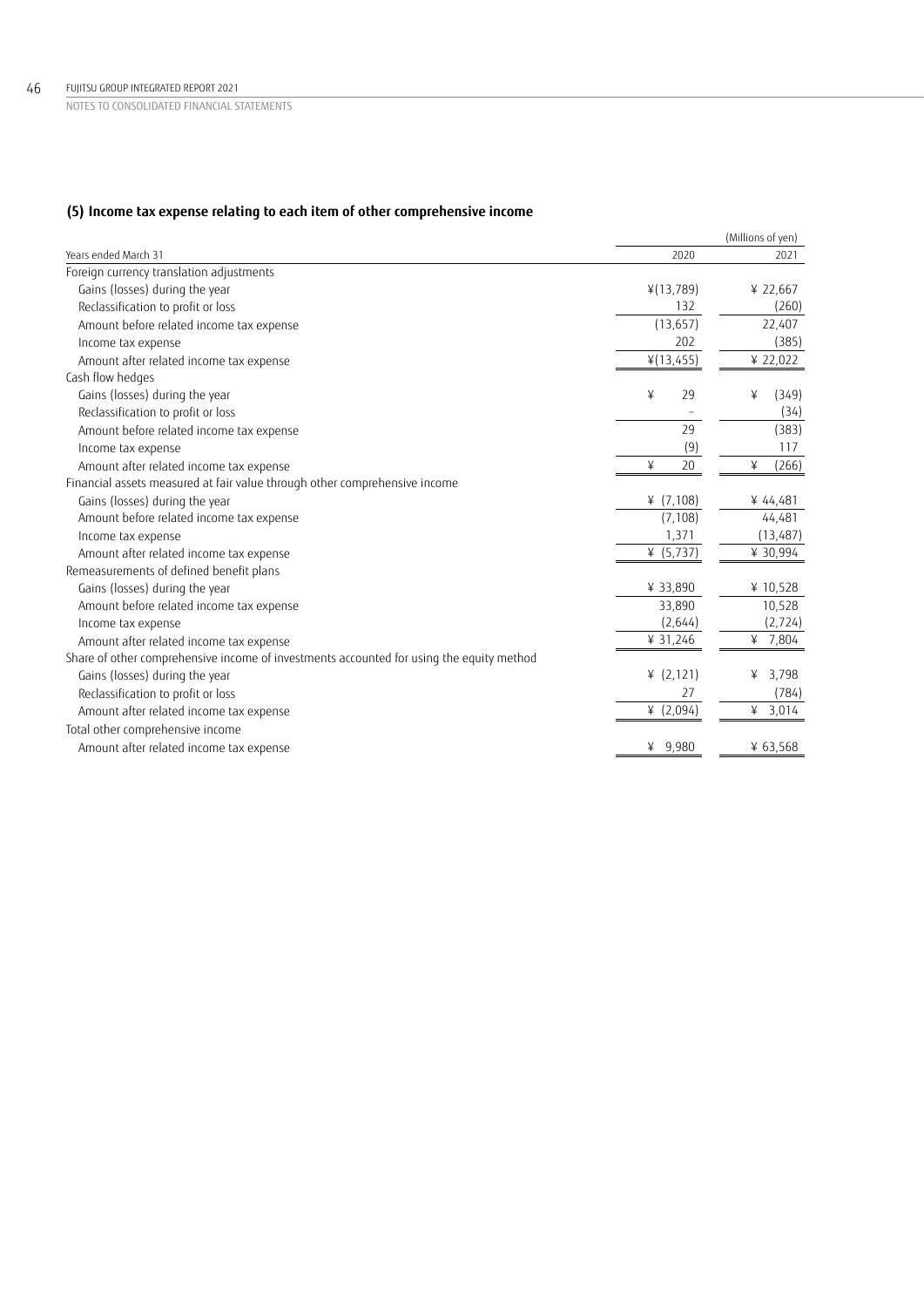### (5) Income tax expense relating to each item of other comprehensive income

| | | (Millions of yen) |
|---|---|---|
| Years ended March 31 | 2020 | 2021 |
| Foreign currency translation adjustments | | |
| Gains (losses) during the year | ¥(13,789) | ¥ 22,667 |
| Reclassification to profit or loss | 132 | (260) |
| Amount before related income tax expense | (13,657) | 22,407 |
| Income tax expense | 202 | (385) |
| Amount after related income tax expense | ¥(13,455) | ¥ 22,022 |
| Cash flow hedges | | |
| Gains (losses) during the year | ¥ 29 | ¥ (349) |
| Reclassification to profit or loss | – | (34) |
| Amount before related income tax expense | 29 | (383) |
| Income tax expense | (9) | 117 |
| Amount after related income tax expense | ¥ 20 | ¥ (266) |
| Financial assets measured at fair value through other comprehensive income | | |
| Gains (losses) during the year | ¥ (7,108) | ¥ 44,481 |
| Amount before related income tax expense | (7,108) | 44,481 |
| Income tax expense | 1,371 | (13,487) |
| Amount after related income tax expense | ¥ (5,737) | ¥ 30,994 |
| Remeasurements of defined benefit plans | | |
| Gains (losses) during the year | ¥ 33,890 | ¥ 10,528 |
| Amount before related income tax expense | 33,890 | 10,528 |
| Income tax expense | (2,644) | (2,724) |
| Amount after related income tax expense | ¥ 31,246 | ¥ 7,804 |
| Share of other comprehensive income of investments accounted for using the equity method | | |
| Gains (losses) during the year | ¥ (2,121) | ¥ 3,798 |
| Reclassification to profit or loss | 27 | (784) |
| Amount after related income tax expense | ¥ (2,094) | ¥ 3,014 |
| Total other comprehensive income | | |
| Amount after related income tax expense | ¥ 9,980 | ¥ 63,568 |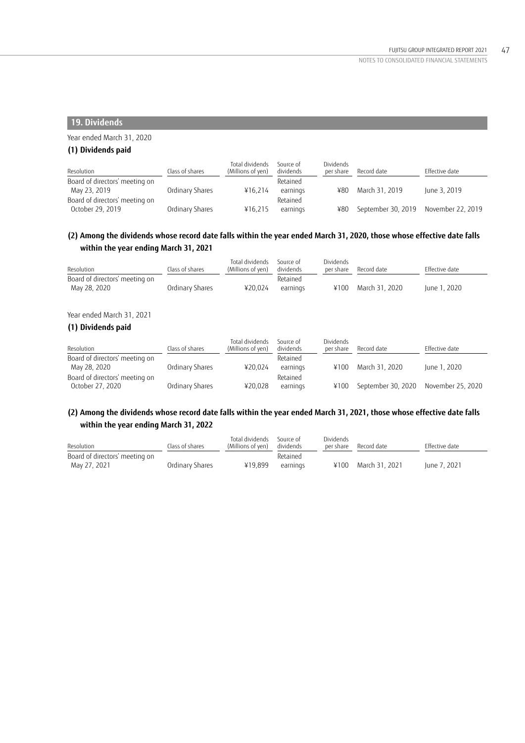## 19. Dividends

Year ended March 31, 2020

### (1) Dividends paid

| Resolution | Class of shares | Total dividends (Millions of yen) | Source of dividends | Dividends per share | Record date | Effective date |
|---|---|---|---|---|---|---|
| Board of directors' meeting on May 23, 2019 | Ordinary Shares | ¥16,214 | Retained earnings | ¥80 | March 31, 2019 | June 3, 2019 |
| Board of directors' meeting on October 29, 2019 | Ordinary Shares | ¥16,215 | Retained earnings | ¥80 | September 30, 2019 | November 22, 2019 |

### (2) Among the dividends whose record date falls within the year ended March 31, 2020, those whose effective date falls within the year ending March 31, 2021

| Resolution | Class of shares | Total dividends (Millions of yen) | Source of dividends | Dividends per share | Record date | Effective date |
|---|---|---|---|---|---|---|
| Board of directors' meeting on May 28, 2020 | Ordinary Shares | ¥20,024 | Retained earnings | ¥100 | March 31, 2020 | June 1, 2020 |

Year ended March 31, 2021

### (1) Dividends paid

| Resolution | Class of shares | Total dividends (Millions of yen) | Source of dividends | Dividends per share | Record date | Effective date |
|---|---|---|---|---|---|---|
| Board of directors' meeting on May 28, 2020 | Ordinary Shares | ¥20,024 | Retained earnings | ¥100 | March 31, 2020 | June 1, 2020 |
| Board of directors' meeting on October 27, 2020 | Ordinary Shares | ¥20,028 | Retained earnings | ¥100 | September 30, 2020 | November 25, 2020 |

### (2) Among the dividends whose record date falls within the year ended March 31, 2021, those whose effective date falls within the year ending March 31, 2022

| Resolution | Class of shares | Total dividends (Millions of yen) | Source of dividends | Dividends per share | Record date | Effective date |
|---|---|---|---|---|---|---|
| Board of directors' meeting on May 27, 2021 | Ordinary Shares | ¥19,899 | Retained earnings | ¥100 | March 31, 2021 | June 7, 2021 |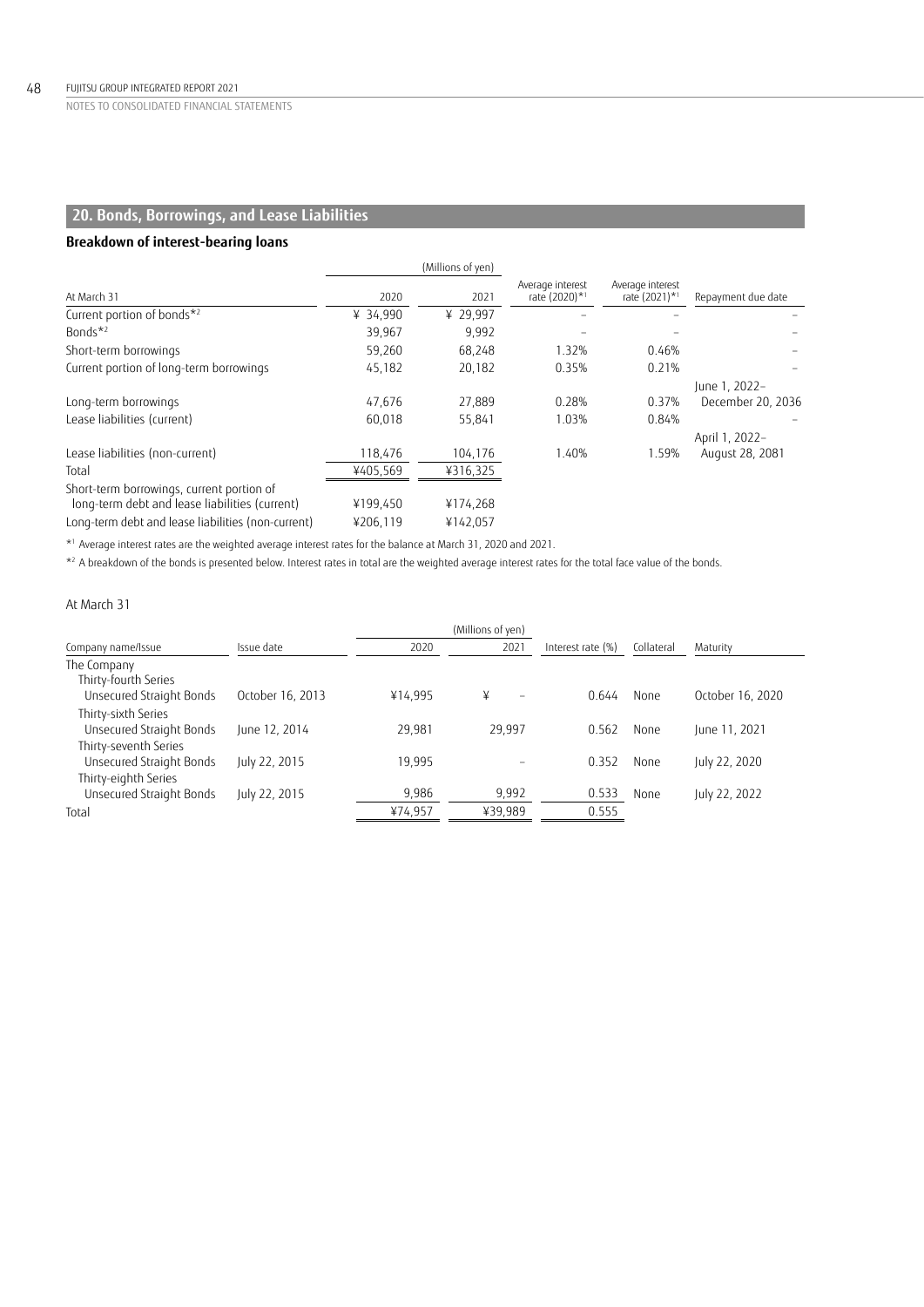## 20. Bonds, Borrowings, and Lease Liabilities

### Breakdown of interest-bearing loans

| At March 31 | 2020 (Millions of yen) | 2021 (Millions of yen) | Average interest rate (2020)*1 | Average interest rate (2021)*1 | Repayment due date |
|---|---|---|---|---|---|
| Current portion of bonds*2 | ¥ 34,990 | ¥ 29,997 | – | – | – |
| Bonds*2 | 39,967 | 9,992 | – | – | – |
| Short-term borrowings | 59,260 | 68,248 | 1.32% | 0.46% | – |
| Current portion of long-term borrowings | 45,182 | 20,182 | 0.35% | 0.21% | – |
| Long-term borrowings | 47,676 | 27,889 | 0.28% | 0.37% | June 1, 2022– December 20, 2036 |
| Lease liabilities (current) | 60,018 | 55,841 | 1.03% | 0.84% | – |
| Lease liabilities (non-current) | 118,476 | 104,176 | 1.40% | 1.59% | April 1, 2022– August 28, 2081 |
| Total | ¥405,569 | ¥316,325 | | | |
| Short-term borrowings, current portion of long-term debt and lease liabilities (current) | ¥199,450 | ¥174,268 | | | |
| Long-term debt and lease liabilities (non-current) | ¥206,119 | ¥142,057 | | | |

*1 Average interest rates are the weighted average interest rates for the balance at March 31, 2020 and 2021.

*2 A breakdown of the bonds is presented below. Interest rates in total are the weighted average interest rates for the total face value of the bonds.

At March 31

| Company name/Issue | Issue date | 2020 (Millions of yen) | 2021 (Millions of yen) | Interest rate (%) | Collateral | Maturity |
|---|---|---|---|---|---|---|
| The Company | | | | | | |
| Thirty-fourth Series Unsecured Straight Bonds | October 16, 2013 | ¥14,995 | ¥ – | 0.644 | None | October 16, 2020 |
| Thirty-sixth Series Unsecured Straight Bonds | June 12, 2014 | 29,981 | 29,997 | 0.562 | None | June 11, 2021 |
| Thirty-seventh Series Unsecured Straight Bonds | July 22, 2015 | 19,995 | – | 0.352 | None | July 22, 2020 |
| Thirty-eighth Series Unsecured Straight Bonds | July 22, 2015 | 9,986 | 9,992 | 0.533 | None | July 22, 2022 |
| Total | | ¥74,957 | ¥39,989 | 0.555 | | |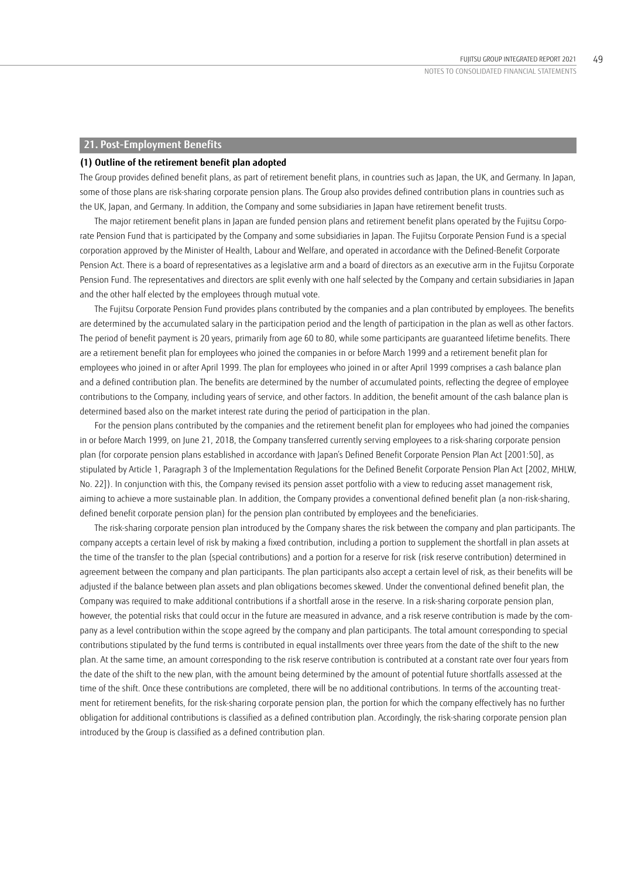## 21. Post-Employment Benefits

**(1) Outline of the retirement benefit plan adopted**

The Group provides defined benefit plans, as part of retirement benefit plans, in countries such as Japan, the UK, and Germany. In Japan, some of those plans are risk-sharing corporate pension plans. The Group also provides defined contribution plans in countries such as the UK, Japan, and Germany. In addition, the Company and some subsidiaries in Japan have retirement benefit trusts.

The major retirement benefit plans in Japan are funded pension plans and retirement benefit plans operated by the Fujitsu Corporate Pension Fund that is participated by the Company and some subsidiaries in Japan. The Fujitsu Corporate Pension Fund is a special corporation approved by the Minister of Health, Labour and Welfare, and operated in accordance with the Defined-Benefit Corporate Pension Act. There is a board of representatives as a legislative arm and a board of directors as an executive arm in the Fujitsu Corporate Pension Fund. The representatives and directors are split evenly with one half selected by the Company and certain subsidiaries in Japan and the other half elected by the employees through mutual vote.

The Fujitsu Corporate Pension Fund provides plans contributed by the companies and a plan contributed by employees. The benefits are determined by the accumulated salary in the participation period and the length of participation in the plan as well as other factors. The period of benefit payment is 20 years, primarily from age 60 to 80, while some participants are guaranteed lifetime benefits. There are a retirement benefit plan for employees who joined the companies in or before March 1999 and a retirement benefit plan for employees who joined in or after April 1999. The plan for employees who joined in or after April 1999 comprises a cash balance plan and a defined contribution plan. The benefits are determined by the number of accumulated points, reflecting the degree of employee contributions to the Company, including years of service, and other factors. In addition, the benefit amount of the cash balance plan is determined based also on the market interest rate during the period of participation in the plan.

For the pension plans contributed by the companies and the retirement benefit plan for employees who had joined the companies in or before March 1999, on June 21, 2018, the Company transferred currently serving employees to a risk-sharing corporate pension plan (for corporate pension plans established in accordance with Japan's Defined Benefit Corporate Pension Plan Act [2001:50], as stipulated by Article 1, Paragraph 3 of the Implementation Regulations for the Defined Benefit Corporate Pension Plan Act [2002, MHLW, No. 22]). In conjunction with this, the Company revised its pension asset portfolio with a view to reducing asset management risk, aiming to achieve a more sustainable plan. In addition, the Company provides a conventional defined benefit plan (a non-risk-sharing, defined benefit corporate pension plan) for the pension plan contributed by employees and the beneficiaries.

The risk-sharing corporate pension plan introduced by the Company shares the risk between the company and plan participants. The company accepts a certain level of risk by making a fixed contribution, including a portion to supplement the shortfall in plan assets at the time of the transfer to the plan (special contributions) and a portion for a reserve for risk (risk reserve contribution) determined in agreement between the company and plan participants. The plan participants also accept a certain level of risk, as their benefits will be adjusted if the balance between plan assets and plan obligations becomes skewed. Under the conventional defined benefit plan, the Company was required to make additional contributions if a shortfall arose in the reserve. In a risk-sharing corporate pension plan, however, the potential risks that could occur in the future are measured in advance, and a risk reserve contribution is made by the company as a level contribution within the scope agreed by the company and plan participants. The total amount corresponding to special contributions stipulated by the fund terms is contributed in equal installments over three years from the date of the shift to the new plan. At the same time, an amount corresponding to the risk reserve contribution is contributed at a constant rate over four years from the date of the shift to the new plan, with the amount being determined by the amount of potential future shortfalls assessed at the time of the shift. Once these contributions are completed, there will be no additional contributions. In terms of the accounting treatment for retirement benefits, for the risk-sharing corporate pension plan, the portion for which the company effectively has no further obligation for additional contributions is classified as a defined contribution plan. Accordingly, the risk-sharing corporate pension plan introduced by the Group is classified as a defined contribution plan.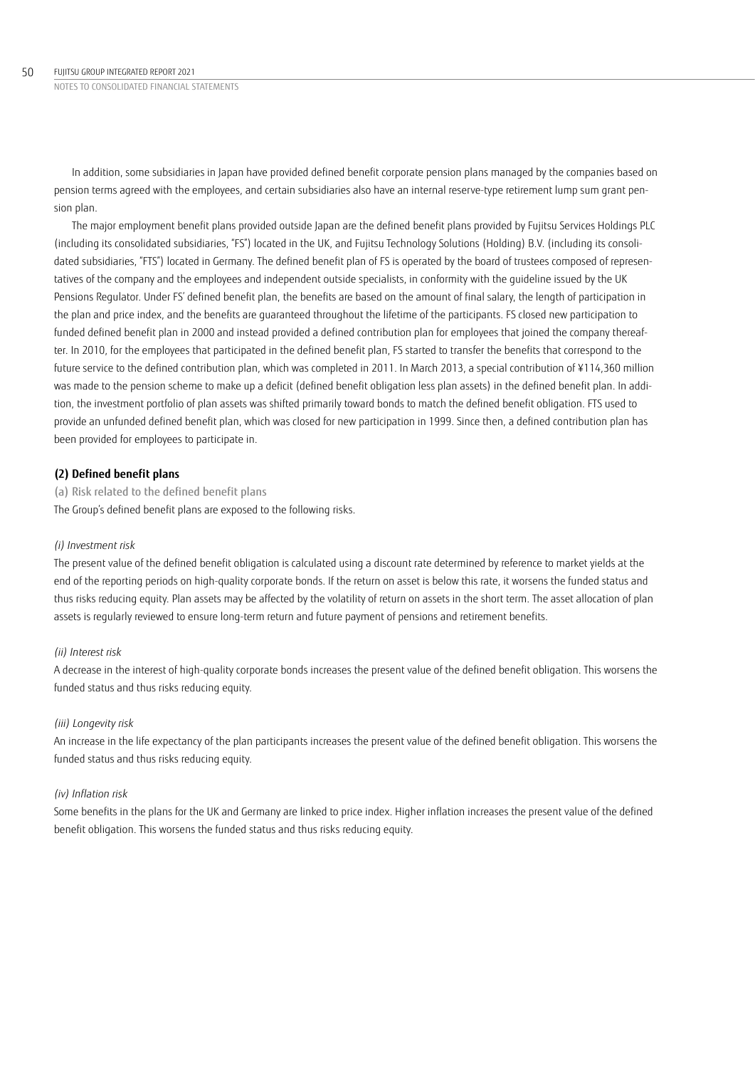In addition, some subsidiaries in Japan have provided defined benefit corporate pension plans managed by the companies based on pension terms agreed with the employees, and certain subsidiaries also have an internal reserve-type retirement lump sum grant pension plan.

The major employment benefit plans provided outside Japan are the defined benefit plans provided by Fujitsu Services Holdings PLC (including its consolidated subsidiaries, "FS") located in the UK, and Fujitsu Technology Solutions (Holding) B.V. (including its consolidated subsidiaries, "FTS") located in Germany. The defined benefit plan of FS is operated by the board of trustees composed of representatives of the company and the employees and independent outside specialists, in conformity with the guideline issued by the UK Pensions Regulator. Under FS' defined benefit plan, the benefits are based on the amount of final salary, the length of participation in the plan and price index, and the benefits are guaranteed throughout the lifetime of the participants. FS closed new participation to funded defined benefit plan in 2000 and instead provided a defined contribution plan for employees that joined the company thereafter. In 2010, for the employees that participated in the defined benefit plan, FS started to transfer the benefits that correspond to the future service to the defined contribution plan, which was completed in 2011. In March 2013, a special contribution of ¥114,360 million was made to the pension scheme to make up a deficit (defined benefit obligation less plan assets) in the defined benefit plan. In addition, the investment portfolio of plan assets was shifted primarily toward bonds to match the defined benefit obligation. FTS used to provide an unfunded defined benefit plan, which was closed for new participation in 1999. Since then, a defined contribution plan has been provided for employees to participate in.

## (2) Defined benefit plans

### (a) Risk related to the defined benefit plans

The Group's defined benefit plans are exposed to the following risks.

*(i) Investment risk*

The present value of the defined benefit obligation is calculated using a discount rate determined by reference to market yields at the end of the reporting periods on high-quality corporate bonds. If the return on asset is below this rate, it worsens the funded status and thus risks reducing equity. Plan assets may be affected by the volatility of return on assets in the short term. The asset allocation of plan assets is regularly reviewed to ensure long-term return and future payment of pensions and retirement benefits.

*(ii) Interest risk*

A decrease in the interest of high-quality corporate bonds increases the present value of the defined benefit obligation. This worsens the funded status and thus risks reducing equity.

*(iii) Longevity risk*

An increase in the life expectancy of the plan participants increases the present value of the defined benefit obligation. This worsens the funded status and thus risks reducing equity.

*(iv) Inflation risk*

Some benefits in the plans for the UK and Germany are linked to price index. Higher inflation increases the present value of the defined benefit obligation. This worsens the funded status and thus risks reducing equity.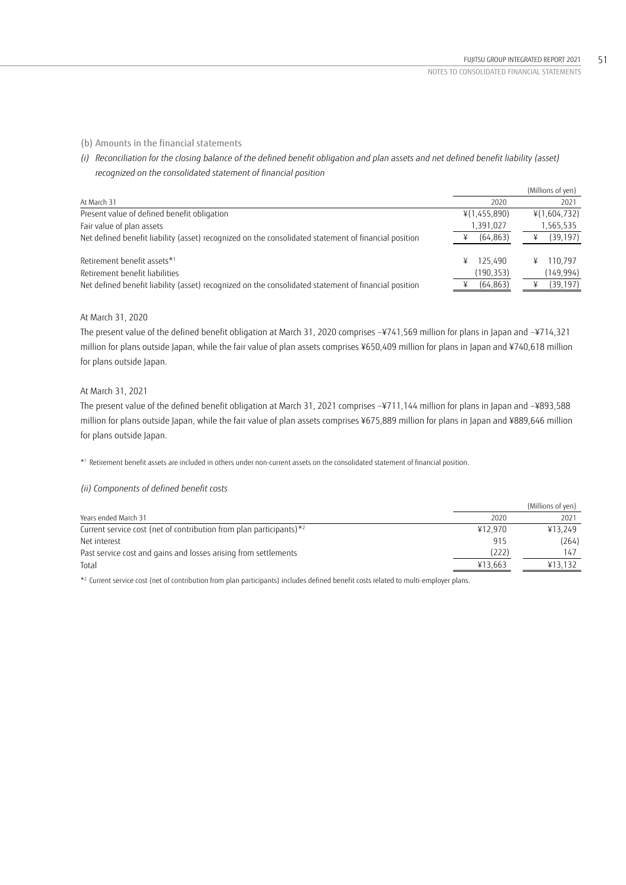### (b) Amounts in the financial statements

*(i) Reconciliation for the closing balance of the defined benefit obligation and plan assets and net defined benefit liability (asset) recognized on the consolidated statement of financial position*

(Millions of yen)

| At March 31 | 2020 | 2021 |
|---|---|---|
| Present value of defined benefit obligation | ¥(1,455,890) | ¥(1,604,732) |
| Fair value of plan assets | 1,391,027 | 1,565,535 |
| Net defined benefit liability (asset) recognized on the consolidated statement of financial position | ¥ (64,863) | ¥ (39,197) |
| Retirement benefit assets*[1] | ¥ 125,490 | ¥ 110,797 |
| Retirement benefit liabilities | (190,353) | (149,994) |
| Net defined benefit liability (asset) recognized on the consolidated statement of financial position | ¥ (64,863) | ¥ (39,197) |

At March 31, 2020

The present value of the defined benefit obligation at March 31, 2020 comprises –¥741,569 million for plans in Japan and –¥714,321 million for plans outside Japan, while the fair value of plan assets comprises ¥650,409 million for plans in Japan and ¥740,618 million for plans outside Japan.

At March 31, 2021

The present value of the defined benefit obligation at March 31, 2021 comprises –¥711,144 million for plans in Japan and –¥893,588 million for plans outside Japan, while the fair value of plan assets comprises ¥675,889 million for plans in Japan and ¥889,646 million for plans outside Japan.

*[1] Retirement benefit assets are included in others under non-current assets on the consolidated statement of financial position.

*(ii) Components of defined benefit costs*

(Millions of yen)

| Years ended March 31 | 2020 | 2021 |
|---|---|---|
| Current service cost (net of contribution from plan participants)*[2] | ¥12,970 | ¥13,249 |
| Net interest | 915 | (264) |
| Past service cost and gains and losses arising from settlements | (222) | 147 |
| Total | ¥13,663 | ¥13,132 |

*[2] Current service cost (net of contribution from plan participants) includes defined benefit costs related to multi-employer plans.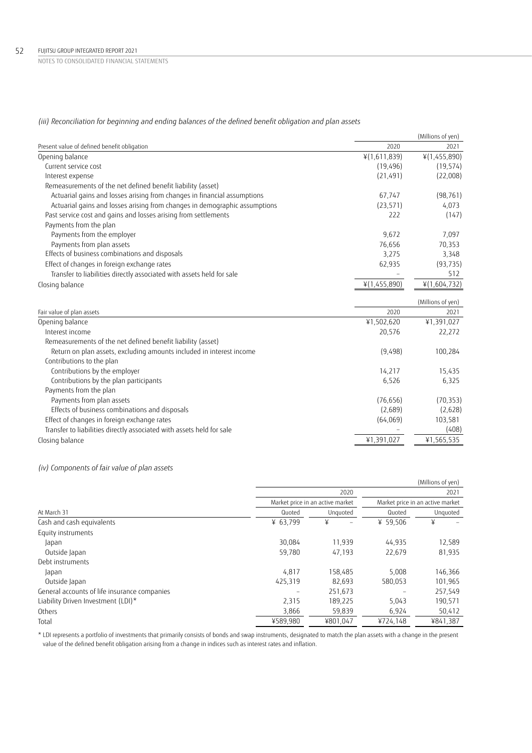*(iii) Reconciliation for beginning and ending balances of the defined benefit obligation and plan assets*

| Present value of defined benefit obligation | 2020 | 2021 |
|---|---|---|
| | | (Millions of yen) |
| Opening balance | ¥(1,611,839) | ¥(1,455,890) |
| Current service cost | (19,496) | (19,574) |
| Interest expense | (21,491) | (22,008) |
| Remeasurements of the net defined benefit liability (asset) | | |
| Actuarial gains and losses arising from changes in financial assumptions | 67,747 | (98,761) |
| Actuarial gains and losses arising from changes in demographic assumptions | (23,571) | 4,073 |
| Past service cost and gains and losses arising from settlements | 222 | (147) |
| Payments from the plan | | |
| Payments from the employer | 9,672 | 7,097 |
| Payments from plan assets | 76,656 | 70,353 |
| Effects of business combinations and disposals | 3,275 | 3,348 |
| Effect of changes in foreign exchange rates | 62,935 | (93,735) |
| Transfer to liabilities directly associated with assets held for sale | – | 512 |
| Closing balance | ¥(1,455,890) | ¥(1,604,732) |

| Fair value of plan assets | 2020 | 2021 |
|---|---|---|
| | | (Millions of yen) |
| Opening balance | ¥1,502,620 | ¥1,391,027 |
| Interest income | 20,576 | 22,272 |
| Remeasurements of the net defined benefit liability (asset) | | |
| Return on plan assets, excluding amounts included in interest income | (9,498) | 100,284 |
| Contributions to the plan | | |
| Contributions by the employer | 14,217 | 15,435 |
| Contributions by the plan participants | 6,526 | 6,325 |
| Payments from the plan | | |
| Payments from plan assets | (76,656) | (70,353) |
| Effects of business combinations and disposals | (2,689) | (2,628) |
| Effect of changes in foreign exchange rates | (64,069) | 103,581 |
| Transfer to liabilities directly associated with assets held for sale | – | (408) |
| Closing balance | ¥1,391,027 | ¥1,565,535 |

*(iv) Components of fair value of plan assets*

| | | | | (Millions of yen) |
|---|---|---|---|---|
| | 2020 | | 2021 | |
| | Market price in an active market | | Market price in an active market | |
| At March 31 | Quoted | Unquoted | Quoted | Unquoted |
| Cash and cash equivalents | ¥ 63,799 | ¥ – | ¥ 59,506 | ¥ – |
| Equity instruments | | | | |
| Japan | 30,084 | 11,939 | 44,935 | 12,589 |
| Outside Japan | 59,780 | 47,193 | 22,679 | 81,935 |
| Debt instruments | | | | |
| Japan | 4,817 | 158,485 | 5,008 | 146,366 |
| Outside Japan | 425,319 | 82,693 | 580,053 | 101,965 |
| General accounts of life insurance companies | – | 251,673 | – | 257,549 |
| Liability Driven Investment (LDI)* | 2,315 | 189,225 | 5,043 | 190,571 |
| Others | 3,866 | 59,839 | 6,924 | 50,412 |
| Total | ¥589,980 | ¥801,047 | ¥724,148 | ¥841,387 |

\* LDI represents a portfolio of investments that primarily consists of bonds and swap instruments, designated to match the plan assets with a change in the present value of the defined benefit obligation arising from a change in indices such as interest rates and inflation.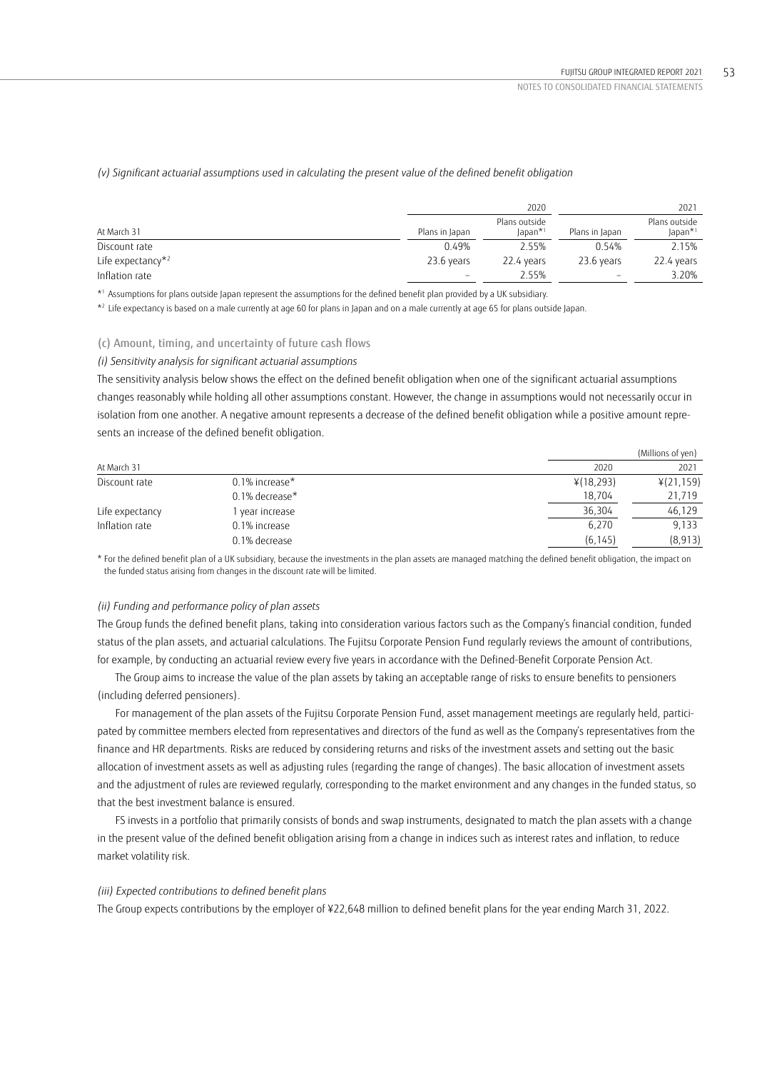*(v) Significant actuarial assumptions used in calculating the present value of the defined benefit obligation*

| | 2020 | | 2021 | |
|---|---|---|---|---|
| At March 31 | Plans in Japan | Plans outside Japan*[1] | Plans in Japan | Plans outside Japan*[1] |
| Discount rate | 0.49% | 2.55% | 0.54% | 2.15% |
| Life expectancy*[2] | 23.6 years | 22.4 years | 23.6 years | 22.4 years |
| Inflation rate | – | 2.55% | – | 3.20% |

*[1] Assumptions for plans outside Japan represent the assumptions for the defined benefit plan provided by a UK subsidiary.

*[2] Life expectancy is based on a male currently at age 60 for plans in Japan and on a male currently at age 65 for plans outside Japan.

### (c) Amount, timing, and uncertainty of future cash flows

*(i) Sensitivity analysis for significant actuarial assumptions*

The sensitivity analysis below shows the effect on the defined benefit obligation when one of the significant actuarial assumptions changes reasonably while holding all other assumptions constant. However, the change in assumptions would not necessarily occur in isolation from one another. A negative amount represents a decrease of the defined benefit obligation while a positive amount represents an increase of the defined benefit obligation.

(Millions of yen)

| At March 31 | | 2020 | 2021 |
|---|---|---|---|
| Discount rate | 0.1% increase* | ¥(18,293) | ¥(21,159) |
| | 0.1% decrease* | 18,704 | 21,719 |
| Life expectancy | 1 year increase | 36,304 | 46,129 |
| Inflation rate | 0.1% increase | 6,270 | 9,133 |
| | 0.1% decrease | (6,145) | (8,913) |

* For the defined benefit plan of a UK subsidiary, because the investments in the plan assets are managed matching the defined benefit obligation, the impact on the funded status arising from changes in the discount rate will be limited.

*(ii) Funding and performance policy of plan assets*

The Group funds the defined benefit plans, taking into consideration various factors such as the Company's financial condition, funded status of the plan assets, and actuarial calculations. The Fujitsu Corporate Pension Fund regularly reviews the amount of contributions, for example, by conducting an actuarial review every five years in accordance with the Defined-Benefit Corporate Pension Act.

The Group aims to increase the value of the plan assets by taking an acceptable range of risks to ensure benefits to pensioners (including deferred pensioners).

For management of the plan assets of the Fujitsu Corporate Pension Fund, asset management meetings are regularly held, participated by committee members elected from representatives and directors of the fund as well as the Company's representatives from the finance and HR departments. Risks are reduced by considering returns and risks of the investment assets and setting out the basic allocation of investment assets as well as adjusting rules (regarding the range of changes). The basic allocation of investment assets and the adjustment of rules are reviewed regularly, corresponding to the market environment and any changes in the funded status, so that the best investment balance is ensured.

FS invests in a portfolio that primarily consists of bonds and swap instruments, designated to match the plan assets with a change in the present value of the defined benefit obligation arising from a change in indices such as interest rates and inflation, to reduce market volatility risk.

*(iii) Expected contributions to defined benefit plans*

The Group expects contributions by the employer of ¥22,648 million to defined benefit plans for the year ending March 31, 2022.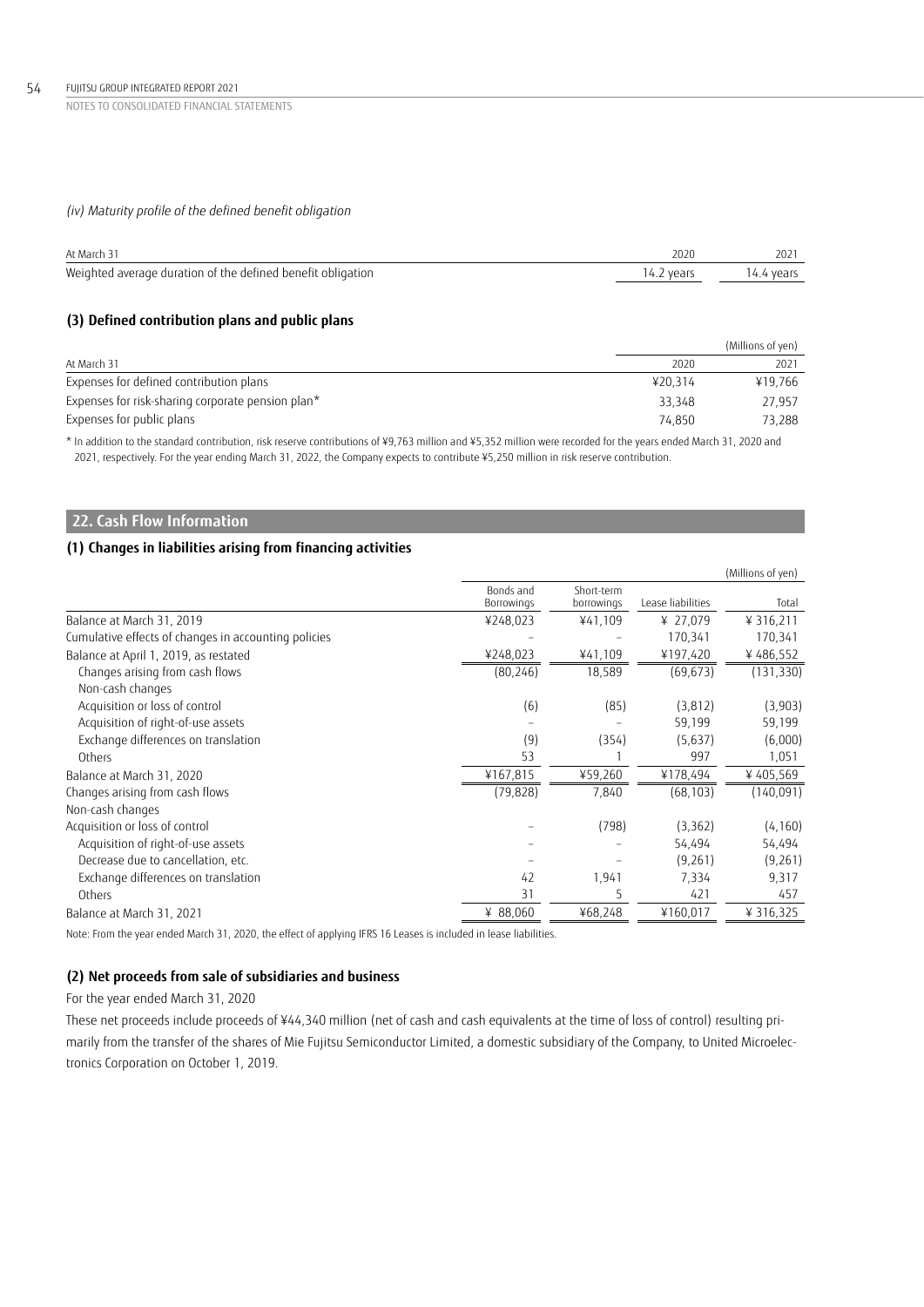*(iv) Maturity profile of the defined benefit obligation*

| At March 31 | 2020 | 2021 |
|---|---|---|
| Weighted average duration of the defined benefit obligation | 14.2 years | 14.4 years |

### (3) Defined contribution plans and public plans

(Millions of yen)

| At March 31 | 2020 | 2021 |
|---|---|---|
| Expenses for defined contribution plans | ¥20,314 | ¥19,766 |
| Expenses for risk-sharing corporate pension plan* | 33,348 | 27,957 |
| Expenses for public plans | 74,850 | 73,288 |

\* In addition to the standard contribution, risk reserve contributions of ¥9,763 million and ¥5,352 million were recorded for the years ended March 31, 2020 and 2021, respectively. For the year ending March 31, 2022, the Company expects to contribute ¥5,250 million in risk reserve contribution.

## 22. Cash Flow Information

### (1) Changes in liabilities arising from financing activities

(Millions of yen)

| | Bonds and Borrowings | Short-term borrowings | Lease liabilities | Total |
|---|---|---|---|---|
| Balance at March 31, 2019 | ¥248,023 | ¥41,109 | ¥ 27,079 | ¥ 316,211 |
| Cumulative effects of changes in accounting policies | – | – | 170,341 | 170,341 |
| Balance at April 1, 2019, as restated | ¥248,023 | ¥41,109 | ¥197,420 | ¥ 486,552 |
| Changes arising from cash flows | (80,246) | 18,589 | (69,673) | (131,330) |
| Non-cash changes | | | | |
| Acquisition or loss of control | (6) | (85) | (3,812) | (3,903) |
| Acquisition of right-of-use assets | – | – | 59,199 | 59,199 |
| Exchange differences on translation | (9) | (354) | (5,637) | (6,000) |
| Others | 53 | 1 | 997 | 1,051 |
| Balance at March 31, 2020 | ¥167,815 | ¥59,260 | ¥178,494 | ¥ 405,569 |
| Changes arising from cash flows | (79,828) | 7,840 | (68,103) | (140,091) |
| Non-cash changes | | | | |
| Acquisition or loss of control | – | (798) | (3,362) | (4,160) |
| Acquisition of right-of-use assets | – | – | 54,494 | 54,494 |
| Decrease due to cancellation, etc. | – | – | (9,261) | (9,261) |
| Exchange differences on translation | 42 | 1,941 | 7,334 | 9,317 |
| Others | 31 | 5 | 421 | 457 |
| Balance at March 31, 2021 | ¥ 88,060 | ¥68,248 | ¥160,017 | ¥ 316,325 |

Note: From the year ended March 31, 2020, the effect of applying IFRS 16 Leases is included in lease liabilities.

### (2) Net proceeds from sale of subsidiaries and business

For the year ended March 31, 2020

These net proceeds include proceeds of ¥44,340 million (net of cash and cash equivalents at the time of loss of control) resulting primarily from the transfer of the shares of Mie Fujitsu Semiconductor Limited, a domestic subsidiary of the Company, to United Microelectronics Corporation on October 1, 2019.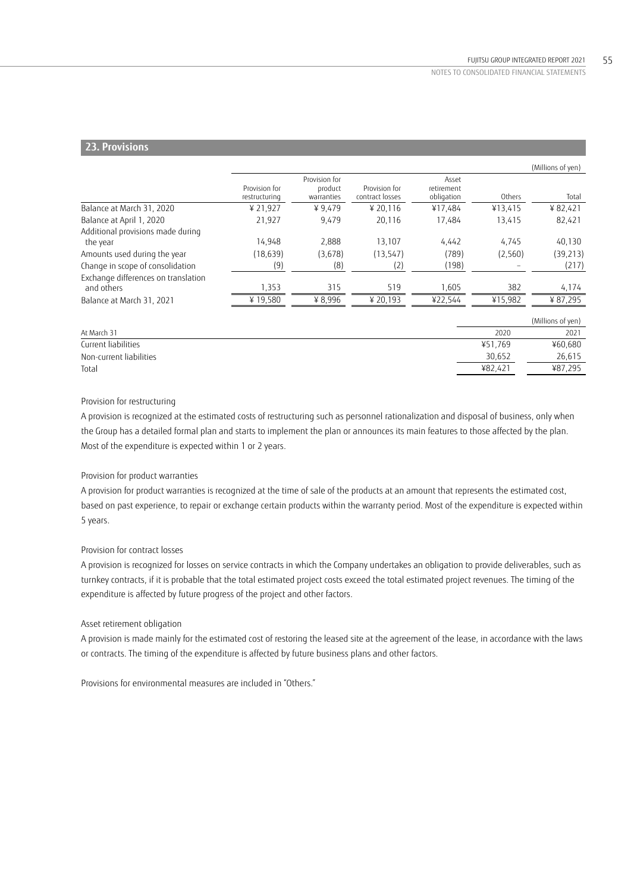## 23. Provisions

(Millions of yen)

| | Provision for restructuring | Provision for product warranties | Provision for contract losses | Asset retirement obligation | Others | Total |
|---|---|---|---|---|---|---|
| Balance at March 31, 2020 | ¥ 21,927 | ¥ 9,479 | ¥ 20,116 | ¥17,484 | ¥13,415 | ¥ 82,421 |
| Balance at April 1, 2020 | 21,927 | 9,479 | 20,116 | 17,484 | 13,415 | 82,421 |
| Additional provisions made during the year | 14,948 | 2,888 | 13,107 | 4,442 | 4,745 | 40,130 |
| Amounts used during the year | (18,639) | (3,678) | (13,547) | (789) | (2,560) | (39,213) |
| Change in scope of consolidation | (9) | (8) | (2) | (198) | – | (217) |
| Exchange differences on translation and others | 1,353 | 315 | 519 | 1,605 | 382 | 4,174 |
| Balance at March 31, 2021 | ¥ 19,580 | ¥ 8,996 | ¥ 20,193 | ¥22,544 | ¥15,982 | ¥ 87,295 |

(Millions of yen)

| At March 31 | 2020 | 2021 |
|---|---|---|
| Current liabilities | ¥51,769 | ¥60,680 |
| Non-current liabilities | 30,652 | 26,615 |
| Total | ¥82,421 | ¥87,295 |

Provision for restructuring

A provision is recognized at the estimated costs of restructuring such as personnel rationalization and disposal of business, only when the Group has a detailed formal plan and starts to implement the plan or announces its main features to those affected by the plan. Most of the expenditure is expected within 1 or 2 years.

Provision for product warranties

A provision for product warranties is recognized at the time of sale of the products at an amount that represents the estimated cost, based on past experience, to repair or exchange certain products within the warranty period. Most of the expenditure is expected within 5 years.

Provision for contract losses

A provision is recognized for losses on service contracts in which the Company undertakes an obligation to provide deliverables, such as turnkey contracts, if it is probable that the total estimated project costs exceed the total estimated project revenues. The timing of the expenditure is affected by future progress of the project and other factors.

Asset retirement obligation

A provision is made mainly for the estimated cost of restoring the leased site at the agreement of the lease, in accordance with the laws or contracts. The timing of the expenditure is affected by future business plans and other factors.

Provisions for environmental measures are included in "Others."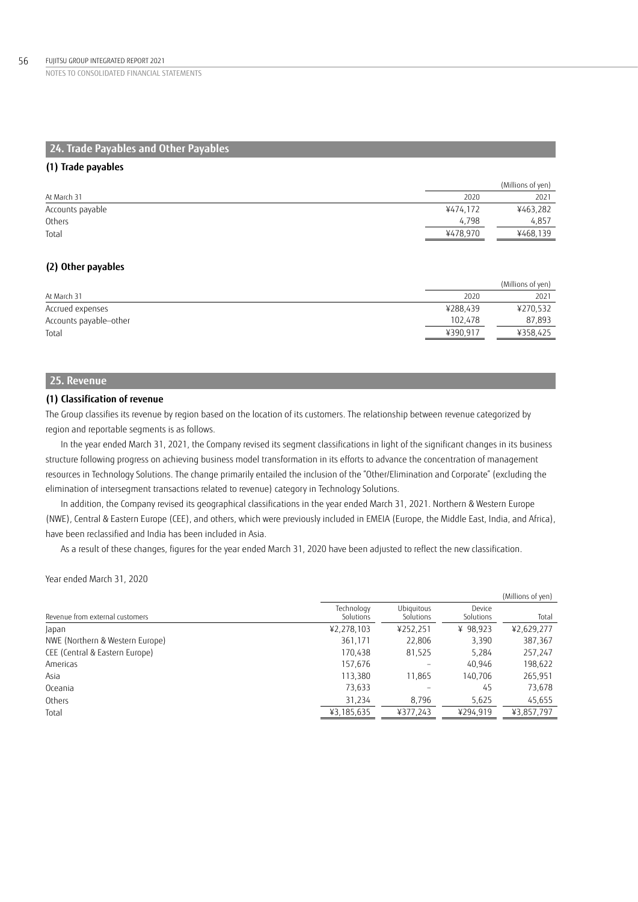## 24. Trade Payables and Other Payables

### (1) Trade payables

(Millions of yen)

| At March 31 | 2020 | 2021 |
|---|---|---|
| Accounts payable | ¥474,172 | ¥463,282 |
| Others | 4,798 | 4,857 |
| Total | ¥478,970 | ¥468,139 |

### (2) Other payables

(Millions of yen)

| At March 31 | 2020 | 2021 |
|---|---|---|
| Accrued expenses | ¥288,439 | ¥270,532 |
| Accounts payable–other | 102,478 | 87,893 |
| Total | ¥390,917 | ¥358,425 |

## 25. Revenue

### (1) Classification of revenue

The Group classifies its revenue by region based on the location of its customers. The relationship between revenue categorized by region and reportable segments is as follows.

In the year ended March 31, 2021, the Company revised its segment classifications in light of the significant changes in its business structure following progress on achieving business model transformation in its efforts to advance the concentration of management resources in Technology Solutions. The change primarily entailed the inclusion of the "Other/Elimination and Corporate" (excluding the elimination of intersegment transactions related to revenue) category in Technology Solutions.

In addition, the Company revised its geographical classifications in the year ended March 31, 2021. Northern & Western Europe (NWE), Central & Eastern Europe (CEE), and others, which were previously included in EMEIA (Europe, the Middle East, India, and Africa), have been reclassified and India has been included in Asia.

As a result of these changes, figures for the year ended March 31, 2020 have been adjusted to reflect the new classification.

Year ended March 31, 2020

(Millions of yen)

| Revenue from external customers | Technology Solutions | Ubiquitous Solutions | Device Solutions | Total |
|---|---|---|---|---|
| Japan | ¥2,278,103 | ¥252,251 | ¥ 98,923 | ¥2,629,277 |
| NWE (Northern & Western Europe) | 361,171 | 22,806 | 3,390 | 387,367 |
| CEE (Central & Eastern Europe) | 170,438 | 81,525 | 5,284 | 257,247 |
| Americas | 157,676 | – | 40,946 | 198,622 |
| Asia | 113,380 | 11,865 | 140,706 | 265,951 |
| Oceania | 73,633 | – | 45 | 73,678 |
| Others | 31,234 | 8,796 | 5,625 | 45,655 |
| Total | ¥3,185,635 | ¥377,243 | ¥294,919 | ¥3,857,797 |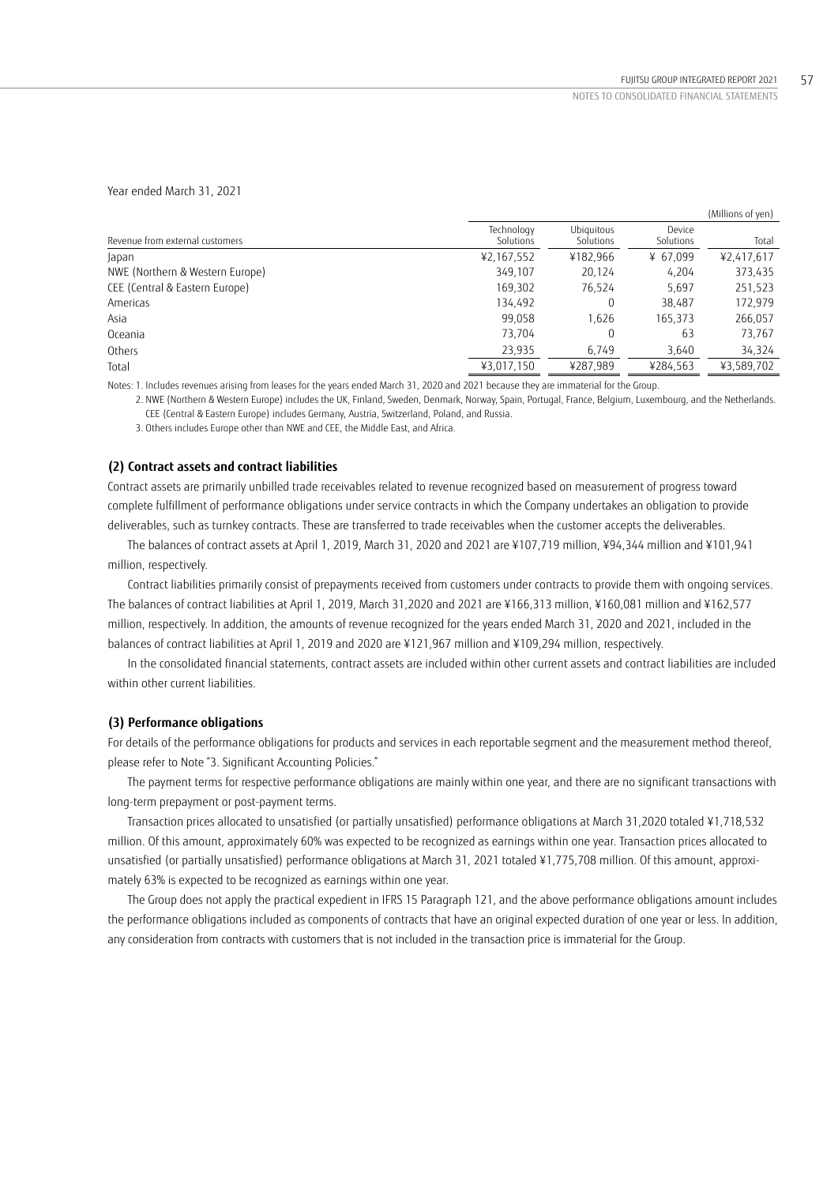Year ended March 31, 2021

(Millions of yen)

| Revenue from external customers | Technology Solutions | Ubiquitous Solutions | Device Solutions | Total |
|---|---|---|---|---|
| Japan | ¥2,167,552 | ¥182,966 | ¥ 67,099 | ¥2,417,617 |
| NWE (Northern & Western Europe) | 349,107 | 20,124 | 4,204 | 373,435 |
| CEE (Central & Eastern Europe) | 169,302 | 76,524 | 5,697 | 251,523 |
| Americas | 134,492 | 0 | 38,487 | 172,979 |
| Asia | 99,058 | 1,626 | 165,373 | 266,057 |
| Oceania | 73,704 | 0 | 63 | 73,767 |
| Others | 23,935 | 6,749 | 3,640 | 34,324 |
| Total | ¥3,017,150 | ¥287,989 | ¥284,563 | ¥3,589,702 |

Notes: 1. Includes revenues arising from leases for the years ended March 31, 2020 and 2021 because they are immaterial for the Group.

2. NWE (Northern & Western Europe) includes the UK, Finland, Sweden, Denmark, Norway, Spain, Portugal, France, Belgium, Luxembourg, and the Netherlands. CEE (Central & Eastern Europe) includes Germany, Austria, Switzerland, Poland, and Russia.

3. Others includes Europe other than NWE and CEE, the Middle East, and Africa.

### (2) Contract assets and contract liabilities

Contract assets are primarily unbilled trade receivables related to revenue recognized based on measurement of progress toward complete fulfillment of performance obligations under service contracts in which the Company undertakes an obligation to provide deliverables, such as turnkey contracts. These are transferred to trade receivables when the customer accepts the deliverables.

The balances of contract assets at April 1, 2019, March 31, 2020 and 2021 are ¥107,719 million, ¥94,344 million and ¥101,941 million, respectively.

Contract liabilities primarily consist of prepayments received from customers under contracts to provide them with ongoing services. The balances of contract liabilities at April 1, 2019, March 31,2020 and 2021 are ¥166,313 million, ¥160,081 million and ¥162,577 million, respectively. In addition, the amounts of revenue recognized for the years ended March 31, 2020 and 2021, included in the balances of contract liabilities at April 1, 2019 and 2020 are ¥121,967 million and ¥109,294 million, respectively.

In the consolidated financial statements, contract assets are included within other current assets and contract liabilities are included within other current liabilities.

### (3) Performance obligations

For details of the performance obligations for products and services in each reportable segment and the measurement method thereof, please refer to Note "3. Significant Accounting Policies."

The payment terms for respective performance obligations are mainly within one year, and there are no significant transactions with long-term prepayment or post-payment terms.

Transaction prices allocated to unsatisfied (or partially unsatisfied) performance obligations at March 31,2020 totaled ¥1,718,532 million. Of this amount, approximately 60% was expected to be recognized as earnings within one year. Transaction prices allocated to unsatisfied (or partially unsatisfied) performance obligations at March 31, 2021 totaled ¥1,775,708 million. Of this amount, approximately 63% is expected to be recognized as earnings within one year.

The Group does not apply the practical expedient in IFRS 15 Paragraph 121, and the above performance obligations amount includes the performance obligations included as components of contracts that have an original expected duration of one year or less. In addition, any consideration from contracts with customers that is not included in the transaction price is immaterial for the Group.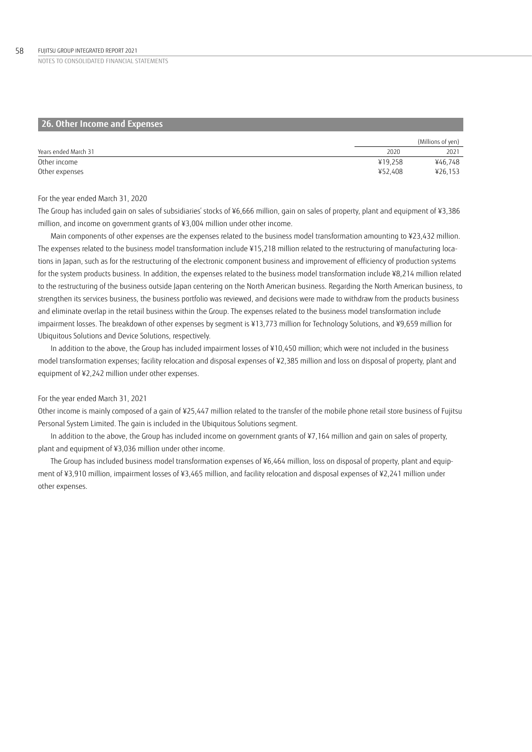## 26. Other Income and Expenses

| Years ended March 31 | 2020 | 2021 |
|---|---|---|
| | | (Millions of yen) |
| Other income | ¥19,258 | ¥46,748 |
| Other expenses | ¥52,408 | ¥26,153 |

For the year ended March 31, 2020

The Group has included gain on sales of subsidiaries' stocks of ¥6,666 million, gain on sales of property, plant and equipment of ¥3,386 million, and income on government grants of ¥3,004 million under other income.

Main components of other expenses are the expenses related to the business model transformation amounting to ¥23,432 million. The expenses related to the business model transformation include ¥15,218 million related to the restructuring of manufacturing locations in Japan, such as for the restructuring of the electronic component business and improvement of efficiency of production systems for the system products business. In addition, the expenses related to the business model transformation include ¥8,214 million related to the restructuring of the business outside Japan centering on the North American business. Regarding the North American business, to strengthen its services business, the business portfolio was reviewed, and decisions were made to withdraw from the products business and eliminate overlap in the retail business within the Group. The expenses related to the business model transformation include impairment losses. The breakdown of other expenses by segment is ¥13,773 million for Technology Solutions, and ¥9,659 million for Ubiquitous Solutions and Device Solutions, respectively.

In addition to the above, the Group has included impairment losses of ¥10,450 million; which were not included in the business model transformation expenses; facility relocation and disposal expenses of ¥2,385 million and loss on disposal of property, plant and equipment of ¥2,242 million under other expenses.

For the year ended March 31, 2021

Other income is mainly composed of a gain of ¥25,447 million related to the transfer of the mobile phone retail store business of Fujitsu Personal System Limited. The gain is included in the Ubiquitous Solutions segment.

In addition to the above, the Group has included income on government grants of ¥7,164 million and gain on sales of property, plant and equipment of ¥3,036 million under other income.

The Group has included business model transformation expenses of ¥6,464 million, loss on disposal of property, plant and equipment of ¥3,910 million, impairment losses of ¥3,465 million, and facility relocation and disposal expenses of ¥2,241 million under other expenses.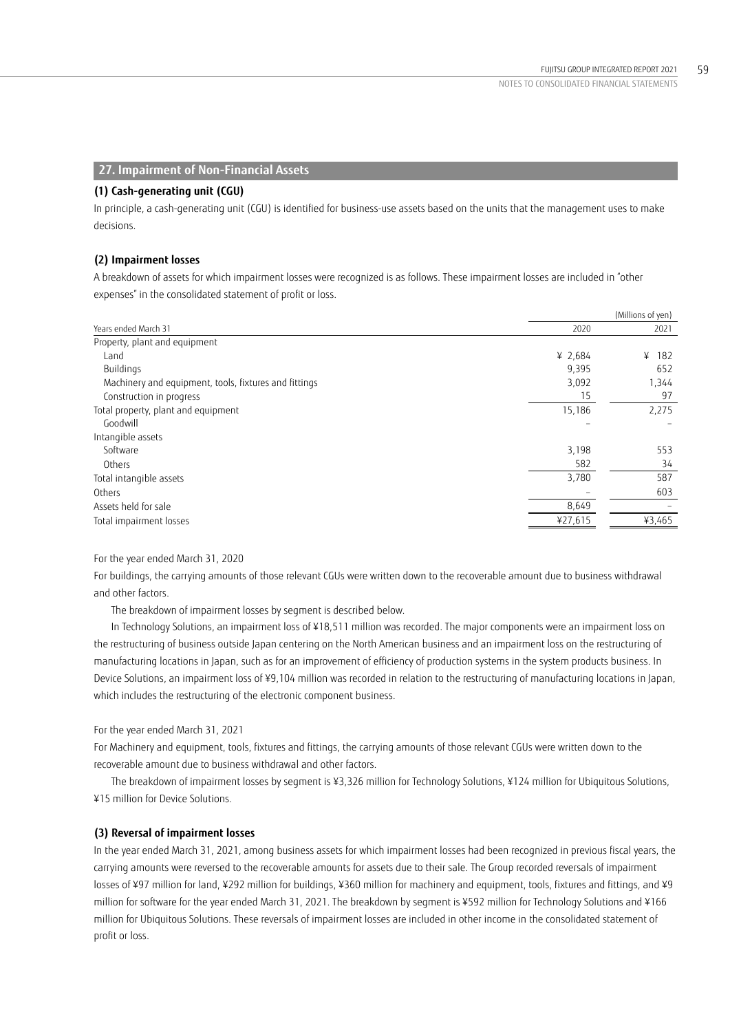## 27. Impairment of Non-Financial Assets

### (1) Cash-generating unit (CGU)

In principle, a cash-generating unit (CGU) is identified for business-use assets based on the units that the management uses to make decisions.

### (2) Impairment losses

A breakdown of assets for which impairment losses were recognized is as follows. These impairment losses are included in "other expenses" in the consolidated statement of profit or loss.

(Millions of yen)

| Years ended March 31 | 2020 | 2021 |
|---|---|---|
| Property, plant and equipment | | |
| Land | ¥ 2,684 | ¥ 182 |
| Buildings | 9,395 | 652 |
| Machinery and equipment, tools, fixtures and fittings | 3,092 | 1,344 |
| Construction in progress | 15 | 97 |
| Total property, plant and equipment | 15,186 | 2,275 |
| Goodwill | – | – |
| Intangible assets | | |
| Software | 3,198 | 553 |
| Others | 582 | 34 |
| Total intangible assets | 3,780 | 587 |
| Others | – | 603 |
| Assets held for sale | 8,649 | – |
| Total impairment losses | ¥27,615 | ¥3,465 |

For the year ended March 31, 2020

For buildings, the carrying amounts of those relevant CGUs were written down to the recoverable amount due to business withdrawal and other factors.

The breakdown of impairment losses by segment is described below.

In Technology Solutions, an impairment loss of ¥18,511 million was recorded. The major components were an impairment loss on the restructuring of business outside Japan centering on the North American business and an impairment loss on the restructuring of manufacturing locations in Japan, such as for an improvement of efficiency of production systems in the system products business. In Device Solutions, an impairment loss of ¥9,104 million was recorded in relation to the restructuring of manufacturing locations in Japan, which includes the restructuring of the electronic component business.

For the year ended March 31, 2021

For Machinery and equipment, tools, fixtures and fittings, the carrying amounts of those relevant CGUs were written down to the recoverable amount due to business withdrawal and other factors.

The breakdown of impairment losses by segment is ¥3,326 million for Technology Solutions, ¥124 million for Ubiquitous Solutions, ¥15 million for Device Solutions.

### (3) Reversal of impairment losses

In the year ended March 31, 2021, among business assets for which impairment losses had been recognized in previous fiscal years, the carrying amounts were reversed to the recoverable amounts for assets due to their sale. The Group recorded reversals of impairment losses of ¥97 million for land, ¥292 million for buildings, ¥360 million for machinery and equipment, tools, fixtures and fittings, and ¥9 million for software for the year ended March 31, 2021. The breakdown by segment is ¥592 million for Technology Solutions and ¥166 million for Ubiquitous Solutions. These reversals of impairment losses are included in other income in the consolidated statement of profit or loss.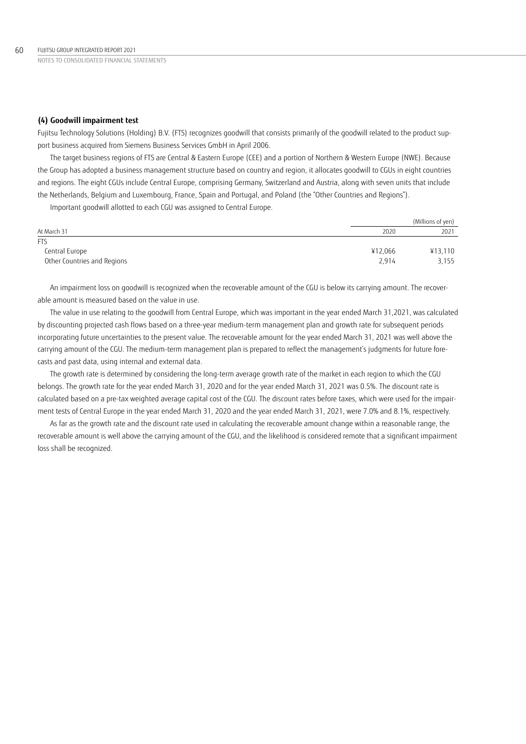### (4) Goodwill impairment test

Fujitsu Technology Solutions (Holding) B.V. (FTS) recognizes goodwill that consists primarily of the goodwill related to the product support business acquired from Siemens Business Services GmbH in April 2006.

The target business regions of FTS are Central & Eastern Europe (CEE) and a portion of Northern & Western Europe (NWE). Because the Group has adopted a business management structure based on country and region, it allocates goodwill to CGUs in eight countries and regions. The eight CGUs include Central Europe, comprising Germany, Switzerland and Austria, along with seven units that include the Netherlands, Belgium and Luxembourg, France, Spain and Portugal, and Poland (the "Other Countries and Regions").

Important goodwill allotted to each CGU was assigned to Central Europe.

| | (Millions of yen) | |
|---|---|---|
| At March 31 | 2020 | 2021 |
| FTS | | |
| Central Europe | ¥12,066 | ¥13,110 |
| Other Countries and Regions | 2,914 | 3,155 |

An impairment loss on goodwill is recognized when the recoverable amount of the CGU is below its carrying amount. The recoverable amount is measured based on the value in use.

The value in use relating to the goodwill from Central Europe, which was important in the year ended March 31,2021, was calculated by discounting projected cash flows based on a three-year medium-term management plan and growth rate for subsequent periods incorporating future uncertainties to the present value. The recoverable amount for the year ended March 31, 2021 was well above the carrying amount of the CGU. The medium-term management plan is prepared to reflect the management's judgments for future forecasts and past data, using internal and external data.

The growth rate is determined by considering the long-term average growth rate of the market in each region to which the CGU belongs. The growth rate for the year ended March 31, 2020 and for the year ended March 31, 2021 was 0.5%. The discount rate is calculated based on a pre-tax weighted average capital cost of the CGU. The discount rates before taxes, which were used for the impairment tests of Central Europe in the year ended March 31, 2020 and the year ended March 31, 2021, were 7.0% and 8.1%, respectively.

As far as the growth rate and the discount rate used in calculating the recoverable amount change within a reasonable range, the recoverable amount is well above the carrying amount of the CGU, and the likelihood is considered remote that a significant impairment loss shall be recognized.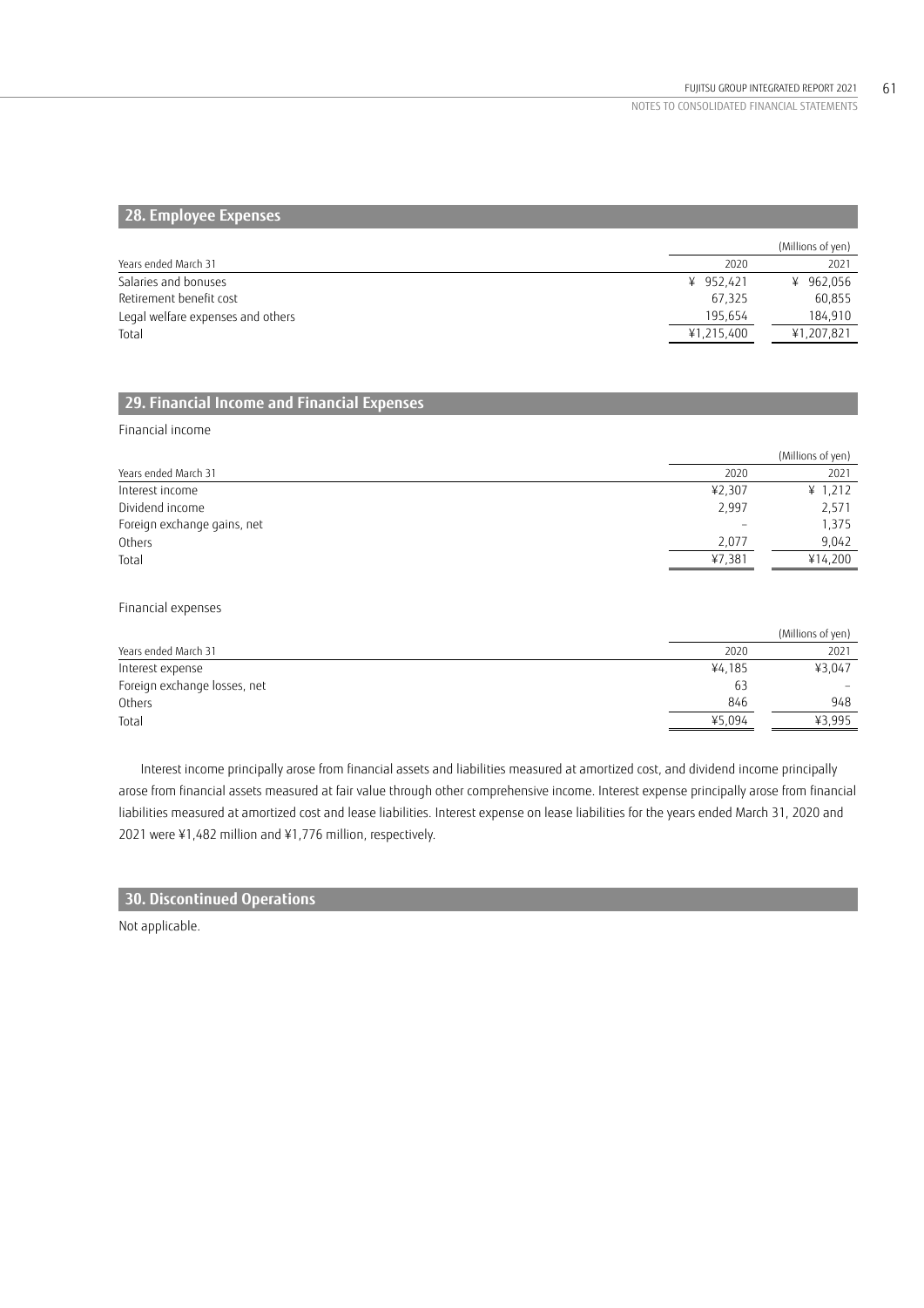## 28. Employee Expenses

| Years ended March 31 | 2020 | 2021 |
|---|---|---|
| | | (Millions of yen) |
| Salaries and bonuses | ¥ 952,421 | ¥ 962,056 |
| Retirement benefit cost | 67,325 | 60,855 |
| Legal welfare expenses and others | 195,654 | 184,910 |
| Total | ¥1,215,400 | ¥1,207,821 |

## 29. Financial Income and Financial Expenses

Financial income

| Years ended March 31 | 2020 | 2021 |
|---|---|---|
| | | (Millions of yen) |
| Interest income | ¥2,307 | ¥ 1,212 |
| Dividend income | 2,997 | 2,571 |
| Foreign exchange gains, net | – | 1,375 |
| Others | 2,077 | 9,042 |
| Total | ¥7,381 | ¥14,200 |

Financial expenses

| Years ended March 31 | 2020 | 2021 |
|---|---|---|
| | | (Millions of yen) |
| Interest expense | ¥4,185 | ¥3,047 |
| Foreign exchange losses, net | 63 | – |
| Others | 846 | 948 |
| Total | ¥5,094 | ¥3,995 |

Interest income principally arose from financial assets and liabilities measured at amortized cost, and dividend income principally arose from financial assets measured at fair value through other comprehensive income. Interest expense principally arose from financial liabilities measured at amortized cost and lease liabilities. Interest expense on lease liabilities for the years ended March 31, 2020 and 2021 were ¥1,482 million and ¥1,776 million, respectively.

## 30. Discontinued Operations

Not applicable.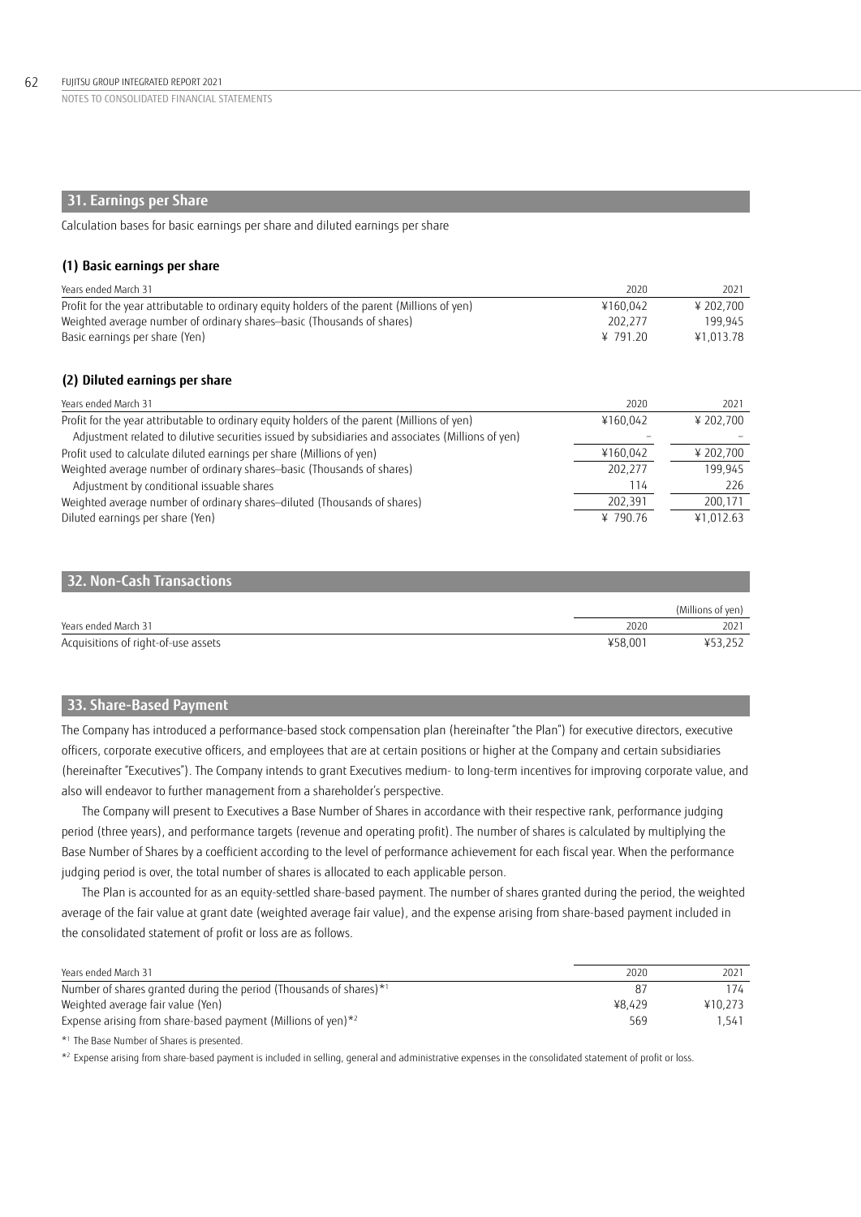## 31. Earnings per Share

Calculation bases for basic earnings per share and diluted earnings per share

### (1) Basic earnings per share

| Years ended March 31 | 2020 | 2021 |
|---|---|---|
| Profit for the year attributable to ordinary equity holders of the parent (Millions of yen) | ¥160,042 | ¥ 202,700 |
| Weighted average number of ordinary shares–basic (Thousands of shares) | 202,277 | 199,945 |
| Basic earnings per share (Yen) | ¥ 791.20 | ¥1,013.78 |

### (2) Diluted earnings per share

| Years ended March 31 | 2020 | 2021 |
|---|---|---|
| Profit for the year attributable to ordinary equity holders of the parent (Millions of yen) | ¥160,042 | ¥ 202,700 |
| Adjustment related to dilutive securities issued by subsidiaries and associates (Millions of yen) | – | – |
| Profit used to calculate diluted earnings per share (Millions of yen) | ¥160,042 | ¥ 202,700 |
| Weighted average number of ordinary shares–basic (Thousands of shares) | 202,277 | 199,945 |
| Adjustment by conditional issuable shares | 114 | 226 |
| Weighted average number of ordinary shares–diluted (Thousands of shares) | 202,391 | 200,171 |
| Diluted earnings per share (Yen) | ¥ 790.76 | ¥1,012.63 |

## 32. Non-Cash Transactions

(Millions of yen)

| Years ended March 31 | 2020 | 2021 |
|---|---|---|
| Acquisitions of right-of-use assets | ¥58,001 | ¥53,252 |

## 33. Share-Based Payment

The Company has introduced a performance-based stock compensation plan (hereinafter "the Plan") for executive directors, executive officers, corporate executive officers, and employees that are at certain positions or higher at the Company and certain subsidiaries (hereinafter "Executives"). The Company intends to grant Executives medium- to long-term incentives for improving corporate value, and also will endeavor to further management from a shareholder's perspective.

The Company will present to Executives a Base Number of Shares in accordance with their respective rank, performance judging period (three years), and performance targets (revenue and operating profit). The number of shares is calculated by multiplying the Base Number of Shares by a coefficient according to the level of performance achievement for each fiscal year. When the performance judging period is over, the total number of shares is allocated to each applicable person.

The Plan is accounted for as an equity-settled share-based payment. The number of shares granted during the period, the weighted average of the fair value at grant date (weighted average fair value), and the expense arising from share-based payment included in the consolidated statement of profit or loss are as follows.

| Years ended March 31 | 2020 | 2021 |
|---|---|---|
| Number of shares granted during the period (Thousands of shares)*[1] | 87 | 174 |
| Weighted average fair value (Yen) | ¥8,429 | ¥10,273 |
| Expense arising from share-based payment (Millions of yen)*[2] | 569 | 1,541 |

*[1] The Base Number of Shares is presented.

*[2] Expense arising from share-based payment is included in selling, general and administrative expenses in the consolidated statement of profit or loss.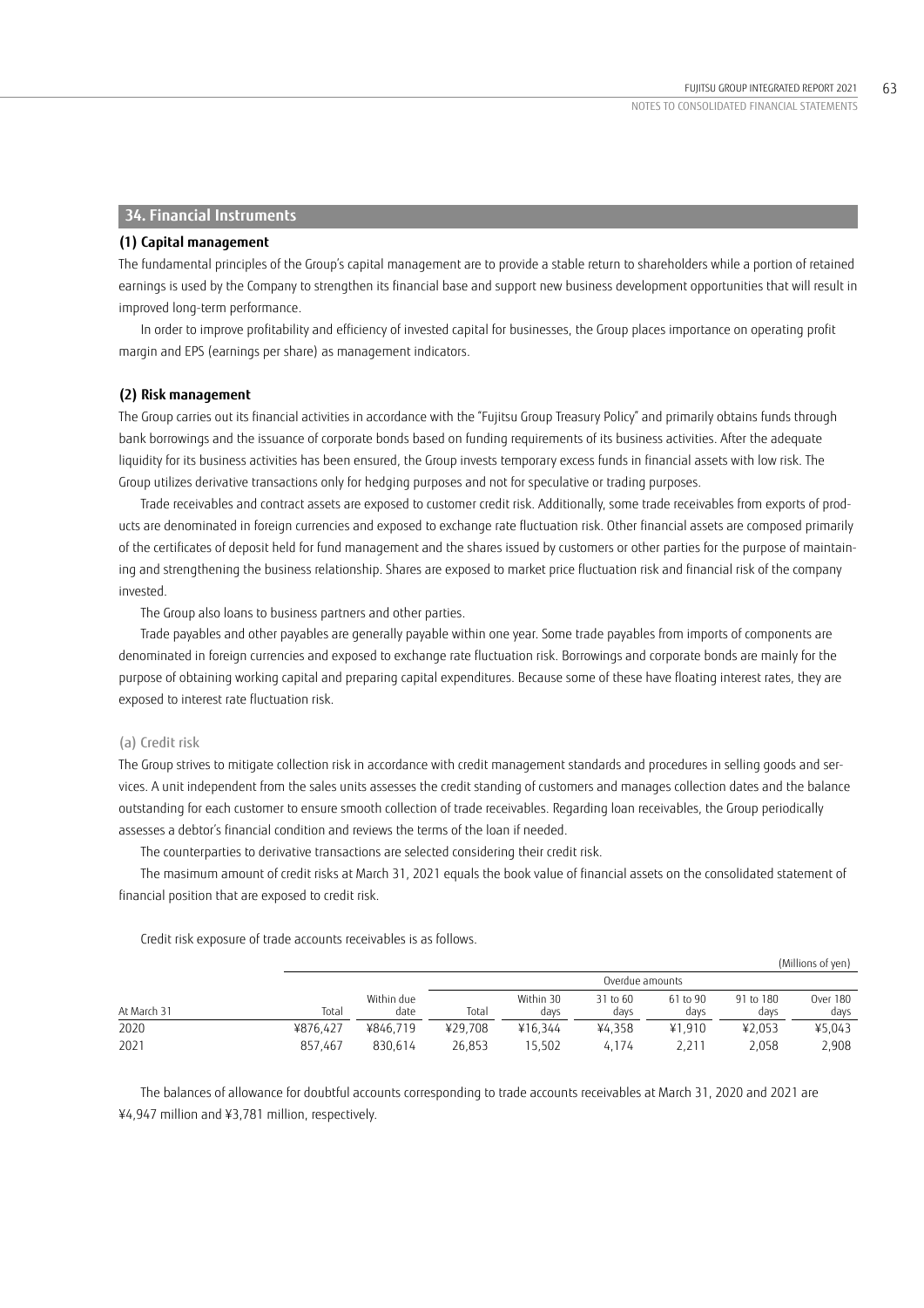## 34. Financial Instruments

### (1) Capital management

The fundamental principles of the Group's capital management are to provide a stable return to shareholders while a portion of retained earnings is used by the Company to strengthen its financial base and support new business development opportunities that will result in improved long-term performance.

In order to improve profitability and efficiency of invested capital for businesses, the Group places importance on operating profit margin and EPS (earnings per share) as management indicators.

### (2) Risk management

The Group carries out its financial activities in accordance with the "Fujitsu Group Treasury Policy" and primarily obtains funds through bank borrowings and the issuance of corporate bonds based on funding requirements of its business activities. After the adequate liquidity for its business activities has been ensured, the Group invests temporary excess funds in financial assets with low risk. The Group utilizes derivative transactions only for hedging purposes and not for speculative or trading purposes.

Trade receivables and contract assets are exposed to customer credit risk. Additionally, some trade receivables from exports of products are denominated in foreign currencies and exposed to exchange rate fluctuation risk. Other financial assets are composed primarily of the certificates of deposit held for fund management and the shares issued by customers or other parties for the purpose of maintaining and strengthening the business relationship. Shares are exposed to market price fluctuation risk and financial risk of the company invested.

The Group also loans to business partners and other parties.

Trade payables and other payables are generally payable within one year. Some trade payables from imports of components are denominated in foreign currencies and exposed to exchange rate fluctuation risk. Borrowings and corporate bonds are mainly for the purpose of obtaining working capital and preparing capital expenditures. Because some of these have floating interest rates, they are exposed to interest rate fluctuation risk.

#### (a) Credit risk

The Group strives to mitigate collection risk in accordance with credit management standards and procedures in selling goods and services. A unit independent from the sales units assesses the credit standing of customers and manages collection dates and the balance outstanding for each customer to ensure smooth collection of trade receivables. Regarding loan receivables, the Group periodically assesses a debtor's financial condition and reviews the terms of the loan if needed.

The counterparties to derivative transactions are selected considering their credit risk.

The masimum amount of credit risks at March 31, 2021 equals the book value of financial assets on the consolidated statement of financial position that are exposed to credit risk.

Credit risk exposure of trade accounts receivables is as follows.

(Millions of yen)

| At March 31 | Total | Within due date | Overdue amounts | | | | | |
|---|---|---|---|---|---|---|---|---|
| | | | Total | Within 30 days | 31 to 60 days | 61 to 90 days | 91 to 180 days | Over 180 days |
| 2020 | ¥876,427 | ¥846,719 | ¥29,708 | ¥16,344 | ¥4,358 | ¥1,910 | ¥2,053 | ¥5,043 |
| 2021 | 857,467 | 830,614 | 26,853 | 15,502 | 4,174 | 2,211 | 2,058 | 2,908 |

The balances of allowance for doubtful accounts corresponding to trade accounts receivables at March 31, 2020 and 2021 are ¥4,947 million and ¥3,781 million, respectively.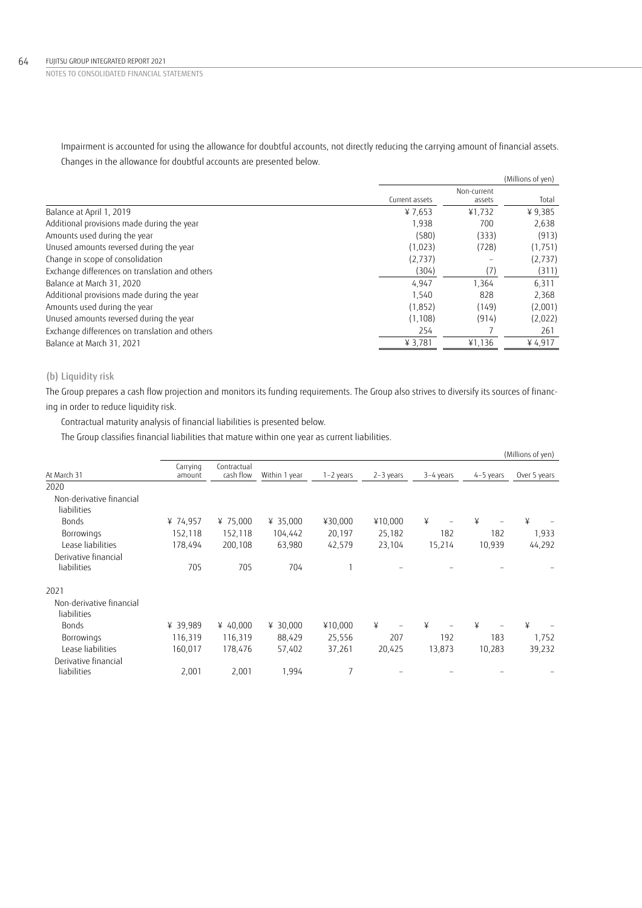Impairment is accounted for using the allowance for doubtful accounts, not directly reducing the carrying amount of financial assets. Changes in the allowance for doubtful accounts are presented below.

(Millions of yen)

| | Current assets | Non-current assets | Total |
|---|---|---|---|
| Balance at April 1, 2019 | ¥ 7,653 | ¥1,732 | ¥ 9,385 |
| Additional provisions made during the year | 1,938 | 700 | 2,638 |
| Amounts used during the year | (580) | (333) | (913) |
| Unused amounts reversed during the year | (1,023) | (728) | (1,751) |
| Change in scope of consolidation | (2,737) | – | (2,737) |
| Exchange differences on translation and others | (304) | (7) | (311) |
| Balance at March 31, 2020 | 4,947 | 1,364 | 6,311 |
| Additional provisions made during the year | 1,540 | 828 | 2,368 |
| Amounts used during the year | (1,852) | (149) | (2,001) |
| Unused amounts reversed during the year | (1,108) | (914) | (2,022) |
| Exchange differences on translation and others | 254 | 7 | 261 |
| Balance at March 31, 2021 | ¥ 3,781 | ¥1,136 | ¥ 4,917 |

### (b) Liquidity risk

The Group prepares a cash flow projection and monitors its funding requirements. The Group also strives to diversify its sources of financing in order to reduce liquidity risk.

Contractual maturity analysis of financial liabilities is presented below.

The Group classifies financial liabilities that mature within one year as current liabilities.

(Millions of yen)

| At March 31 | Carrying amount | Contractual cash flow | Within 1 year | 1–2 years | 2–3 years | 3–4 years | 4–5 years | Over 5 years |
|---|---|---|---|---|---|---|---|---|
| 2020 | | | | | | | | |
| Non-derivative financial liabilities | | | | | | | | |
| Bonds | ¥ 74,957 | ¥ 75,000 | ¥ 35,000 | ¥30,000 | ¥10,000 | ¥ – | ¥ – | ¥ – |
| Borrowings | 152,118 | 152,118 | 104,442 | 20,197 | 25,182 | 182 | 182 | 1,933 |
| Lease liabilities | 178,494 | 200,108 | 63,980 | 42,579 | 23,104 | 15,214 | 10,939 | 44,292 |
| Derivative financial liabilities | 705 | 705 | 704 | 1 | – | – | – | – |
| 2021 | | | | | | | | |
| Non-derivative financial liabilities | | | | | | | | |
| Bonds | ¥ 39,989 | ¥ 40,000 | ¥ 30,000 | ¥10,000 | ¥ – | ¥ – | ¥ – | ¥ – |
| Borrowings | 116,319 | 116,319 | 88,429 | 25,556 | 207 | 192 | 183 | 1,752 |
| Lease liabilities | 160,017 | 178,476 | 57,402 | 37,261 | 20,425 | 13,873 | 10,283 | 39,232 |
| Derivative financial liabilities | 2,001 | 2,001 | 1,994 | 7 | – | – | – | – |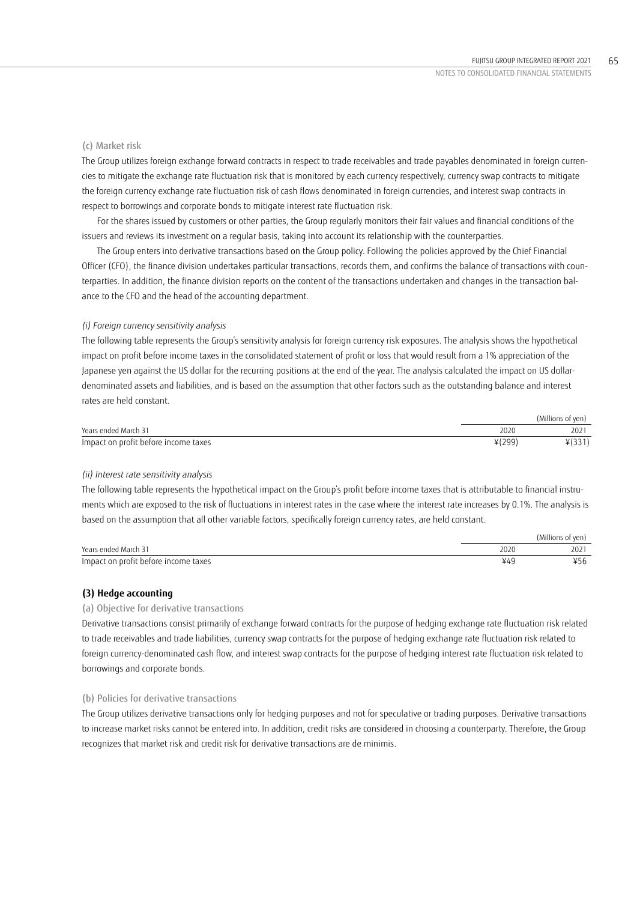(c) Market risk

The Group utilizes foreign exchange forward contracts in respect to trade receivables and trade payables denominated in foreign currencies to mitigate the exchange rate fluctuation risk that is monitored by each currency respectively, currency swap contracts to mitigate the foreign currency exchange rate fluctuation risk of cash flows denominated in foreign currencies, and interest swap contracts in respect to borrowings and corporate bonds to mitigate interest rate fluctuation risk.

For the shares issued by customers or other parties, the Group regularly monitors their fair values and financial conditions of the issuers and reviews its investment on a regular basis, taking into account its relationship with the counterparties.

The Group enters into derivative transactions based on the Group policy. Following the policies approved by the Chief Financial Officer (CFO), the finance division undertakes particular transactions, records them, and confirms the balance of transactions with counterparties. In addition, the finance division reports on the content of the transactions undertaken and changes in the transaction balance to the CFO and the head of the accounting department.

*(i) Foreign currency sensitivity analysis*

The following table represents the Group's sensitivity analysis for foreign currency risk exposures. The analysis shows the hypothetical impact on profit before income taxes in the consolidated statement of profit or loss that would result from a 1% appreciation of the Japanese yen against the US dollar for the recurring positions at the end of the year. The analysis calculated the impact on US dollar-denominated assets and liabilities, and is based on the assumption that other factors such as the outstanding balance and interest rates are held constant.

| | | (Millions of yen) |
|---|---|---|
| Years ended March 31 | 2020 | 2021 |
| Impact on profit before income taxes | ¥(299) | ¥(331) |

*(ii) Interest rate sensitivity analysis*

The following table represents the hypothetical impact on the Group's profit before income taxes that is attributable to financial instruments which are exposed to the risk of fluctuations in interest rates in the case where the interest rate increases by 0.1%. The analysis is based on the assumption that all other variable factors, specifically foreign currency rates, are held constant.

| | | (Millions of yen) |
|---|---|---|
| Years ended March 31 | 2020 | 2021 |
| Impact on profit before income taxes | ¥49 | ¥56 |

**(3) Hedge accounting**

(a) Objective for derivative transactions

Derivative transactions consist primarily of exchange forward contracts for the purpose of hedging exchange rate fluctuation risk related to trade receivables and trade liabilities, currency swap contracts for the purpose of hedging exchange rate fluctuation risk related to foreign currency-denominated cash flow, and interest swap contracts for the purpose of hedging interest rate fluctuation risk related to borrowings and corporate bonds.

(b) Policies for derivative transactions

The Group utilizes derivative transactions only for hedging purposes and not for speculative or trading purposes. Derivative transactions to increase market risks cannot be entered into. In addition, credit risks are considered in choosing a counterparty. Therefore, the Group recognizes that market risk and credit risk for derivative transactions are de minimis.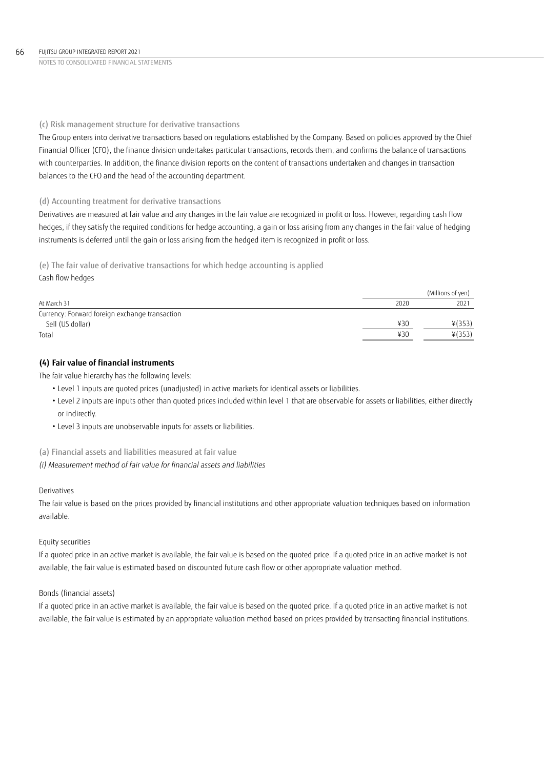(c) Risk management structure for derivative transactions

The Group enters into derivative transactions based on regulations established by the Company. Based on policies approved by the Chief Financial Officer (CFO), the finance division undertakes particular transactions, records them, and confirms the balance of transactions with counterparties. In addition, the finance division reports on the content of transactions undertaken and changes in transaction balances to the CFO and the head of the accounting department.

(d) Accounting treatment for derivative transactions

Derivatives are measured at fair value and any changes in the fair value are recognized in profit or loss. However, regarding cash flow hedges, if they satisfy the required conditions for hedge accounting, a gain or loss arising from any changes in the fair value of hedging instruments is deferred until the gain or loss arising from the hedged item is recognized in profit or loss.

(e) The fair value of derivative transactions for which hedge accounting is applied

Cash flow hedges

| | | (Millions of yen) |
|---|---|---|
| At March 31 | 2020 | 2021 |
| Currency: Forward foreign exchange transaction | | |
| Sell (US dollar) | ¥30 | ¥(353) |
| Total | ¥30 | ¥(353) |

**(4) Fair value of financial instruments**

The fair value hierarchy has the following levels:

- Level 1 inputs are quoted prices (unadjusted) in active markets for identical assets or liabilities.
- Level 2 inputs are inputs other than quoted prices included within level 1 that are observable for assets or liabilities, either directly or indirectly.
- Level 3 inputs are unobservable inputs for assets or liabilities.

(a) Financial assets and liabilities measured at fair value

*(i) Measurement method of fair value for financial assets and liabilities*

Derivatives

The fair value is based on the prices provided by financial institutions and other appropriate valuation techniques based on information available.

Equity securities

If a quoted price in an active market is available, the fair value is based on the quoted price. If a quoted price in an active market is not available, the fair value is estimated based on discounted future cash flow or other appropriate valuation method.

Bonds (financial assets)

If a quoted price in an active market is available, the fair value is based on the quoted price. If a quoted price in an active market is not available, the fair value is estimated by an appropriate valuation method based on prices provided by transacting financial institutions.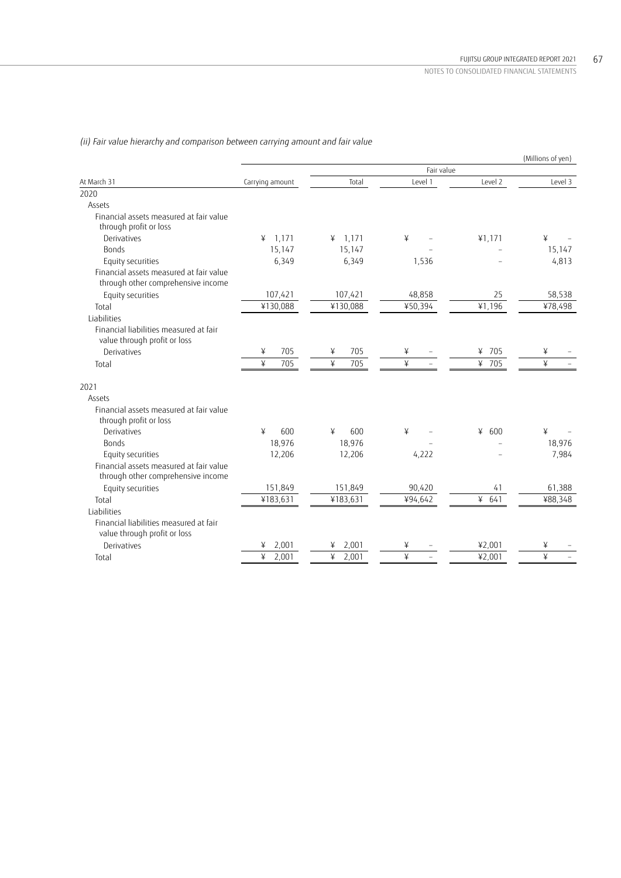*(ii) Fair value hierarchy and comparison between carrying amount and fair value*

(Millions of yen)

| | | Fair value | | | |
|---|---|---|---|---|---|
| At March 31 | Carrying amount | Total | Level 1 | Level 2 | Level 3 |
| **2020** | | | | | |
| Assets | | | | | |
| Financial assets measured at fair value through profit or loss | | | | | |
| Derivatives | ¥ 1,171 | ¥ 1,171 | ¥ – | ¥1,171 | ¥ – |
| Bonds | 15,147 | 15,147 | – | – | 15,147 |
| Equity securities | 6,349 | 6,349 | 1,536 | – | 4,813 |
| Financial assets measured at fair value through other comprehensive income | | | | | |
| Equity securities | 107,421 | 107,421 | 48,858 | 25 | 58,538 |
| Total | ¥130,088 | ¥130,088 | ¥50,394 | ¥1,196 | ¥78,498 |
| Liabilities | | | | | |
| Financial liabilities measured at fair value through profit or loss | | | | | |
| Derivatives | ¥ 705 | ¥ 705 | ¥ – | ¥ 705 | ¥ – |
| Total | ¥ 705 | ¥ 705 | ¥ – | ¥ 705 | ¥ – |
| **2021** | | | | | |
| Assets | | | | | |
| Financial assets measured at fair value through profit or loss | | | | | |
| Derivatives | ¥ 600 | ¥ 600 | ¥ – | ¥ 600 | ¥ – |
| Bonds | 18,976 | 18,976 | – | – | 18,976 |
| Equity securities | 12,206 | 12,206 | 4,222 | – | 7,984 |
| Financial assets measured at fair value through other comprehensive income | | | | | |
| Equity securities | 151,849 | 151,849 | 90,420 | 41 | 61,388 |
| Total | ¥183,631 | ¥183,631 | ¥94,642 | ¥ 641 | ¥88,348 |
| Liabilities | | | | | |
| Financial liabilities measured at fair value through profit or loss | | | | | |
| Derivatives | ¥ 2,001 | ¥ 2,001 | ¥ – | ¥2,001 | ¥ – |
| Total | ¥ 2,001 | ¥ 2,001 | ¥ – | ¥2,001 | ¥ – |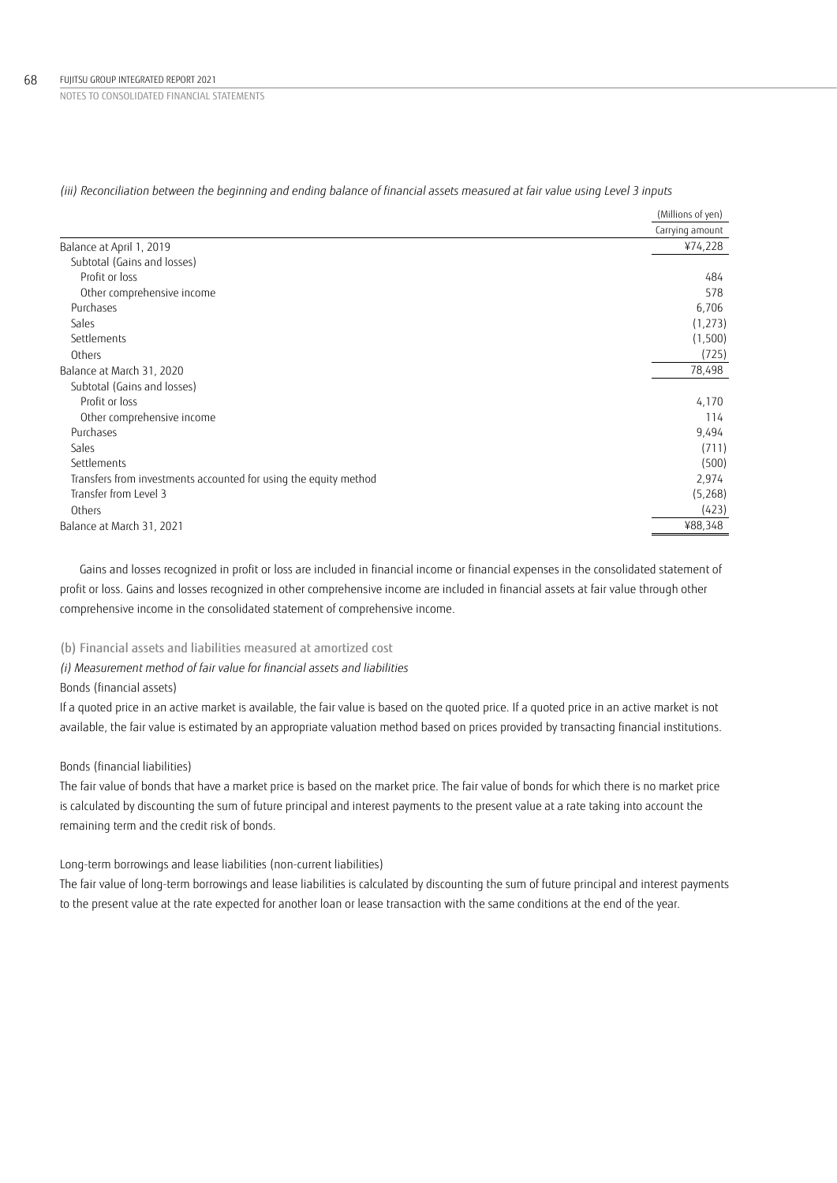*(iii) Reconciliation between the beginning and ending balance of financial assets measured at fair value using Level 3 inputs*

| | (Millions of yen) |
|---|---|
| | Carrying amount |
| Balance at April 1, 2019 | ¥74,228 |
| Subtotal (Gains and losses) | |
| Profit or loss | 484 |
| Other comprehensive income | 578 |
| Purchases | 6,706 |
| Sales | (1,273) |
| Settlements | (1,500) |
| Others | (725) |
| Balance at March 31, 2020 | 78,498 |
| Subtotal (Gains and losses) | |
| Profit or loss | 4,170 |
| Other comprehensive income | 114 |
| Purchases | 9,494 |
| Sales | (711) |
| Settlements | (500) |
| Transfers from investments accounted for using the equity method | 2,974 |
| Transfer from Level 3 | (5,268) |
| Others | (423) |
| Balance at March 31, 2021 | ¥88,348 |

Gains and losses recognized in profit or loss are included in financial income or financial expenses in the consolidated statement of profit or loss. Gains and losses recognized in other comprehensive income are included in financial assets at fair value through other comprehensive income in the consolidated statement of comprehensive income.

(b) Financial assets and liabilities measured at amortized cost

*(i) Measurement method of fair value for financial assets and liabilities*

Bonds (financial assets)

If a quoted price in an active market is available, the fair value is based on the quoted price. If a quoted price in an active market is not available, the fair value is estimated by an appropriate valuation method based on prices provided by transacting financial institutions.

Bonds (financial liabilities)

The fair value of bonds that have a market price is based on the market price. The fair value of bonds for which there is no market price is calculated by discounting the sum of future principal and interest payments to the present value at a rate taking into account the remaining term and the credit risk of bonds.

Long-term borrowings and lease liabilities (non-current liabilities)

The fair value of long-term borrowings and lease liabilities is calculated by discounting the sum of future principal and interest payments to the present value at the rate expected for another loan or lease transaction with the same conditions at the end of the year.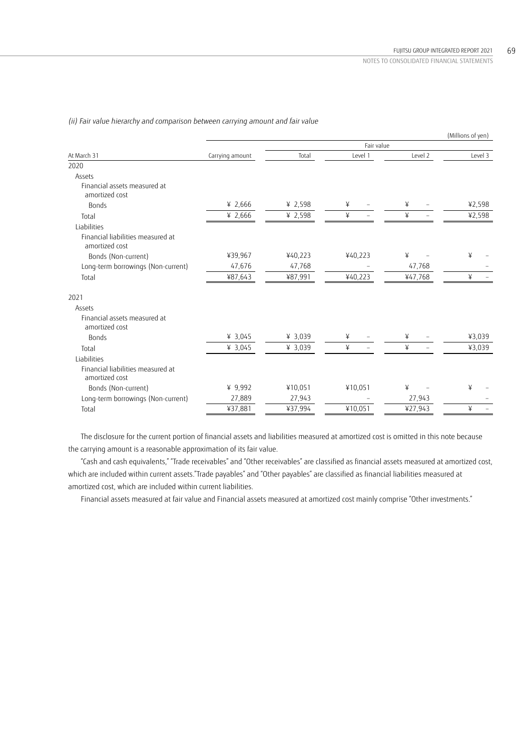*(ii) Fair value hierarchy and comparison between carrying amount and fair value*

(Millions of yen)

| At March 31 | Carrying amount | Fair value | | | |
|---|---|---|---|---|---|
| | | Total | Level 1 | Level 2 | Level 3 |
| **2020** | | | | | |
| Assets | | | | | |
| Financial assets measured at amortized cost | | | | | |
| Bonds | ¥ 2,666 | ¥ 2,598 | ¥ – | ¥ – | ¥2,598 |
| Total | ¥ 2,666 | ¥ 2,598 | ¥ – | ¥ – | ¥2,598 |
| Liabilities | | | | | |
| Financial liabilities measured at amortized cost | | | | | |
| Bonds (Non-current) | ¥39,967 | ¥40,223 | ¥40,223 | ¥ – | ¥ – |
| Long-term borrowings (Non-current) | 47,676 | 47,768 | – | 47,768 | – |
| Total | ¥87,643 | ¥87,991 | ¥40,223 | ¥47,768 | ¥ – |
| **2021** | | | | | |
| Assets | | | | | |
| Financial assets measured at amortized cost | | | | | |
| Bonds | ¥ 3,045 | ¥ 3,039 | ¥ – | ¥ – | ¥3,039 |
| Total | ¥ 3,045 | ¥ 3,039 | ¥ – | ¥ – | ¥3,039 |
| Liabilities | | | | | |
| Financial liabilities measured at amortized cost | | | | | |
| Bonds (Non-current) | ¥ 9,992 | ¥10,051 | ¥10,051 | ¥ – | ¥ – |
| Long-term borrowings (Non-current) | 27,889 | 27,943 | – | 27,943 | – |
| Total | ¥37,881 | ¥37,994 | ¥10,051 | ¥27,943 | ¥ – |

The disclosure for the current portion of financial assets and liabilities measured at amortized cost is omitted in this note because the carrying amount is a reasonable approximation of its fair value.

"Cash and cash equivalents," "Trade receivables" and "Other receivables" are classified as financial assets measured at amortized cost, which are included within current assets."Trade payables" and "Other payables" are classified as financial liabilities measured at amortized cost, which are included within current liabilities.

Financial assets measured at fair value and Financial assets measured at amortized cost mainly comprise "Other investments."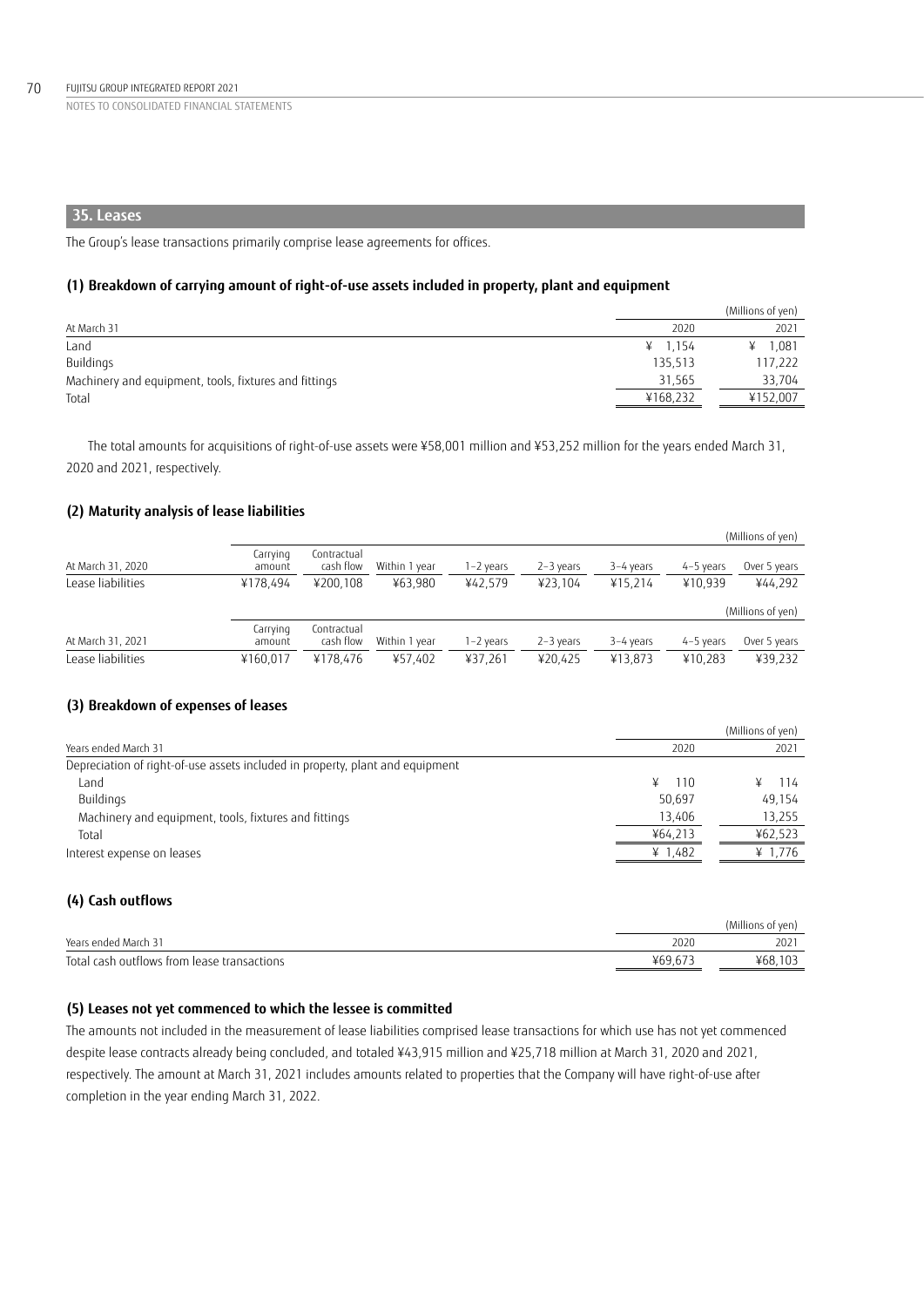## 35. Leases

The Group's lease transactions primarily comprise lease agreements for offices.

### (1) Breakdown of carrying amount of right-of-use assets included in property, plant and equipment

(Millions of yen)

| At March 31 | 2020 | 2021 |
|---|---|---|
| Land | ¥ 1,154 | ¥ 1,081 |
| Buildings | 135,513 | 117,222 |
| Machinery and equipment, tools, fixtures and fittings | 31,565 | 33,704 |
| Total | ¥168,232 | ¥152,007 |

The total amounts for acquisitions of right-of-use assets were ¥58,001 million and ¥53,252 million for the years ended March 31, 2020 and 2021, respectively.

### (2) Maturity analysis of lease liabilities

(Millions of yen)

| At March 31, 2020 | Carrying amount | Contractual cash flow | Within 1 year | 1–2 years | 2–3 years | 3–4 years | 4–5 years | Over 5 years |
|---|---|---|---|---|---|---|---|---|
| Lease liabilities | ¥178,494 | ¥200,108 | ¥63,980 | ¥42,579 | ¥23,104 | ¥15,214 | ¥10,939 | ¥44,292 |

(Millions of yen)

| At March 31, 2021 | Carrying amount | Contractual cash flow | Within 1 year | 1–2 years | 2–3 years | 3–4 years | 4–5 years | Over 5 years |
|---|---|---|---|---|---|---|---|---|
| Lease liabilities | ¥160,017 | ¥178,476 | ¥57,402 | ¥37,261 | ¥20,425 | ¥13,873 | ¥10,283 | ¥39,232 |

### (3) Breakdown of expenses of leases

(Millions of yen)

| Years ended March 31 | 2020 | 2021 |
|---|---|---|
| Depreciation of right-of-use assets included in property, plant and equipment | | |
| Land | ¥ 110 | ¥ 114 |
| Buildings | 50,697 | 49,154 |
| Machinery and equipment, tools, fixtures and fittings | 13,406 | 13,255 |
| Total | ¥64,213 | ¥62,523 |
| Interest expense on leases | ¥ 1,482 | ¥ 1,776 |

### (4) Cash outflows

(Millions of yen)

| Years ended March 31 | 2020 | 2021 |
|---|---|---|
| Total cash outflows from lease transactions | ¥69,673 | ¥68,103 |

### (5) Leases not yet commenced to which the lessee is committed

The amounts not included in the measurement of lease liabilities comprised lease transactions for which use has not yet commenced despite lease contracts already being concluded, and totaled ¥43,915 million and ¥25,718 million at March 31, 2020 and 2021, respectively. The amount at March 31, 2021 includes amounts related to properties that the Company will have right-of-use after completion in the year ending March 31, 2022.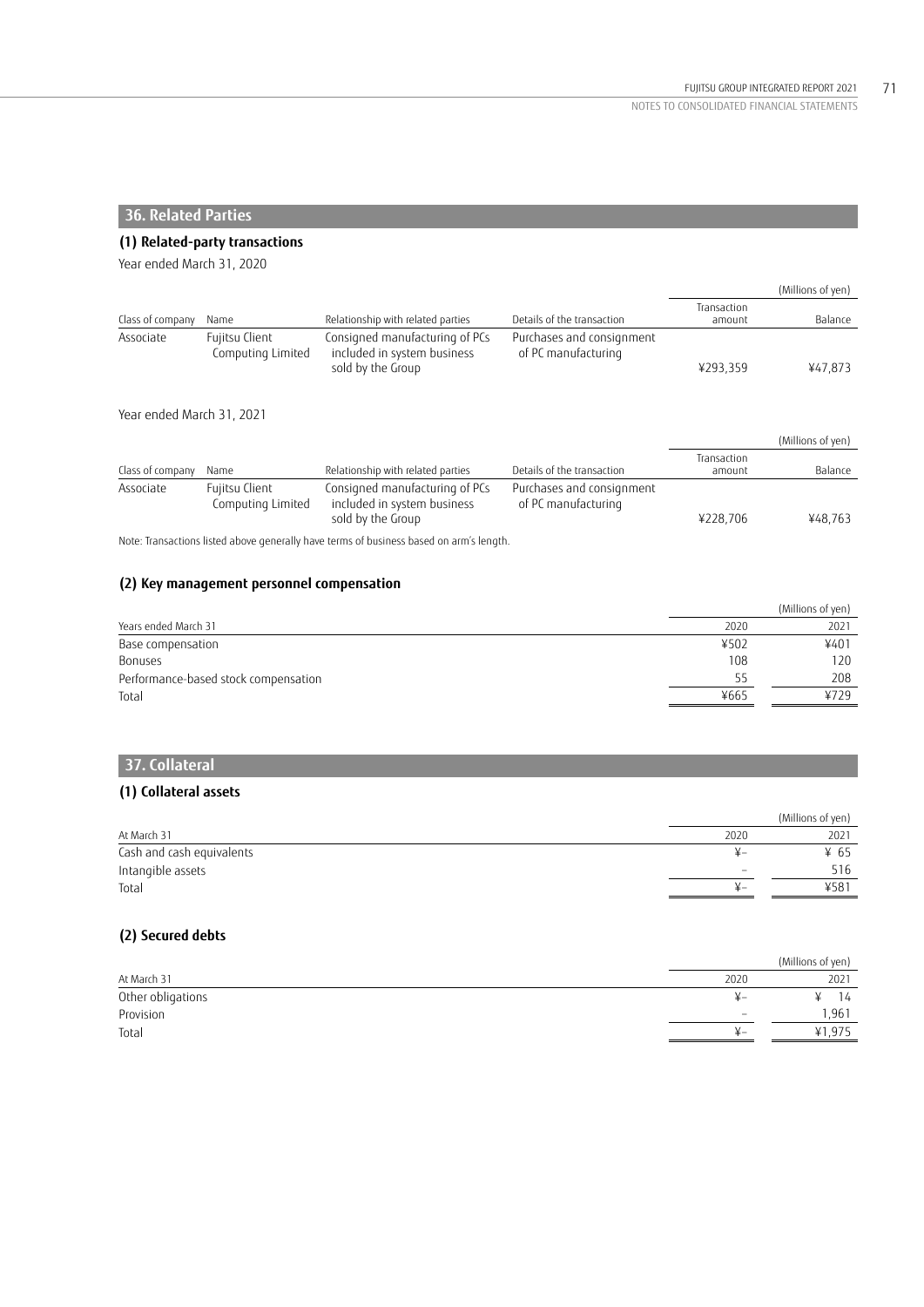## 36. Related Parties

### (1) Related-party transactions

Year ended March 31, 2020

| Class of company | Name | Relationship with related parties | Details of the transaction | Transaction amount | Balance |
|---|---|---|---|---|---|
| | | | | | (Millions of yen) |
| Associate | Fujitsu Client Computing Limited | Consigned manufacturing of PCs included in system business sold by the Group | Purchases and consignment of PC manufacturing | ¥293,359 | ¥47,873 |

Year ended March 31, 2021

| Class of company | Name | Relationship with related parties | Details of the transaction | Transaction amount | Balance |
|---|---|---|---|---|---|
| | | | | | (Millions of yen) |
| Associate | Fujitsu Client Computing Limited | Consigned manufacturing of PCs included in system business sold by the Group | Purchases and consignment of PC manufacturing | ¥228,706 | ¥48,763 |

Note: Transactions listed above generally have terms of business based on arm's length.

### (2) Key management personnel compensation

| | | (Millions of yen) |
|---|---|---|
| Years ended March 31 | 2020 | 2021 |
| Base compensation | ¥502 | ¥401 |
| Bonuses | 108 | 120 |
| Performance-based stock compensation | 55 | 208 |
| Total | ¥665 | ¥729 |

## 37. Collateral

### (1) Collateral assets

| | | (Millions of yen) |
|---|---|---|
| At March 31 | 2020 | 2021 |
| Cash and cash equivalents | ¥– | ¥ 65 |
| Intangible assets | – | 516 |
| Total | ¥– | ¥581 |

### (2) Secured debts

| | | (Millions of yen) |
|---|---|---|
| At March 31 | 2020 | 2021 |
| Other obligations | ¥– | ¥ 14 |
| Provision | – | 1,961 |
| Total | ¥– | ¥1,975 |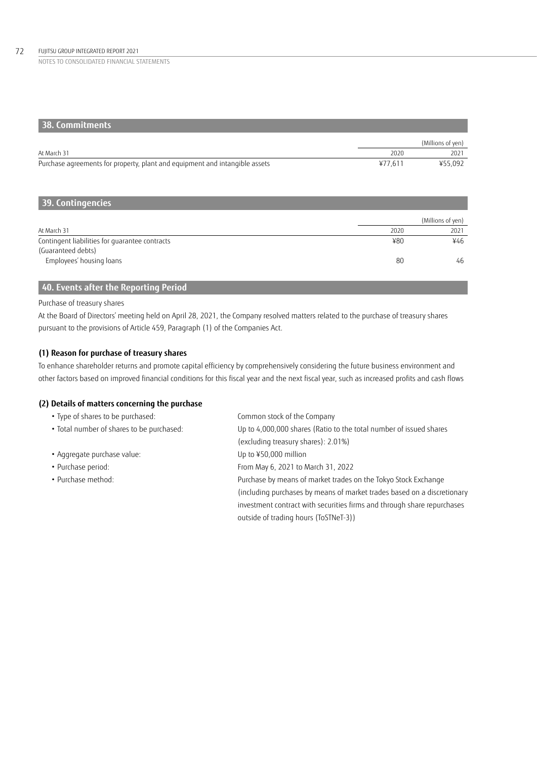## 38. Commitments

| At March 31 | 2020 | 2021 |
|---|---|---|
| | | (Millions of yen) |
| Purchase agreements for property, plant and equipment and intangible assets | ¥77,611 | ¥55,092 |

## 39. Contingencies

| At March 31 | 2020 | 2021 |
|---|---|---|
| | | (Millions of yen) |
| Contingent liabilities for guarantee contracts | ¥80 | ¥46 |
| (Guaranteed debts) | | |
| Employees' housing loans | 80 | 46 |

## 40. Events after the Reporting Period

Purchase of treasury shares

At the Board of Directors' meeting held on April 28, 2021, the Company resolved matters related to the purchase of treasury shares pursuant to the provisions of Article 459, Paragraph (1) of the Companies Act.

### (1) Reason for purchase of treasury shares

To enhance shareholder returns and promote capital efficiency by comprehensively considering the future business environment and other factors based on improved financial conditions for this fiscal year and the next fiscal year, such as increased profits and cash flows

### (2) Details of matters concerning the purchase

- Type of shares to be purchased: Common stock of the Company
- Total number of shares to be purchased: Up to 4,000,000 shares (Ratio to the total number of issued shares (excluding treasury shares): 2.01%)
- Aggregate purchase value: Up to ¥50,000 million
- Purchase period: From May 6, 2021 to March 31, 2022
- Purchase method: Purchase by means of market trades on the Tokyo Stock Exchange (including purchases by means of market trades based on a discretionary investment contract with securities firms and through share repurchases outside of trading hours (ToSTNeT-3))